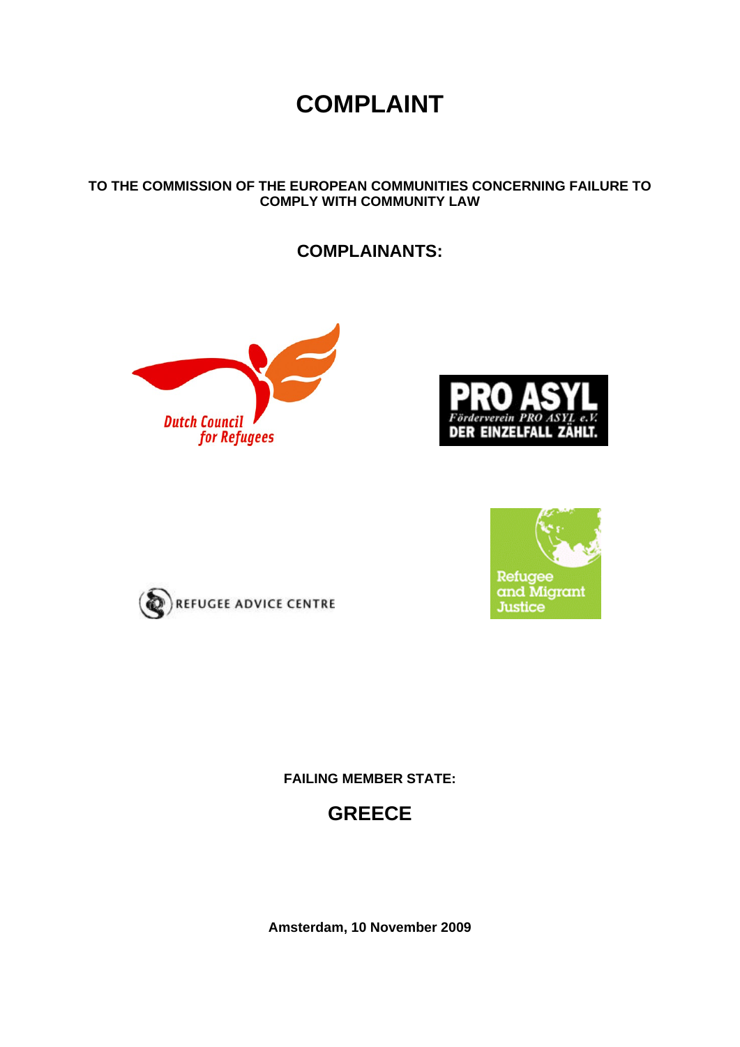# COMPLAINT

**TO THE COMMISSION OF THE EUROPEAN COMMUNITIES CONCERNING FAILURE TO COMPLY WITH COMMUNITY LAW**

## COMPLAINANTS:

Dutch Council for Refugees

PRO ASYL Förderverein PRO ASYL e.V. DER EINZELFALL ZÄHLT.

REFUGEE ADVICE CENTRE

Refugee and Migrant Justice

**FAILING MEMBER STATE:**

## GREECE

**Amsterdam, 10 November 2009**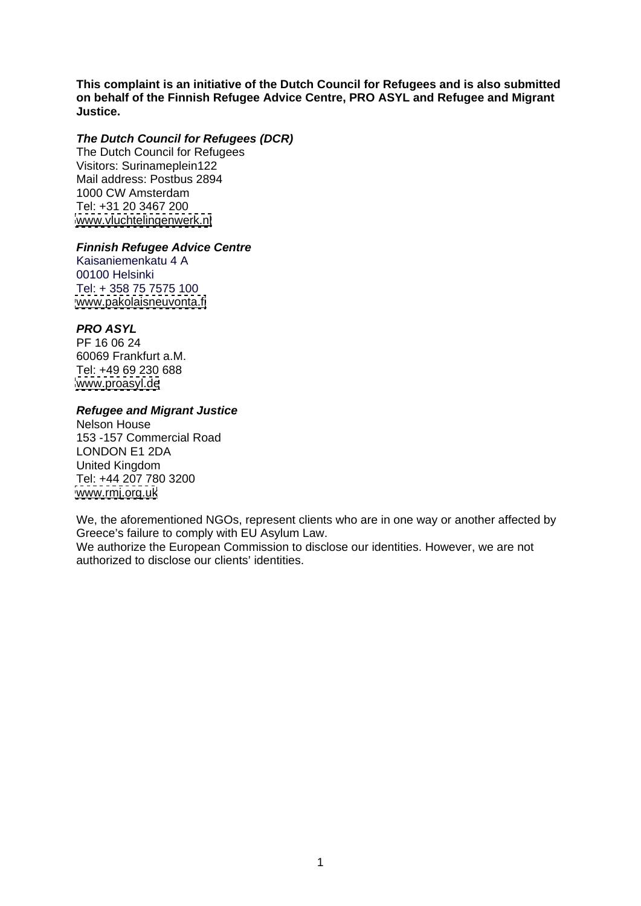**This complaint is an initiative of the Dutch Council for Refugees and is also submitted on behalf of the Finnish Refugee Advice Centre, PRO ASYL and Refugee and Migrant Justice.**

***The Dutch Council for Refugees (DCR)***
The Dutch Council for Refugees
Visitors: Surinameplein122
Mail address: Postbus 2894
1000 CW Amsterdam
Tel: +31 20 3467 200
www.vluchtelingenwerk.nl

***Finnish Refugee Advice Centre***
Kaisaniemenkatu 4 A
00100 Helsinki
Tel: + 358 75 7575 100
www.pakolaisneuvonta.fi

***PRO ASYL***
PF 16 06 24
60069 Frankfurt a.M.
Tel: +49 69 230 688
www.proasyl.de

***Refugee and Migrant Justice***
Nelson House
153 -157 Commercial Road
LONDON E1 2DA
United Kingdom
Tel: +44 207 780 3200
www.rmj.org.uk

We, the aforementioned NGOs, represent clients who are in one way or another affected by Greece's failure to comply with EU Asylum Law.
We authorize the European Commission to disclose our identities. However, we are not authorized to disclose our clients' identities.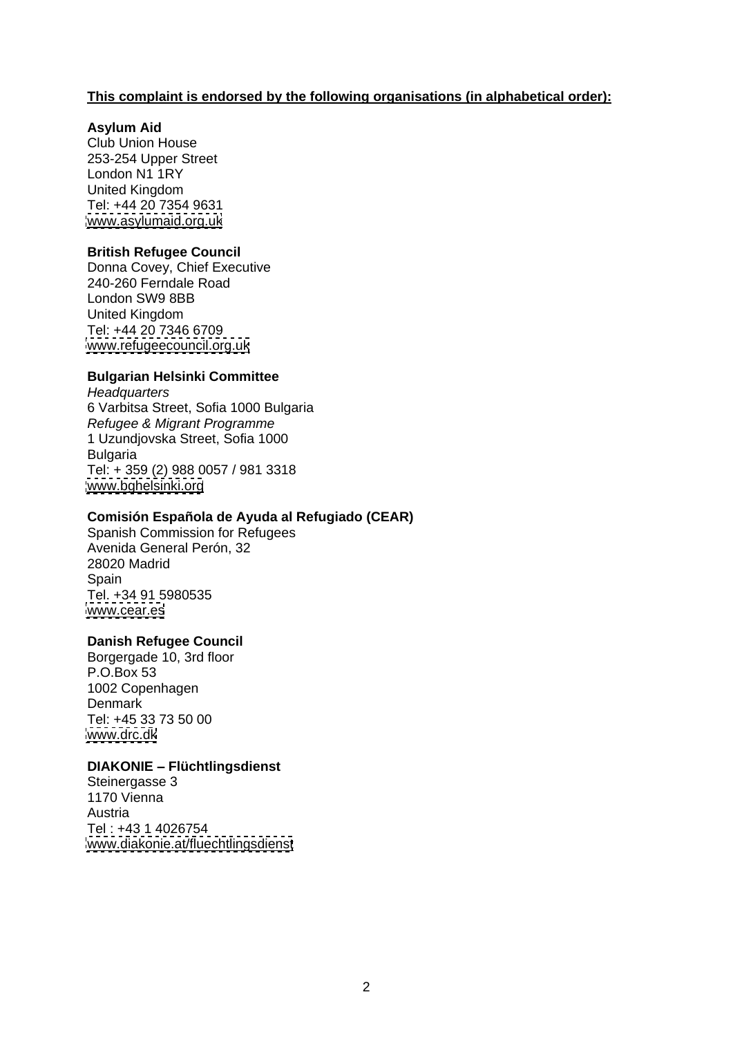**<u>This complaint is endorsed by the following organisations (in alphabetical order):</u>**

**Asylum Aid**
Club Union House
253-254 Upper Street
London N1 1RY
United Kingdom
Tel: +44 20 7354 9631
www.asylumaid.org.uk

**British Refugee Council**
Donna Covey, Chief Executive
240-260 Ferndale Road
London SW9 8BB
United Kingdom
Tel: +44 20 7346 6709
www.refugeecouncil.org.uk

**Bulgarian Helsinki Committee**
*Headquarters*
6 Varbitsa Street, Sofia 1000 Bulgaria
*Refugee & Migrant Programme*
1 Uzundjovska Street, Sofia 1000
Bulgaria
Tel: + 359 (2) 988 0057 / 981 3318
www.bghelsinki.org

**Comisión Española de Ayuda al Refugiado (CEAR)**
Spanish Commission for Refugees
Avenida General Perón, 32
28020 Madrid
Spain
Tel. +34 91 5980535
www.cear.es

**Danish Refugee Council**
Borgergade 10, 3rd floor
P.O.Box 53
1002 Copenhagen
Denmark
Tel: +45 33 73 50 00
www.drc.dk

**DIAKONIE – Flüchtlingsdienst**
Steinergasse 3
1170 Vienna
Austria
Tel : +43 1 4026754
www.diakonie.at/fluechtlingsdienst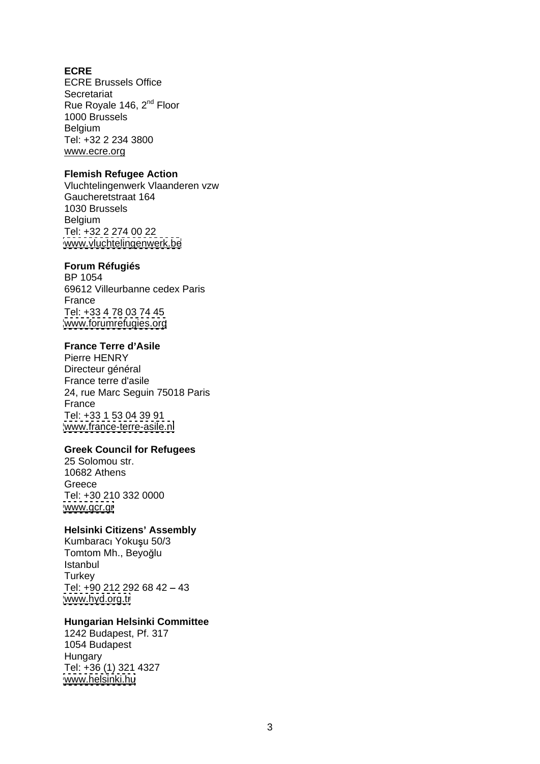**ECRE**
ECRE Brussels Office
Secretariat
Rue Royale 146, 2nd Floor
1000 Brussels
Belgium
Tel: +32 2 234 3800
www.ecre.org

**Flemish Refugee Action**
Vluchtelingenwerk Vlaanderen vzw
Gaucheretstraat 164
1030 Brussels
Belgium
Tel: +32 2 274 00 22
www.vluchtelingenwerk.be

**Forum Réfugiés**
BP 1054
69612 Villeurbanne cedex Paris
France
Tel: +33 4 78 03 74 45
www.forumrefugies.org

**France Terre d'Asile**
Pierre HENRY
Directeur général
France terre d'asile
24, rue Marc Seguin 75018 Paris
France
Tel: +33 1 53 04 39 91
www.france-terre-asile.nl

**Greek Council for Refugees**
25 Solomou str.
10682 Athens
Greece
Tel: +30 210 332 0000
www.gcr.gr

**Helsinki Citizens' Assembly**
Kumbaracı Yokuşu 50/3
Tomtom Mh., Beyoğlu
Istanbul
Turkey
Tel: +90 212 292 68 42 – 43
www.hyd.org.tr

**Hungarian Helsinki Committee**
1242 Budapest, Pf. 317
1054 Budapest
Hungary
Tel: +36 (1) 321 4327
www.helsinki.hu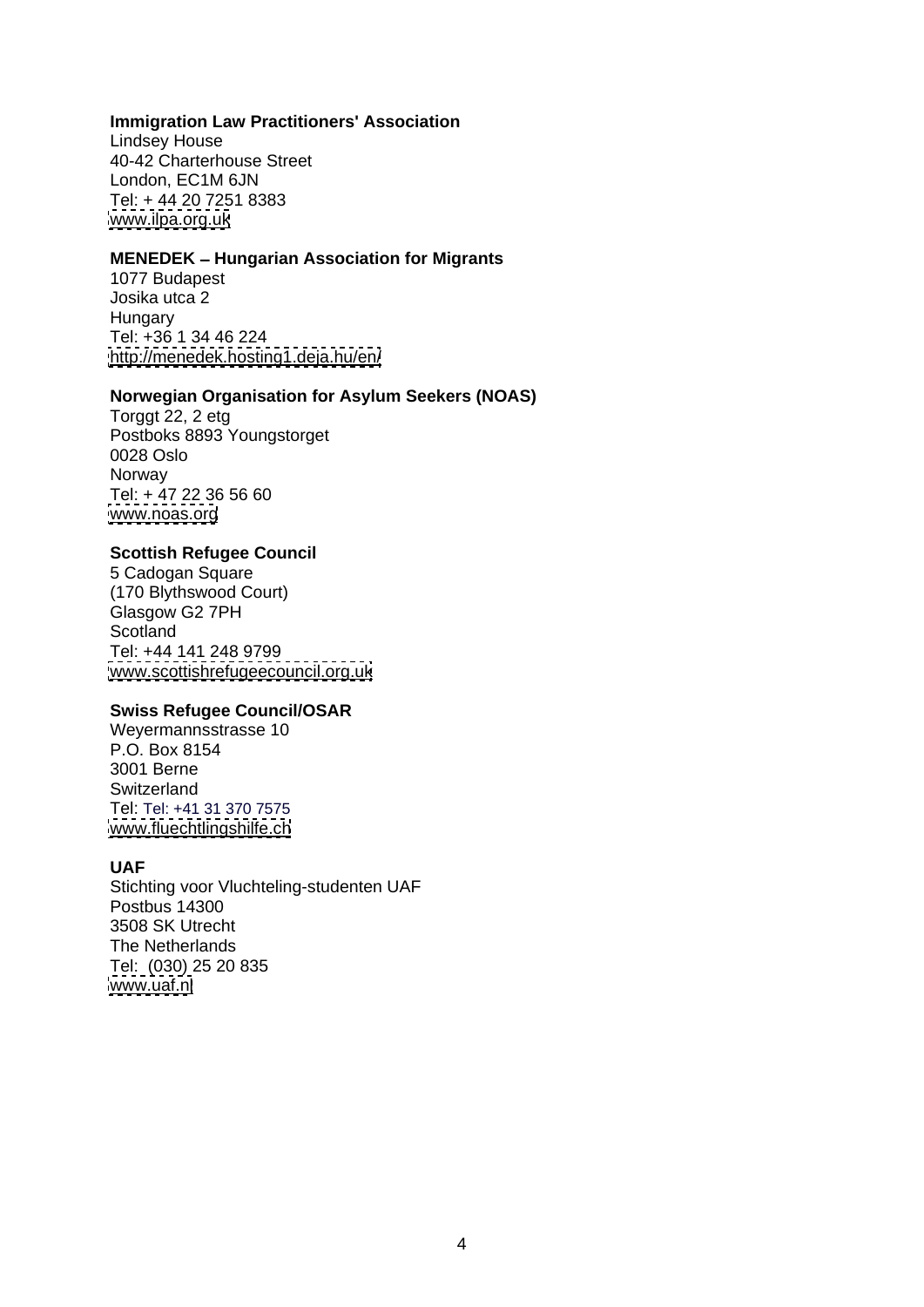**Immigration Law Practitioners' Association**
Lindsey House
40-42 Charterhouse Street
London, EC1M 6JN
Tel: + 44 20 7251 8383
www.ilpa.org.uk

**MENEDEK – Hungarian Association for Migrants**
1077 Budapest
Josika utca 2
Hungary
Tel: +36 1 34 46 224
http://menedek.hosting1.deja.hu/en/

**Norwegian Organisation for Asylum Seekers (NOAS)**
Torggt 22, 2 etg
Postboks 8893 Youngstorget
0028 Oslo
Norway
Tel: + 47 22 36 56 60
www.noas.org

**Scottish Refugee Council**
5 Cadogan Square
(170 Blythswood Court)
Glasgow G2 7PH
Scotland
Tel: +44 141 248 9799
www.scottishrefugeecouncil.org.uk

**Swiss Refugee Council/OSAR**
Weyermannsstrasse 10
P.O. Box 8154
3001 Berne
Switzerland
Tel: Tel: +41 31 370 7575
www.fluechtlingshilfe.ch

**UAF**
Stichting voor Vluchteling-studenten UAF
Postbus 14300
3508 SK Utrecht
The Netherlands
Tel: (030) 25 20 835
www.uaf.nl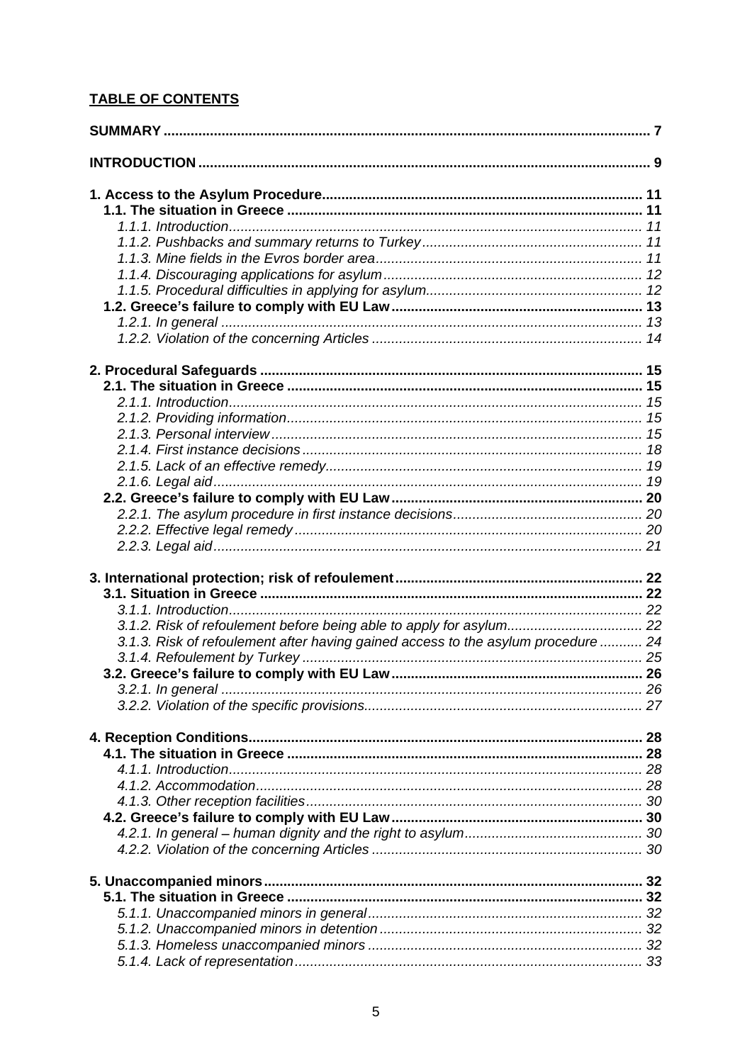**TABLE OF CONTENTS**

| | |
|---|---|
| **SUMMARY** | **7** |
| **INTRODUCTION** | **9** |
| **1. Access to the Asylum Procedure** | **11** |
| **1.1. The situation in Greece** | **11** |
| *1.1.1. Introduction* | *11* |
| *1.1.2. Pushbacks and summary returns to Turkey* | *11* |
| *1.1.3. Mine fields in the Evros border area* | *11* |
| *1.1.4. Discouraging applications for asylum* | *12* |
| *1.1.5. Procedural difficulties in applying for asylum* | *12* |
| **1.2. Greece's failure to comply with EU Law** | **13** |
| *1.2.1. In general* | *13* |
| *1.2.2. Violation of the concerning Articles* | *14* |
| **2. Procedural Safeguards** | **15** |
| **2.1. The situation in Greece** | **15** |
| *2.1.1. Introduction* | *15* |
| *2.1.2. Providing information* | *15* |
| *2.1.3. Personal interview* | *15* |
| *2.1.4. First instance decisions* | *18* |
| *2.1.5. Lack of an effective remedy* | *19* |
| *2.1.6. Legal aid* | *19* |
| **2.2. Greece's failure to comply with EU Law** | **20** |
| *2.2.1. The asylum procedure in first instance decisions* | *20* |
| *2.2.2. Effective legal remedy* | *20* |
| *2.2.3. Legal aid* | *21* |
| **3. International protection; risk of refoulement** | **22** |
| **3.1. Situation in Greece** | **22** |
| *3.1.1. Introduction* | *22* |
| *3.1.2. Risk of refoulement before being able to apply for asylum* | *22* |
| *3.1.3. Risk of refoulement after having gained access to the asylum procedure* | *24* |
| *3.1.4. Refoulement by Turkey* | *25* |
| **3.2. Greece's failure to comply with EU Law** | **26** |
| *3.2.1. In general* | *26* |
| *3.2.2. Violation of the specific provisions* | *27* |
| **4. Reception Conditions** | **28** |
| **4.1. The situation in Greece** | **28** |
| *4.1.1. Introduction* | *28* |
| *4.1.2. Accommodation* | *28* |
| *4.1.3. Other reception facilities* | *30* |
| **4.2. Greece's failure to comply with EU Law** | **30** |
| *4.2.1. In general – human dignity and the right to asylum* | *30* |
| *4.2.2. Violation of the concerning Articles* | *30* |
| **5. Unaccompanied minors** | **32** |
| **5.1. The situation in Greece** | **32** |
| *5.1.1. Unaccompanied minors in general* | *32* |
| *5.1.2. Unaccompanied minors in detention* | *32* |
| *5.1.3. Homeless unaccompanied minors* | *32* |
| *5.1.4. Lack of representation* | *33* |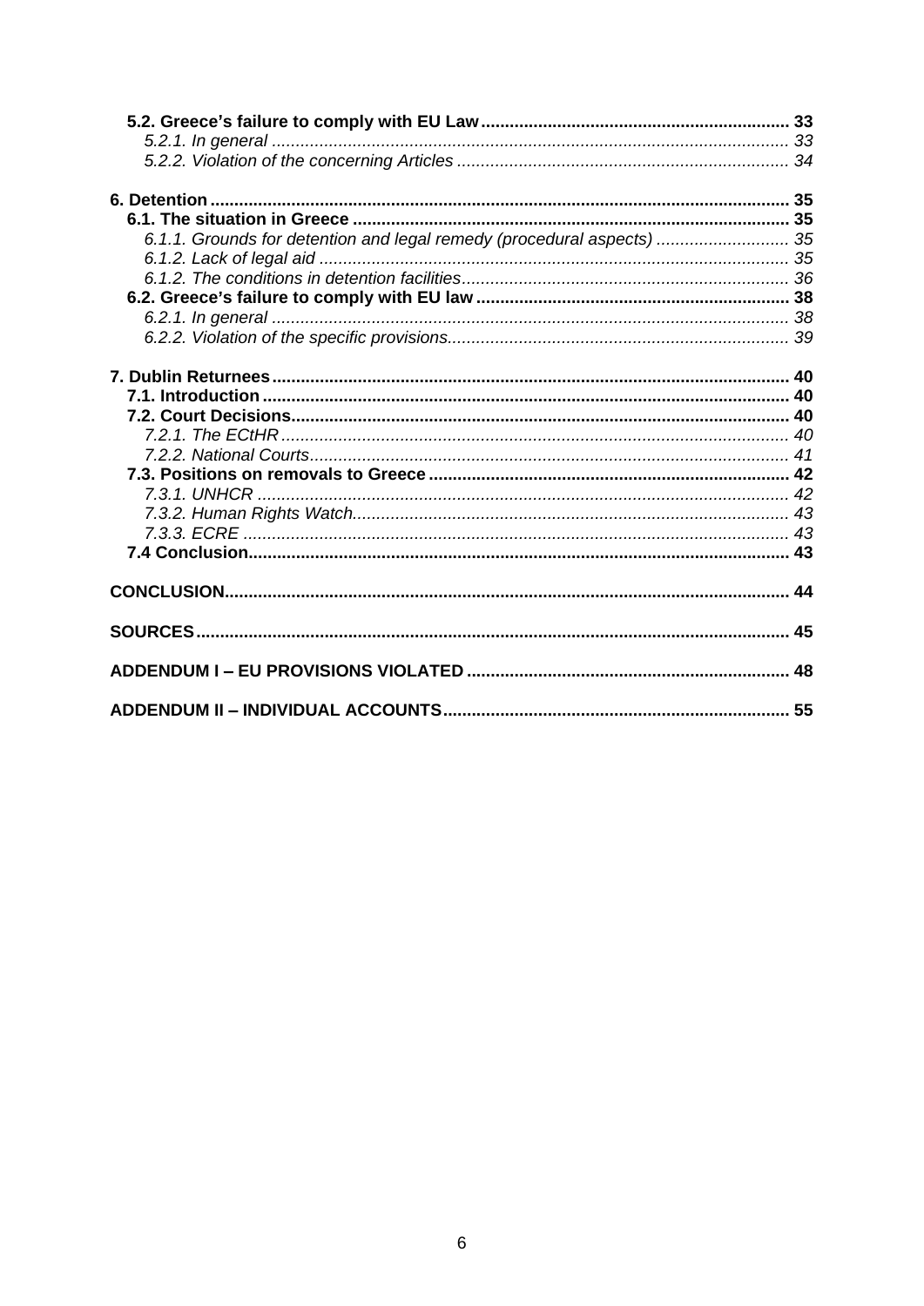**5.2. Greece's failure to comply with EU Law** ........ 33
*5.2.1. In general* ........ 33
*5.2.2. Violation of the concerning Articles* ........ 34

**6. Detention** ........ 35
**6.1. The situation in Greece** ........ 35
*6.1.1. Grounds for detention and legal remedy (procedural aspects)* ........ 35
*6.1.2. Lack of legal aid* ........ 35
*6.1.2. The conditions in detention facilities* ........ 36
**6.2. Greece's failure to comply with EU law** ........ 38
*6.2.1. In general* ........ 38
*6.2.2. Violation of the specific provisions* ........ 39

**7. Dublin Returnees** ........ 40
**7.1. Introduction** ........ 40
**7.2. Court Decisions** ........ 40
*7.2.1. The ECtHR* ........ 40
*7.2.2. National Courts* ........ 41
**7.3. Positions on removals to Greece** ........ 42
*7.3.1. UNHCR* ........ 42
*7.3.2. Human Rights Watch* ........ 43
*7.3.3. ECRE* ........ 43
**7.4 Conclusion** ........ 43

**CONCLUSION** ........ 44

**SOURCES** ........ 45

**ADDENDUM I – EU PROVISIONS VIOLATED** ........ 48

**ADDENDUM II – INDIVIDUAL ACCOUNTS** ........ 55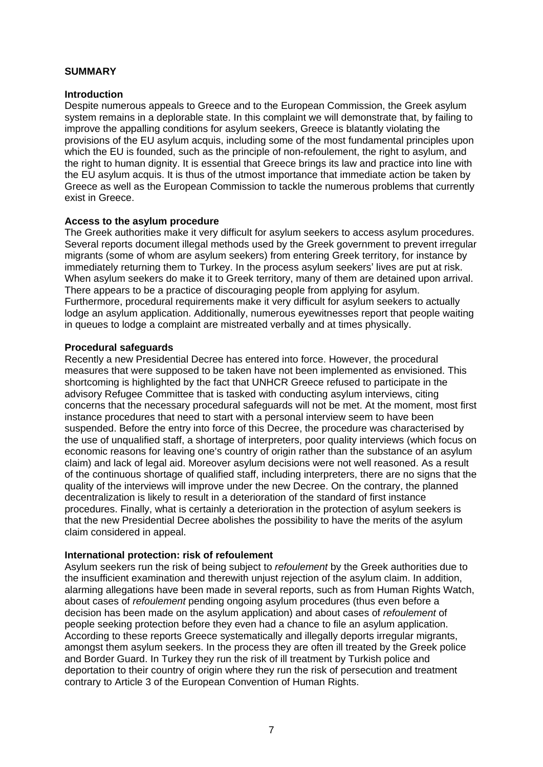## SUMMARY

### Introduction

Despite numerous appeals to Greece and to the European Commission, the Greek asylum system remains in a deplorable state. In this complaint we will demonstrate that, by failing to improve the appalling conditions for asylum seekers, Greece is blatantly violating the provisions of the EU asylum acquis, including some of the most fundamental principles upon which the EU is founded, such as the principle of non-refoulement, the right to asylum, and the right to human dignity. It is essential that Greece brings its law and practice into line with the EU asylum acquis. It is thus of the utmost importance that immediate action be taken by Greece as well as the European Commission to tackle the numerous problems that currently exist in Greece.

### Access to the asylum procedure

The Greek authorities make it very difficult for asylum seekers to access asylum procedures. Several reports document illegal methods used by the Greek government to prevent irregular migrants (some of whom are asylum seekers) from entering Greek territory, for instance by immediately returning them to Turkey. In the process asylum seekers' lives are put at risk. When asylum seekers do make it to Greek territory, many of them are detained upon arrival. There appears to be a practice of discouraging people from applying for asylum. Furthermore, procedural requirements make it very difficult for asylum seekers to actually lodge an asylum application. Additionally, numerous eyewitnesses report that people waiting in queues to lodge a complaint are mistreated verbally and at times physically.

### Procedural safeguards

Recently a new Presidential Decree has entered into force. However, the procedural measures that were supposed to be taken have not been implemented as envisioned. This shortcoming is highlighted by the fact that UNHCR Greece refused to participate in the advisory Refugee Committee that is tasked with conducting asylum interviews, citing concerns that the necessary procedural safeguards will not be met. At the moment, most first instance procedures that need to start with a personal interview seem to have been suspended. Before the entry into force of this Decree, the procedure was characterised by the use of unqualified staff, a shortage of interpreters, poor quality interviews (which focus on economic reasons for leaving one's country of origin rather than the substance of an asylum claim) and lack of legal aid. Moreover asylum decisions were not well reasoned. As a result of the continuous shortage of qualified staff, including interpreters, there are no signs that the quality of the interviews will improve under the new Decree. On the contrary, the planned decentralization is likely to result in a deterioration of the standard of first instance procedures. Finally, what is certainly a deterioration in the protection of asylum seekers is that the new Presidential Decree abolishes the possibility to have the merits of the asylum claim considered in appeal.

### International protection: risk of refoulement

Asylum seekers run the risk of being subject to *refoulement* by the Greek authorities due to the insufficient examination and therewith unjust rejection of the asylum claim. In addition, alarming allegations have been made in several reports, such as from Human Rights Watch, about cases of *refoulement* pending ongoing asylum procedures (thus even before a decision has been made on the asylum application) and about cases of *refoulement* of people seeking protection before they even had a chance to file an asylum application. According to these reports Greece systematically and illegally deports irregular migrants, amongst them asylum seekers. In the process they are often ill treated by the Greek police and Border Guard. In Turkey they run the risk of ill treatment by Turkish police and deportation to their country of origin where they run the risk of persecution and treatment contrary to Article 3 of the European Convention of Human Rights.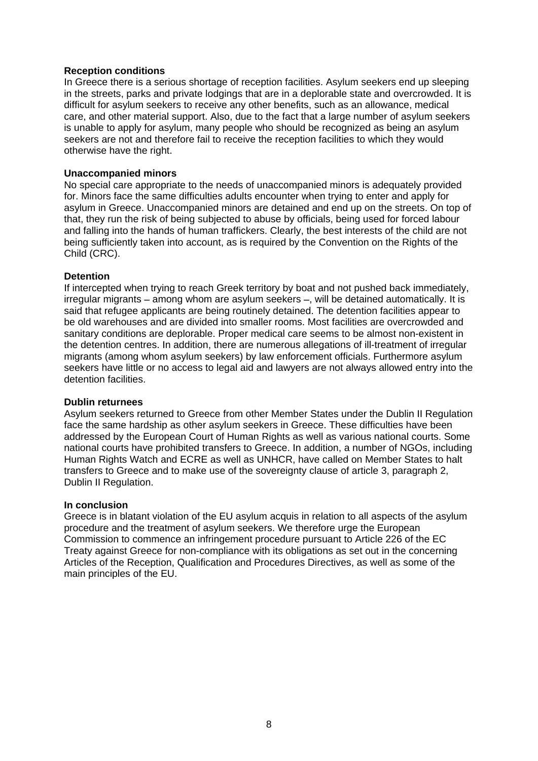**Reception conditions**

In Greece there is a serious shortage of reception facilities. Asylum seekers end up sleeping in the streets, parks and private lodgings that are in a deplorable state and overcrowded. It is difficult for asylum seekers to receive any other benefits, such as an allowance, medical care, and other material support. Also, due to the fact that a large number of asylum seekers is unable to apply for asylum, many people who should be recognized as being an asylum seekers are not and therefore fail to receive the reception facilities to which they would otherwise have the right.

**Unaccompanied minors**

No special care appropriate to the needs of unaccompanied minors is adequately provided for. Minors face the same difficulties adults encounter when trying to enter and apply for asylum in Greece. Unaccompanied minors are detained and end up on the streets. On top of that, they run the risk of being subjected to abuse by officials, being used for forced labour and falling into the hands of human traffickers. Clearly, the best interests of the child are not being sufficiently taken into account, as is required by the Convention on the Rights of the Child (CRC).

**Detention**

If intercepted when trying to reach Greek territory by boat and not pushed back immediately, irregular migrants – among whom are asylum seekers –, will be detained automatically. It is said that refugee applicants are being routinely detained. The detention facilities appear to be old warehouses and are divided into smaller rooms. Most facilities are overcrowded and sanitary conditions are deplorable. Proper medical care seems to be almost non-existent in the detention centres. In addition, there are numerous allegations of ill-treatment of irregular migrants (among whom asylum seekers) by law enforcement officials. Furthermore asylum seekers have little or no access to legal aid and lawyers are not always allowed entry into the detention facilities.

**Dublin returnees**

Asylum seekers returned to Greece from other Member States under the Dublin II Regulation face the same hardship as other asylum seekers in Greece. These difficulties have been addressed by the European Court of Human Rights as well as various national courts. Some national courts have prohibited transfers to Greece. In addition, a number of NGOs, including Human Rights Watch and ECRE as well as UNHCR, have called on Member States to halt transfers to Greece and to make use of the sovereignty clause of article 3, paragraph 2, Dublin II Regulation.

**In conclusion**

Greece is in blatant violation of the EU asylum acquis in relation to all aspects of the asylum procedure and the treatment of asylum seekers. We therefore urge the European Commission to commence an infringement procedure pursuant to Article 226 of the EC Treaty against Greece for non-compliance with its obligations as set out in the concerning Articles of the Reception, Qualification and Procedures Directives, as well as some of the main principles of the EU.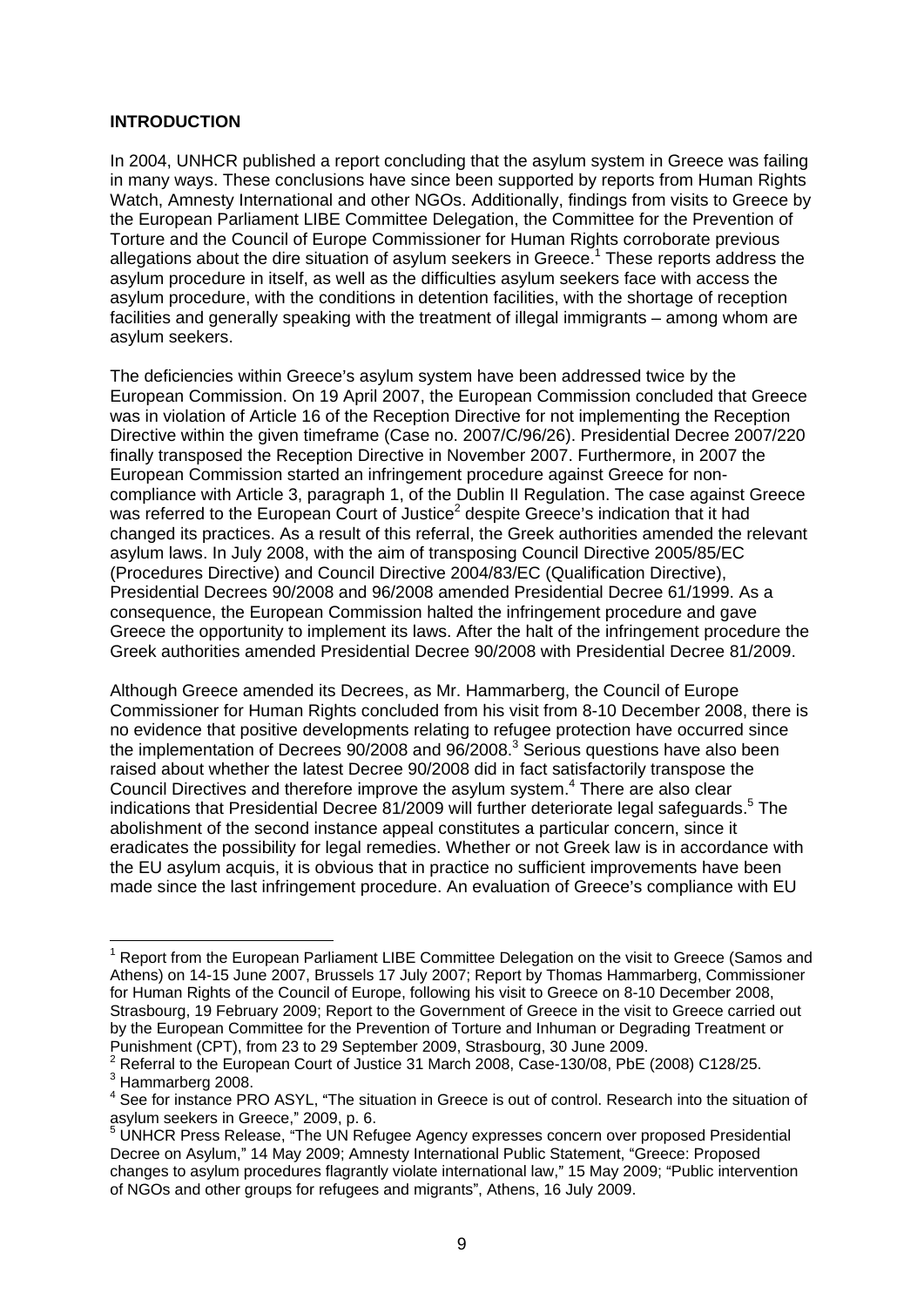## INTRODUCTION

In 2004, UNHCR published a report concluding that the asylum system in Greece was failing in many ways. These conclusions have since been supported by reports from Human Rights Watch, Amnesty International and other NGOs. Additionally, findings from visits to Greece by the European Parliament LIBE Committee Delegation, the Committee for the Prevention of Torture and the Council of Europe Commissioner for Human Rights corroborate previous allegations about the dire situation of asylum seekers in Greece.[1] These reports address the asylum procedure in itself, as well as the difficulties asylum seekers face with access the asylum procedure, with the conditions in detention facilities, with the shortage of reception facilities and generally speaking with the treatment of illegal immigrants – among whom are asylum seekers.

The deficiencies within Greece's asylum system have been addressed twice by the European Commission. On 19 April 2007, the European Commission concluded that Greece was in violation of Article 16 of the Reception Directive for not implementing the Reception Directive within the given timeframe (Case no. 2007/C/96/26). Presidential Decree 2007/220 finally transposed the Reception Directive in November 2007. Furthermore, in 2007 the European Commission started an infringement procedure against Greece for non-compliance with Article 3, paragraph 1, of the Dublin II Regulation. The case against Greece was referred to the European Court of Justice[2] despite Greece's indication that it had changed its practices. As a result of this referral, the Greek authorities amended the relevant asylum laws. In July 2008, with the aim of transposing Council Directive 2005/85/EC (Procedures Directive) and Council Directive 2004/83/EC (Qualification Directive), Presidential Decrees 90/2008 and 96/2008 amended Presidential Decree 61/1999. As a consequence, the European Commission halted the infringement procedure and gave Greece the opportunity to implement its laws. After the halt of the infringement procedure the Greek authorities amended Presidential Decree 90/2008 with Presidential Decree 81/2009.

Although Greece amended its Decrees, as Mr. Hammarberg, the Council of Europe Commissioner for Human Rights concluded from his visit from 8-10 December 2008, there is no evidence that positive developments relating to refugee protection have occurred since the implementation of Decrees 90/2008 and 96/2008.[3] Serious questions have also been raised about whether the latest Decree 90/2008 did in fact satisfactorily transpose the Council Directives and therefore improve the asylum system.[4] There are also clear indications that Presidential Decree 81/2009 will further deteriorate legal safeguards.[5] The abolishment of the second instance appeal constitutes a particular concern, since it eradicates the possibility for legal remedies. Whether or not Greek law is in accordance with the EU asylum acquis, it is obvious that in practice no sufficient improvements have been made since the last infringement procedure. An evaluation of Greece's compliance with EU

[1] Report from the European Parliament LIBE Committee Delegation on the visit to Greece (Samos and Athens) on 14-15 June 2007, Brussels 17 July 2007; Report by Thomas Hammarberg, Commissioner for Human Rights of the Council of Europe, following his visit to Greece on 8-10 December 2008, Strasbourg, 19 February 2009; Report to the Government of Greece in the visit to Greece carried out by the European Committee for the Prevention of Torture and Inhuman or Degrading Treatment or Punishment (CPT), from 23 to 29 September 2009, Strasbourg, 30 June 2009.

[2] Referral to the European Court of Justice 31 March 2008, Case-130/08, PbE (2008) C128/25.

[3] Hammarberg 2008.

[4] See for instance PRO ASYL, "The situation in Greece is out of control. Research into the situation of asylum seekers in Greece," 2009, p. 6.

[5] UNHCR Press Release, "The UN Refugee Agency expresses concern over proposed Presidential Decree on Asylum," 14 May 2009; Amnesty International Public Statement, "Greece: Proposed changes to asylum procedures flagrantly violate international law," 15 May 2009; "Public intervention of NGOs and other groups for refugees and migrants", Athens, 16 July 2009.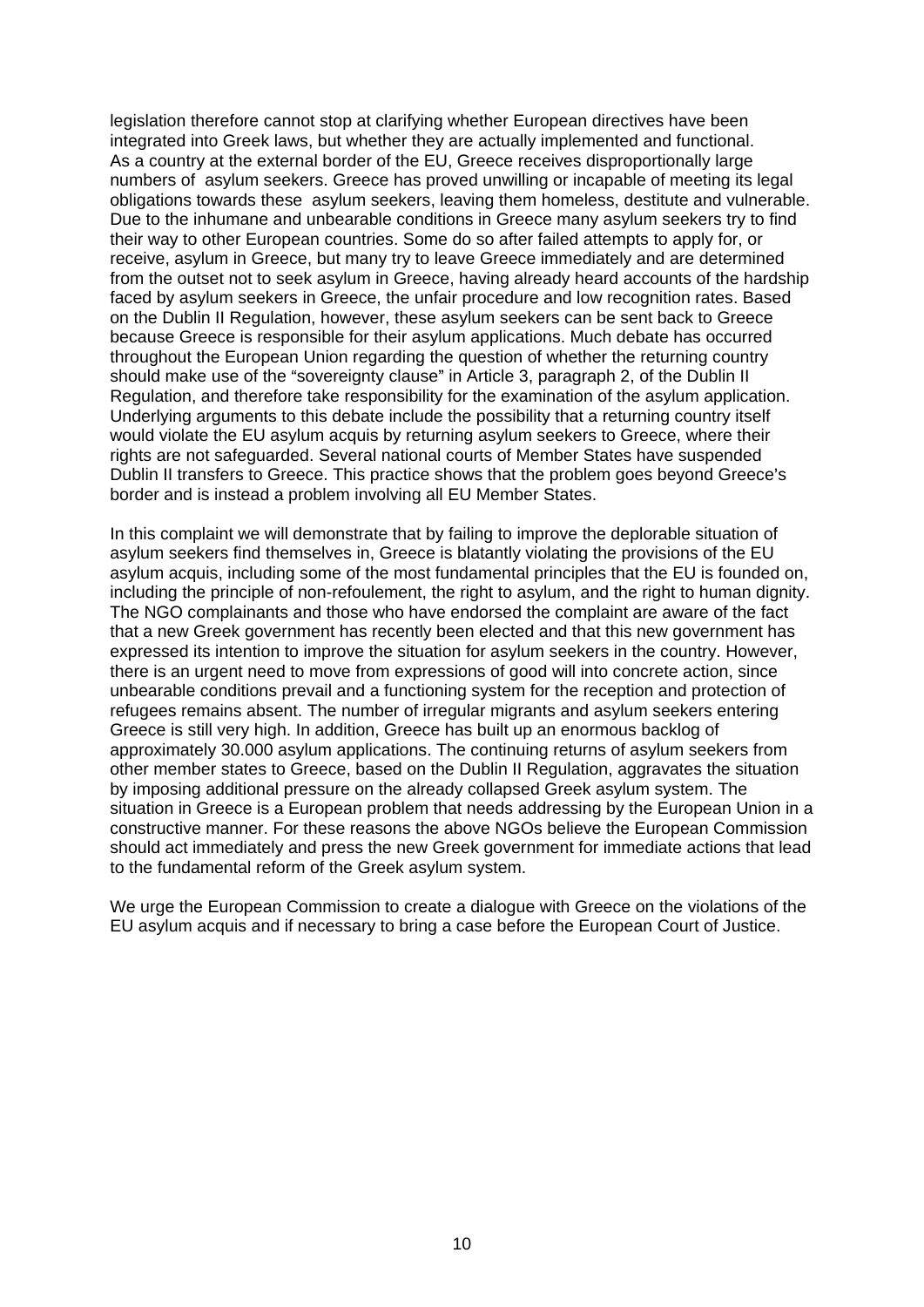legislation therefore cannot stop at clarifying whether European directives have been integrated into Greek laws, but whether they are actually implemented and functional. As a country at the external border of the EU, Greece receives disproportionally large numbers of asylum seekers. Greece has proved unwilling or incapable of meeting its legal obligations towards these asylum seekers, leaving them homeless, destitute and vulnerable. Due to the inhumane and unbearable conditions in Greece many asylum seekers try to find their way to other European countries. Some do so after failed attempts to apply for, or receive, asylum in Greece, but many try to leave Greece immediately and are determined from the outset not to seek asylum in Greece, having already heard accounts of the hardship faced by asylum seekers in Greece, the unfair procedure and low recognition rates. Based on the Dublin II Regulation, however, these asylum seekers can be sent back to Greece because Greece is responsible for their asylum applications. Much debate has occurred throughout the European Union regarding the question of whether the returning country should make use of the "sovereignty clause" in Article 3, paragraph 2, of the Dublin II Regulation, and therefore take responsibility for the examination of the asylum application. Underlying arguments to this debate include the possibility that a returning country itself would violate the EU asylum acquis by returning asylum seekers to Greece, where their rights are not safeguarded. Several national courts of Member States have suspended Dublin II transfers to Greece. This practice shows that the problem goes beyond Greece's border and is instead a problem involving all EU Member States.

In this complaint we will demonstrate that by failing to improve the deplorable situation of asylum seekers find themselves in, Greece is blatantly violating the provisions of the EU asylum acquis, including some of the most fundamental principles that the EU is founded on, including the principle of non-refoulement, the right to asylum, and the right to human dignity. The NGO complainants and those who have endorsed the complaint are aware of the fact that a new Greek government has recently been elected and that this new government has expressed its intention to improve the situation for asylum seekers in the country. However, there is an urgent need to move from expressions of good will into concrete action, since unbearable conditions prevail and a functioning system for the reception and protection of refugees remains absent. The number of irregular migrants and asylum seekers entering Greece is still very high. In addition, Greece has built up an enormous backlog of approximately 30.000 asylum applications. The continuing returns of asylum seekers from other member states to Greece, based on the Dublin II Regulation, aggravates the situation by imposing additional pressure on the already collapsed Greek asylum system. The situation in Greece is a European problem that needs addressing by the European Union in a constructive manner. For these reasons the above NGOs believe the European Commission should act immediately and press the new Greek government for immediate actions that lead to the fundamental reform of the Greek asylum system.

We urge the European Commission to create a dialogue with Greece on the violations of the EU asylum acquis and if necessary to bring a case before the European Court of Justice.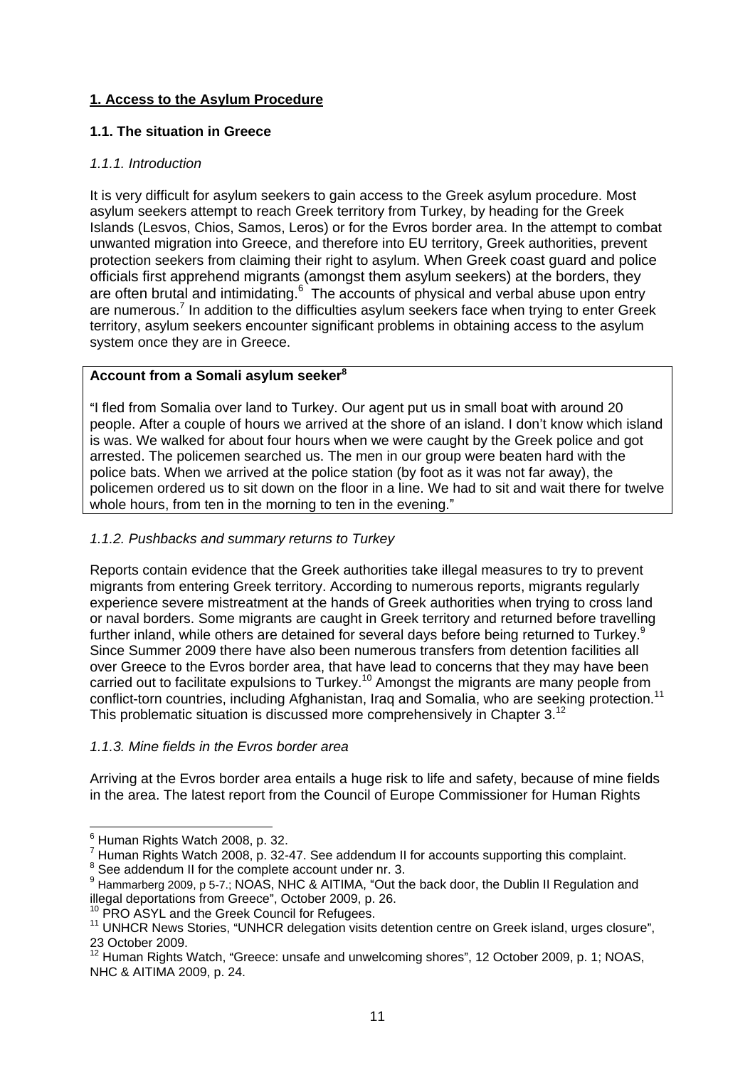## **1. Access to the Asylum Procedure**

### **1.1. The situation in Greece**

*1.1.1. Introduction*

It is very difficult for asylum seekers to gain access to the Greek asylum procedure. Most asylum seekers attempt to reach Greek territory from Turkey, by heading for the Greek Islands (Lesvos, Chios, Samos, Leros) or for the Evros border area. In the attempt to combat unwanted migration into Greece, and therefore into EU territory, Greek authorities, prevent protection seekers from claiming their right to asylum. When Greek coast guard and police officials first apprehend migrants (amongst them asylum seekers) at the borders, they are often brutal and intimidating.[6] The accounts of physical and verbal abuse upon entry are numerous.[7] In addition to the difficulties asylum seekers face when trying to enter Greek territory, asylum seekers encounter significant problems in obtaining access to the asylum system once they are in Greece.

**Account from a Somali asylum seeker[8]**

"I fled from Somalia over land to Turkey. Our agent put us in small boat with around 20 people. After a couple of hours we arrived at the shore of an island. I don't know which island is was. We walked for about four hours when we were caught by the Greek police and got arrested. The policemen searched us. The men in our group were beaten hard with the police bats. When we arrived at the police station (by foot as it was not far away), the policemen ordered us to sit down on the floor in a line. We had to sit and wait there for twelve whole hours, from ten in the morning to ten in the evening."

*1.1.2. Pushbacks and summary returns to Turkey*

Reports contain evidence that the Greek authorities take illegal measures to try to prevent migrants from entering Greek territory. According to numerous reports, migrants regularly experience severe mistreatment at the hands of Greek authorities when trying to cross land or naval borders. Some migrants are caught in Greek territory and returned before travelling further inland, while others are detained for several days before being returned to Turkey.[9] Since Summer 2009 there have also been numerous transfers from detention facilities all over Greece to the Evros border area, that have lead to concerns that they may have been carried out to facilitate expulsions to Turkey.[10] Amongst the migrants are many people from conflict-torn countries, including Afghanistan, Iraq and Somalia, who are seeking protection.[11] This problematic situation is discussed more comprehensively in Chapter 3.[12]

*1.1.3. Mine fields in the Evros border area*

Arriving at the Evros border area entails a huge risk to life and safety, because of mine fields in the area. The latest report from the Council of Europe Commissioner for Human Rights

---

[6] Human Rights Watch 2008, p. 32.
[7] Human Rights Watch 2008, p. 32-47. See addendum II for accounts supporting this complaint.
[8] See addendum II for the complete account under nr. 3.
[9] Hammarberg 2009, p 5-7.; NOAS, NHC & AITIMA, "Out the back door, the Dublin II Regulation and illegal deportations from Greece", October 2009, p. 26.
[10] PRO ASYL and the Greek Council for Refugees.
[11] UNHCR News Stories, "UNHCR delegation visits detention centre on Greek island, urges closure", 23 October 2009.
[12] Human Rights Watch, "Greece: unsafe and unwelcoming shores", 12 October 2009, p. 1; NOAS, NHC & AITIMA 2009, p. 24.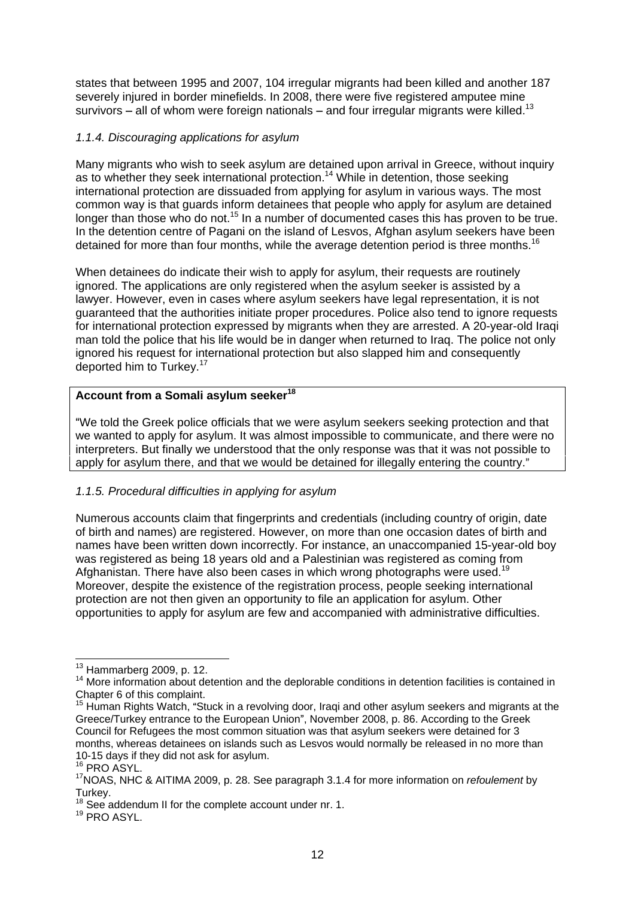states that between 1995 and 2007, 104 irregular migrants had been killed and another 187 severely injured in border minefields. In 2008, there were five registered amputee mine survivors – all of whom were foreign nationals – and four irregular migrants were killed.[13]

#### *1.1.4. Discouraging applications for asylum*

Many migrants who wish to seek asylum are detained upon arrival in Greece, without inquiry as to whether they seek international protection.[14] While in detention, those seeking international protection are dissuaded from applying for asylum in various ways. The most common way is that guards inform detainees that people who apply for asylum are detained longer than those who do not.[15] In a number of documented cases this has proven to be true. In the detention centre of Pagani on the island of Lesvos, Afghan asylum seekers have been detained for more than four months, while the average detention period is three months.[16]

When detainees do indicate their wish to apply for asylum, their requests are routinely ignored. The applications are only registered when the asylum seeker is assisted by a lawyer. However, even in cases where asylum seekers have legal representation, it is not guaranteed that the authorities initiate proper procedures. Police also tend to ignore requests for international protection expressed by migrants when they are arrested. A 20-year-old Iraqi man told the police that his life would be in danger when returned to Iraq. The police not only ignored his request for international protection but also slapped him and consequently deported him to Turkey.[17]

> **Account from a Somali asylum seeker[18]**
>
> "We told the Greek police officials that we were asylum seekers seeking protection and that we wanted to apply for asylum. It was almost impossible to communicate, and there were no interpreters. But finally we understood that the only response was that it was not possible to apply for asylum there, and that we would be detained for illegally entering the country."

#### *1.1.5. Procedural difficulties in applying for asylum*

Numerous accounts claim that fingerprints and credentials (including country of origin, date of birth and names) are registered. However, on more than one occasion dates of birth and names have been written down incorrectly. For instance, an unaccompanied 15-year-old boy was registered as being 18 years old and a Palestinian was registered as coming from Afghanistan. There have also been cases in which wrong photographs were used.[19] Moreover, despite the existence of the registration process, people seeking international protection are not then given an opportunity to file an application for asylum. Other opportunities to apply for asylum are few and accompanied with administrative difficulties.

---

[13] Hammarberg 2009, p. 12.

[14] More information about detention and the deplorable conditions in detention facilities is contained in Chapter 6 of this complaint.

[15] Human Rights Watch, "Stuck in a revolving door, Iraqi and other asylum seekers and migrants at the Greece/Turkey entrance to the European Union", November 2008, p. 86. According to the Greek Council for Refugees the most common situation was that asylum seekers were detained for 3 months, whereas detainees on islands such as Lesvos would normally be released in no more than 10-15 days if they did not ask for asylum.

[16] PRO ASYL.

[17] NOAS, NHC & AITIMA 2009, p. 28. See paragraph 3.1.4 for more information on *refoulement* by Turkey.

[18] See addendum II for the complete account under nr. 1.

[19] PRO ASYL.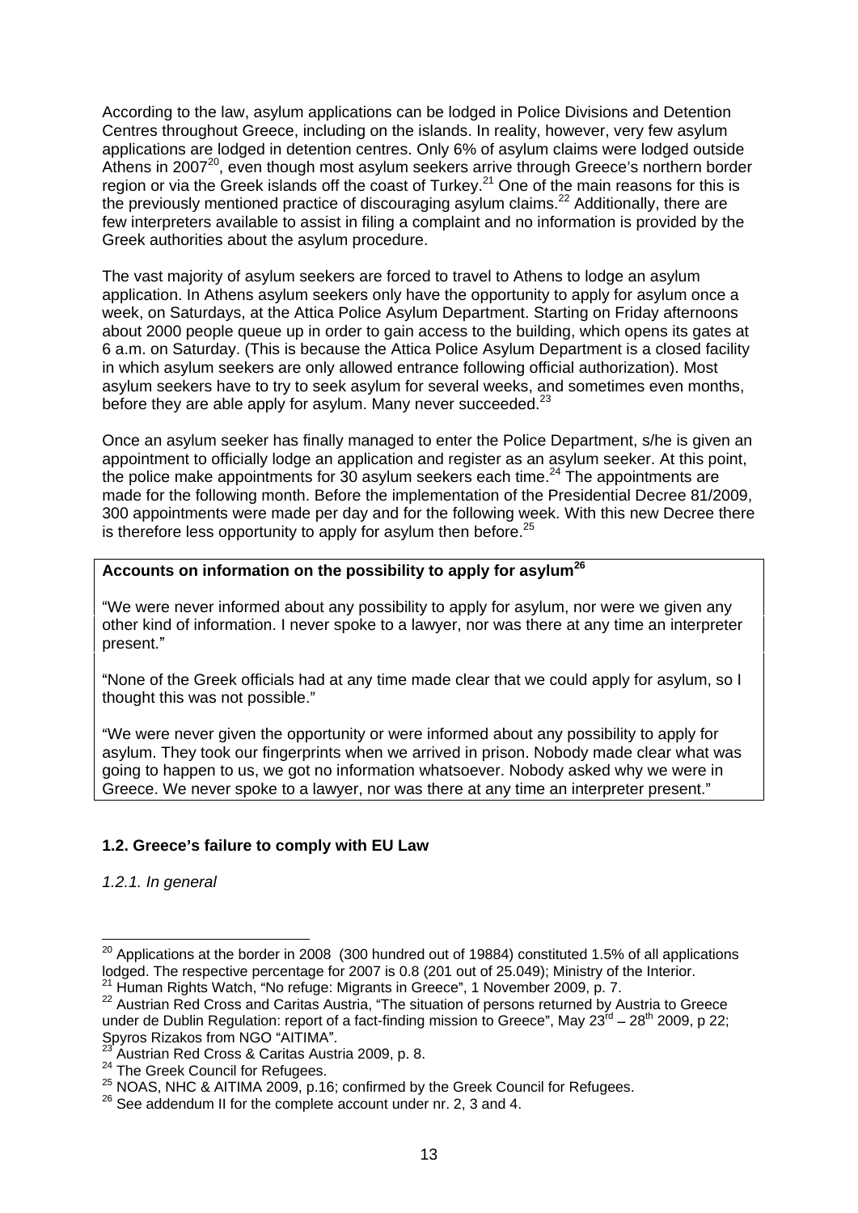According to the law, asylum applications can be lodged in Police Divisions and Detention Centres throughout Greece, including on the islands. In reality, however, very few asylum applications are lodged in detention centres. Only 6% of asylum claims were lodged outside Athens in 2007[20], even though most asylum seekers arrive through Greece's northern border region or via the Greek islands off the coast of Turkey.[21] One of the main reasons for this is the previously mentioned practice of discouraging asylum claims.[22] Additionally, there are few interpreters available to assist in filing a complaint and no information is provided by the Greek authorities about the asylum procedure.

The vast majority of asylum seekers are forced to travel to Athens to lodge an asylum application. In Athens asylum seekers only have the opportunity to apply for asylum once a week, on Saturdays, at the Attica Police Asylum Department. Starting on Friday afternoons about 2000 people queue up in order to gain access to the building, which opens its gates at 6 a.m. on Saturday. (This is because the Attica Police Asylum Department is a closed facility in which asylum seekers are only allowed entrance following official authorization). Most asylum seekers have to try to seek asylum for several weeks, and sometimes even months, before they are able apply for asylum. Many never succeeded.[23]

Once an asylum seeker has finally managed to enter the Police Department, s/he is given an appointment to officially lodge an application and register as an asylum seeker. At this point, the police make appointments for 30 asylum seekers each time.[24] The appointments are made for the following month. Before the implementation of the Presidential Decree 81/2009, 300 appointments were made per day and for the following week. With this new Decree there is therefore less opportunity to apply for asylum then before.[25]

**Accounts on information on the possibility to apply for asylum[26]**

"We were never informed about any possibility to apply for asylum, nor were we given any other kind of information. I never spoke to a lawyer, nor was there at any time an interpreter present."

"None of the Greek officials had at any time made clear that we could apply for asylum, so I thought this was not possible."

"We were never given the opportunity or were informed about any possibility to apply for asylum. They took our fingerprints when we arrived in prison. Nobody made clear what was going to happen to us, we got no information whatsoever. Nobody asked why we were in Greece. We never spoke to a lawyer, nor was there at any time an interpreter present."

### 1.2. Greece's failure to comply with EU Law

*1.2.1. In general*

---

[20] Applications at the border in 2008 (300 hundred out of 19884) constituted 1.5% of all applications lodged. The respective percentage for 2007 is 0.8 (201 out of 25.049); Ministry of the Interior.

[21] Human Rights Watch, "No refuge: Migrants in Greece", 1 November 2009, p. 7.

[22] Austrian Red Cross and Caritas Austria, "The situation of persons returned by Austria to Greece under de Dublin Regulation: report of a fact-finding mission to Greece", May 23rd – 28th 2009, p 22; Spyros Rizakos from NGO "AITIMA".

[23] Austrian Red Cross & Caritas Austria 2009, p. 8.

[24] The Greek Council for Refugees.

[25] NOAS, NHC & AITIMA 2009, p.16; confirmed by the Greek Council for Refugees.

[26] See addendum II for the complete account under nr. 2, 3 and 4.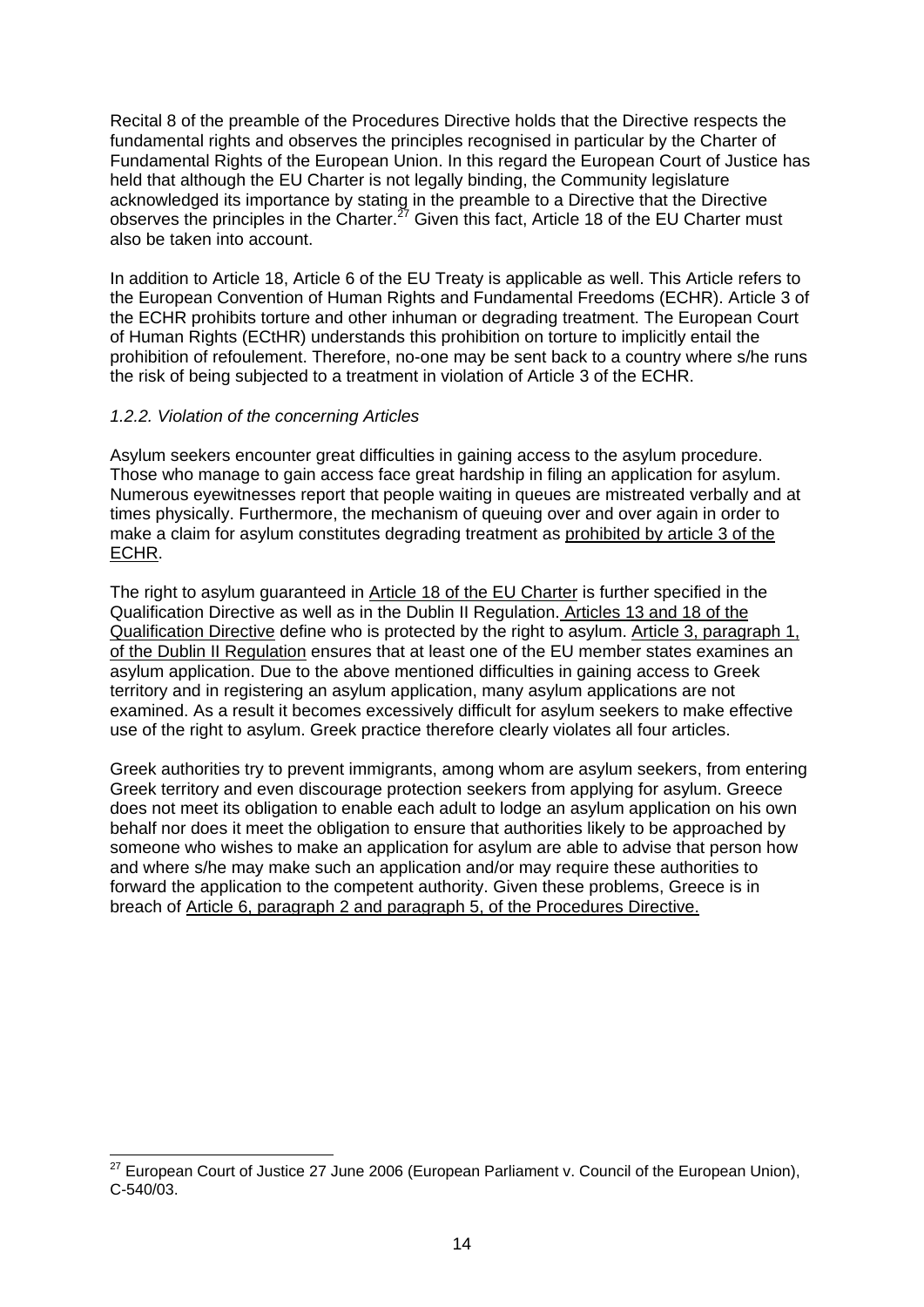Recital 8 of the preamble of the Procedures Directive holds that the Directive respects the fundamental rights and observes the principles recognised in particular by the Charter of Fundamental Rights of the European Union. In this regard the European Court of Justice has held that although the EU Charter is not legally binding, the Community legislature acknowledged its importance by stating in the preamble to a Directive that the Directive observes the principles in the Charter.[27] Given this fact, Article 18 of the EU Charter must also be taken into account.

In addition to Article 18, Article 6 of the EU Treaty is applicable as well. This Article refers to the European Convention of Human Rights and Fundamental Freedoms (ECHR). Article 3 of the ECHR prohibits torture and other inhuman or degrading treatment. The European Court of Human Rights (ECtHR) understands this prohibition on torture to implicitly entail the prohibition of refoulement. Therefore, no-one may be sent back to a country where s/he runs the risk of being subjected to a treatment in violation of Article 3 of the ECHR.

*1.2.2. Violation of the concerning Articles*

Asylum seekers encounter great difficulties in gaining access to the asylum procedure. Those who manage to gain access face great hardship in filing an application for asylum. Numerous eyewitnesses report that people waiting in queues are mistreated verbally and at times physically. Furthermore, the mechanism of queuing over and over again in order to make a claim for asylum constitutes degrading treatment as prohibited by article 3 of the ECHR.

The right to asylum guaranteed in Article 18 of the EU Charter is further specified in the Qualification Directive as well as in the Dublin II Regulation. Articles 13 and 18 of the Qualification Directive define who is protected by the right to asylum. Article 3, paragraph 1, of the Dublin II Regulation ensures that at least one of the EU member states examines an asylum application. Due to the above mentioned difficulties in gaining access to Greek territory and in registering an asylum application, many asylum applications are not examined. As a result it becomes excessively difficult for asylum seekers to make effective use of the right to asylum. Greek practice therefore clearly violates all four articles.

Greek authorities try to prevent immigrants, among whom are asylum seekers, from entering Greek territory and even discourage protection seekers from applying for asylum. Greece does not meet its obligation to enable each adult to lodge an asylum application on his own behalf nor does it meet the obligation to ensure that authorities likely to be approached by someone who wishes to make an application for asylum are able to advise that person how and where s/he may make such an application and/or may require these authorities to forward the application to the competent authority. Given these problems, Greece is in breach of Article 6, paragraph 2 and paragraph 5, of the Procedures Directive.

[27] European Court of Justice 27 June 2006 (European Parliament v. Council of the European Union), C-540/03.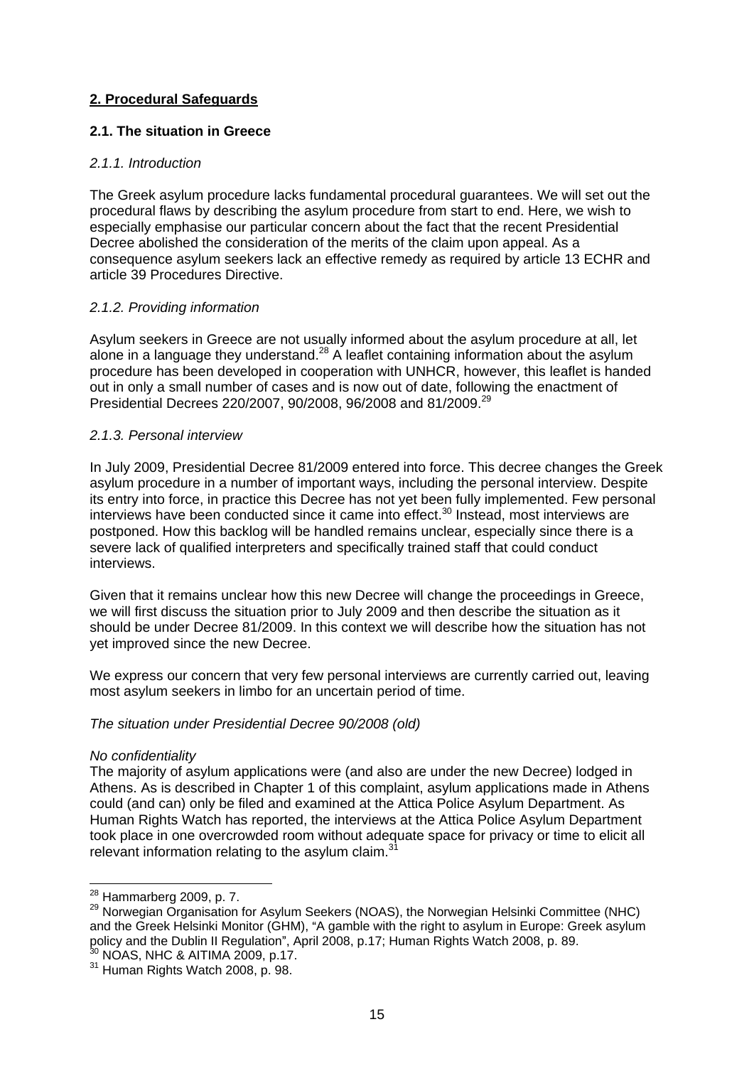## 2. Procedural Safeguards

### 2.1. The situation in Greece

*2.1.1. Introduction*

The Greek asylum procedure lacks fundamental procedural guarantees. We will set out the procedural flaws by describing the asylum procedure from start to end. Here, we wish to especially emphasise our particular concern about the fact that the recent Presidential Decree abolished the consideration of the merits of the claim upon appeal. As a consequence asylum seekers lack an effective remedy as required by article 13 ECHR and article 39 Procedures Directive.

*2.1.2. Providing information*

Asylum seekers in Greece are not usually informed about the asylum procedure at all, let alone in a language they understand.[28] A leaflet containing information about the asylum procedure has been developed in cooperation with UNHCR, however, this leaflet is handed out in only a small number of cases and is now out of date, following the enactment of Presidential Decrees 220/2007, 90/2008, 96/2008 and 81/2009.[29]

*2.1.3. Personal interview*

In July 2009, Presidential Decree 81/2009 entered into force. This decree changes the Greek asylum procedure in a number of important ways, including the personal interview. Despite its entry into force, in practice this Decree has not yet been fully implemented. Few personal interviews have been conducted since it came into effect.[30] Instead, most interviews are postponed. How this backlog will be handled remains unclear, especially since there is a severe lack of qualified interpreters and specifically trained staff that could conduct interviews.

Given that it remains unclear how this new Decree will change the proceedings in Greece, we will first discuss the situation prior to July 2009 and then describe the situation as it should be under Decree 81/2009. In this context we will describe how the situation has not yet improved since the new Decree.

We express our concern that very few personal interviews are currently carried out, leaving most asylum seekers in limbo for an uncertain period of time.

*The situation under Presidential Decree 90/2008 (old)*

*No confidentiality*

The majority of asylum applications were (and also are under the new Decree) lodged in Athens. As is described in Chapter 1 of this complaint, asylum applications made in Athens could (and can) only be filed and examined at the Attica Police Asylum Department. As Human Rights Watch has reported, the interviews at the Attica Police Asylum Department took place in one overcrowded room without adequate space for privacy or time to elicit all relevant information relating to the asylum claim.[31]

---

[28] Hammarberg 2009, p. 7.

[29] Norwegian Organisation for Asylum Seekers (NOAS), the Norwegian Helsinki Committee (NHC) and the Greek Helsinki Monitor (GHM), "A gamble with the right to asylum in Europe: Greek asylum policy and the Dublin II Regulation", April 2008, p.17; Human Rights Watch 2008, p. 89.

[30] NOAS, NHC & AITIMA 2009, p.17.

[31] Human Rights Watch 2008, p. 98.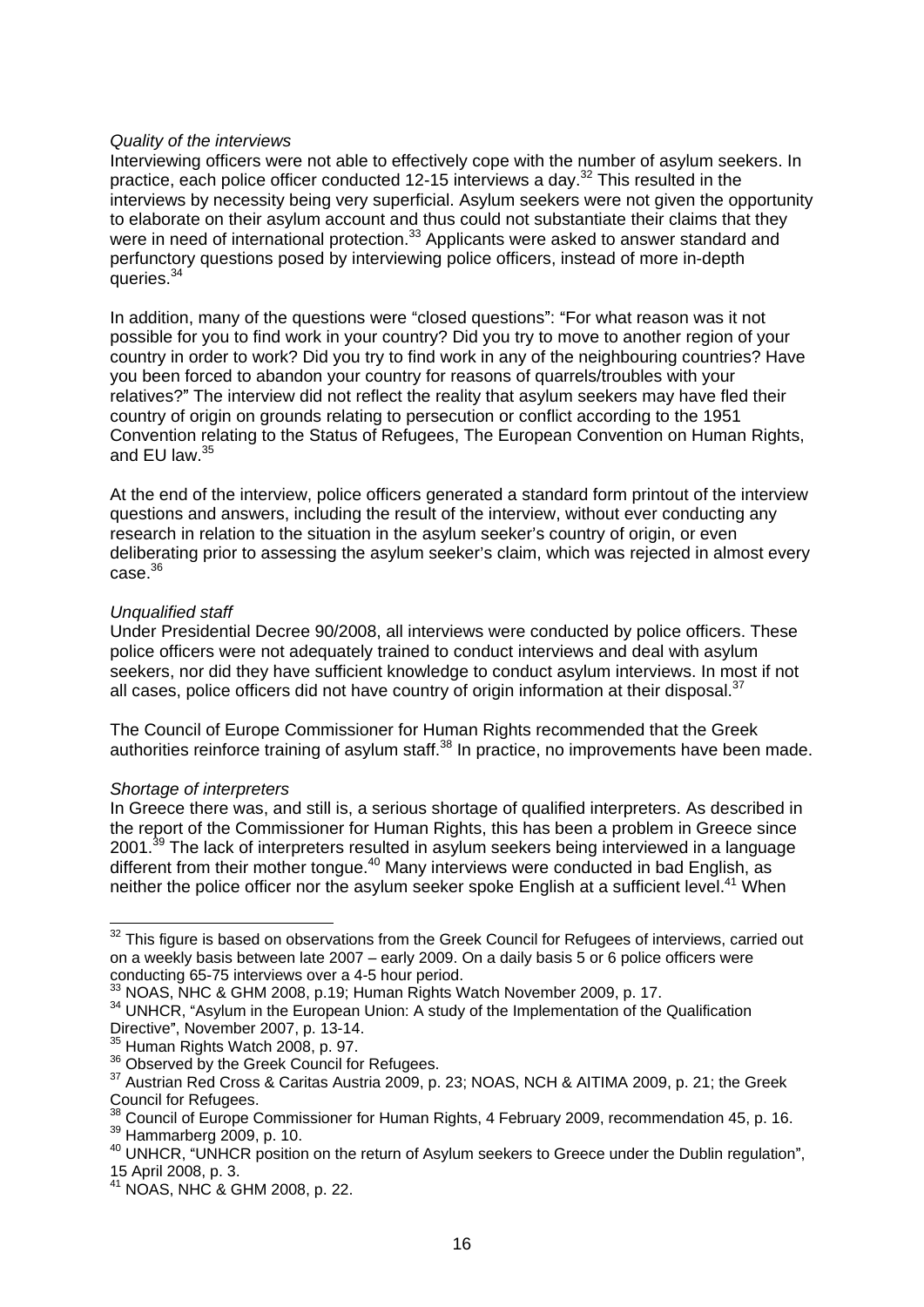*Quality of the interviews*

Interviewing officers were not able to effectively cope with the number of asylum seekers. In practice, each police officer conducted 12-15 interviews a day.[32] This resulted in the interviews by necessity being very superficial. Asylum seekers were not given the opportunity to elaborate on their asylum account and thus could not substantiate their claims that they were in need of international protection.[33] Applicants were asked to answer standard and perfunctory questions posed by interviewing police officers, instead of more in-depth queries.[34]

In addition, many of the questions were "closed questions": "For what reason was it not possible for you to find work in your country? Did you try to move to another region of your country in order to work? Did you try to find work in any of the neighbouring countries? Have you been forced to abandon your country for reasons of quarrels/troubles with your relatives?" The interview did not reflect the reality that asylum seekers may have fled their country of origin on grounds relating to persecution or conflict according to the 1951 Convention relating to the Status of Refugees, The European Convention on Human Rights, and EU law.[35]

At the end of the interview, police officers generated a standard form printout of the interview questions and answers, including the result of the interview, without ever conducting any research in relation to the situation in the asylum seeker's country of origin, or even deliberating prior to assessing the asylum seeker's claim, which was rejected in almost every case.[36]

*Unqualified staff*

Under Presidential Decree 90/2008, all interviews were conducted by police officers. These police officers were not adequately trained to conduct interviews and deal with asylum seekers, nor did they have sufficient knowledge to conduct asylum interviews. In most if not all cases, police officers did not have country of origin information at their disposal.[37]

The Council of Europe Commissioner for Human Rights recommended that the Greek authorities reinforce training of asylum staff.[38] In practice, no improvements have been made.

*Shortage of interpreters*

In Greece there was, and still is, a serious shortage of qualified interpreters. As described in the report of the Commissioner for Human Rights, this has been a problem in Greece since 2001.[39] The lack of interpreters resulted in asylum seekers being interviewed in a language different from their mother tongue.[40] Many interviews were conducted in bad English, as neither the police officer nor the asylum seeker spoke English at a sufficient level.[41] When

---

[32] This figure is based on observations from the Greek Council for Refugees of interviews, carried out on a weekly basis between late 2007 – early 2009. On a daily basis 5 or 6 police officers were conducting 65-75 interviews over a 4-5 hour period.

[33] NOAS, NHC & GHM 2008, p.19; Human Rights Watch November 2009, p. 17.

[34] UNHCR, "Asylum in the European Union: A study of the Implementation of the Qualification Directive", November 2007, p. 13-14.

[35] Human Rights Watch 2008, p. 97.

[36] Observed by the Greek Council for Refugees.

[37] Austrian Red Cross & Caritas Austria 2009, p. 23; NOAS, NCH & AITIMA 2009, p. 21; the Greek Council for Refugees.

[38] Council of Europe Commissioner for Human Rights, 4 February 2009, recommendation 45, p. 16.

[39] Hammarberg 2009, p. 10.

[40] UNHCR, "UNHCR position on the return of Asylum seekers to Greece under the Dublin regulation", 15 April 2008, p. 3.

[41] NOAS, NHC & GHM 2008, p. 22.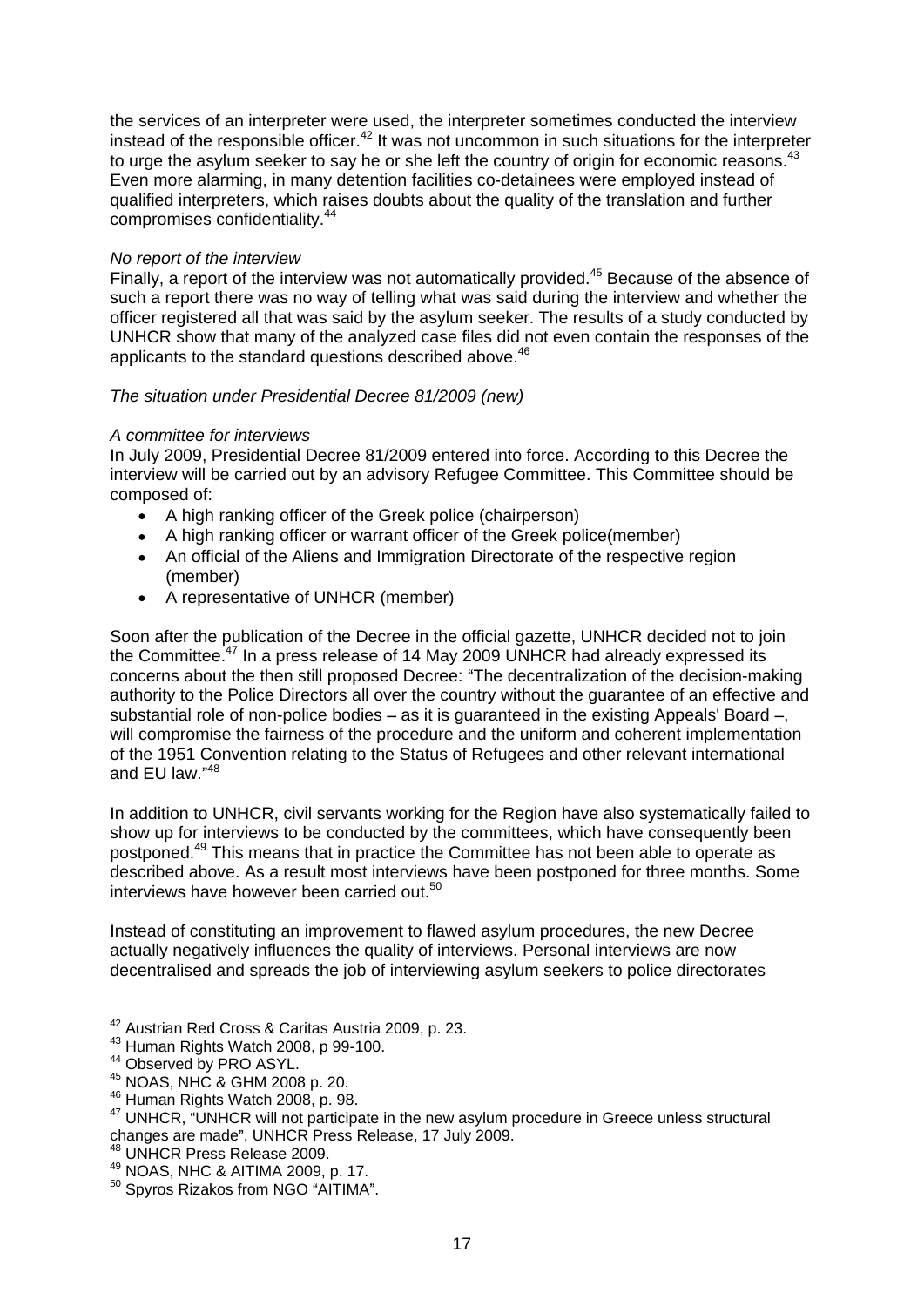the services of an interpreter were used, the interpreter sometimes conducted the interview instead of the responsible officer.[42] It was not uncommon in such situations for the interpreter to urge the asylum seeker to say he or she left the country of origin for economic reasons.[43] Even more alarming, in many detention facilities co-detainees were employed instead of qualified interpreters, which raises doubts about the quality of the translation and further compromises confidentiality.[44]

*No report of the interview*

Finally, a report of the interview was not automatically provided.[45] Because of the absence of such a report there was no way of telling what was said during the interview and whether the officer registered all that was said by the asylum seeker. The results of a study conducted by UNHCR show that many of the analyzed case files did not even contain the responses of the applicants to the standard questions described above.[46]

*The situation under Presidential Decree 81/2009 (new)*

*A committee for interviews*

In July 2009, Presidential Decree 81/2009 entered into force. According to this Decree the interview will be carried out by an advisory Refugee Committee. This Committee should be composed of:

- A high ranking officer of the Greek police (chairperson)
- A high ranking officer or warrant officer of the Greek police(member)
- An official of the Aliens and Immigration Directorate of the respective region (member)
- A representative of UNHCR (member)

Soon after the publication of the Decree in the official gazette, UNHCR decided not to join the Committee.[47] In a press release of 14 May 2009 UNHCR had already expressed its concerns about the then still proposed Decree: "The decentralization of the decision-making authority to the Police Directors all over the country without the guarantee of an effective and substantial role of non-police bodies – as it is guaranteed in the existing Appeals' Board –, will compromise the fairness of the procedure and the uniform and coherent implementation of the 1951 Convention relating to the Status of Refugees and other relevant international and EU law."[48]

In addition to UNHCR, civil servants working for the Region have also systematically failed to show up for interviews to be conducted by the committees, which have consequently been postponed.[49] This means that in practice the Committee has not been able to operate as described above. As a result most interviews have been postponed for three months. Some interviews have however been carried out.[50]

Instead of constituting an improvement to flawed asylum procedures, the new Decree actually negatively influences the quality of interviews. Personal interviews are now decentralised and spreads the job of interviewing asylum seekers to police directorates

---

[42] Austrian Red Cross & Caritas Austria 2009, p. 23.

[43] Human Rights Watch 2008, p 99-100.

[44] Observed by PRO ASYL.

[45] NOAS, NHC & GHM 2008 p. 20.

[46] Human Rights Watch 2008, p. 98.

[47] UNHCR, "UNHCR will not participate in the new asylum procedure in Greece unless structural changes are made", UNHCR Press Release, 17 July 2009.

[48] UNHCR Press Release 2009.

[49] NOAS, NHC & AITIMA 2009, p. 17.

[50] Spyros Rizakos from NGO "AITIMA".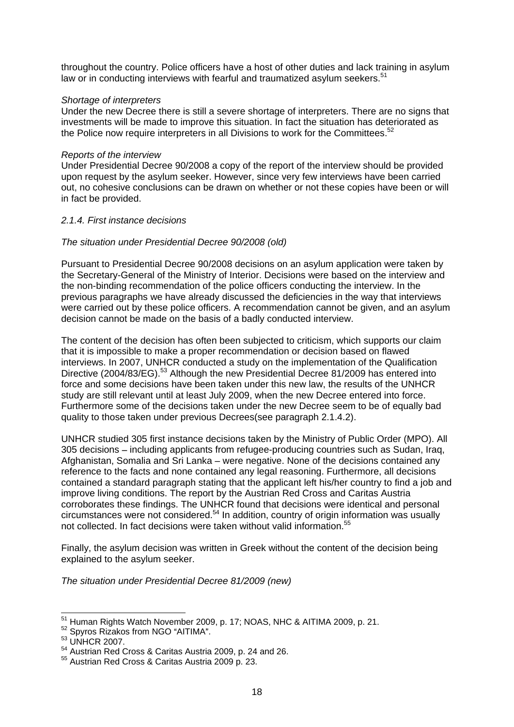throughout the country. Police officers have a host of other duties and lack training in asylum law or in conducting interviews with fearful and traumatized asylum seekers.[51]

*Shortage of interpreters*

Under the new Decree there is still a severe shortage of interpreters. There are no signs that investments will be made to improve this situation. In fact the situation has deteriorated as the Police now require interpreters in all Divisions to work for the Committees.[52]

*Reports of the interview*

Under Presidential Decree 90/2008 a copy of the report of the interview should be provided upon request by the asylum seeker. However, since very few interviews have been carried out, no cohesive conclusions can be drawn on whether or not these copies have been or will in fact be provided.

*2.1.4. First instance decisions*

*The situation under Presidential Decree 90/2008 (old)*

Pursuant to Presidential Decree 90/2008 decisions on an asylum application were taken by the Secretary-General of the Ministry of Interior. Decisions were based on the interview and the non-binding recommendation of the police officers conducting the interview. In the previous paragraphs we have already discussed the deficiencies in the way that interviews were carried out by these police officers. A recommendation cannot be given, and an asylum decision cannot be made on the basis of a badly conducted interview.

The content of the decision has often been subjected to criticism, which supports our claim that it is impossible to make a proper recommendation or decision based on flawed interviews. In 2007, UNHCR conducted a study on the implementation of the Qualification Directive (2004/83/EG).[53] Although the new Presidential Decree 81/2009 has entered into force and some decisions have been taken under this new law, the results of the UNHCR study are still relevant until at least July 2009, when the new Decree entered into force. Furthermore some of the decisions taken under the new Decree seem to be of equally bad quality to those taken under previous Decrees(see paragraph 2.1.4.2).

UNHCR studied 305 first instance decisions taken by the Ministry of Public Order (MPO). All 305 decisions – including applicants from refugee-producing countries such as Sudan, Iraq, Afghanistan, Somalia and Sri Lanka – were negative. None of the decisions contained any reference to the facts and none contained any legal reasoning. Furthermore, all decisions contained a standard paragraph stating that the applicant left his/her country to find a job and improve living conditions. The report by the Austrian Red Cross and Caritas Austria corroborates these findings. The UNHCR found that decisions were identical and personal circumstances were not considered.[54] In addition, country of origin information was usually not collected. In fact decisions were taken without valid information.[55]

Finally, the asylum decision was written in Greek without the content of the decision being explained to the asylum seeker.

*The situation under Presidential Decree 81/2009 (new)*

---

[51] Human Rights Watch November 2009, p. 17; NOAS, NHC & AITIMA 2009, p. 21.

[52] Spyros Rizakos from NGO "AITIMA".

[53] UNHCR 2007.

[54] Austrian Red Cross & Caritas Austria 2009, p. 24 and 26.

[55] Austrian Red Cross & Caritas Austria 2009 p. 23.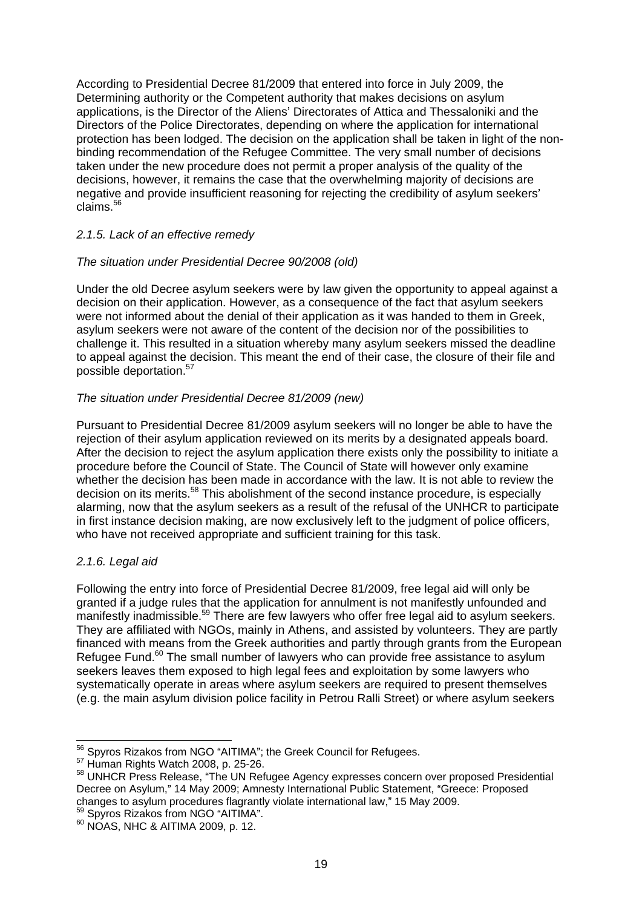According to Presidential Decree 81/2009 that entered into force in July 2009, the Determining authority or the Competent authority that makes decisions on asylum applications, is the Director of the Aliens' Directorates of Attica and Thessaloniki and the Directors of the Police Directorates, depending on where the application for international protection has been lodged. The decision on the application shall be taken in light of the non-binding recommendation of the Refugee Committee. The very small number of decisions taken under the new procedure does not permit a proper analysis of the quality of the decisions, however, it remains the case that the overwhelming majority of decisions are negative and provide insufficient reasoning for rejecting the credibility of asylum seekers' claims.[56]

### *2.1.5. Lack of an effective remedy*

*The situation under Presidential Decree 90/2008 (old)*

Under the old Decree asylum seekers were by law given the opportunity to appeal against a decision on their application. However, as a consequence of the fact that asylum seekers were not informed about the denial of their application as it was handed to them in Greek, asylum seekers were not aware of the content of the decision nor of the possibilities to challenge it. This resulted in a situation whereby many asylum seekers missed the deadline to appeal against the decision. This meant the end of their case, the closure of their file and possible deportation.[57]

*The situation under Presidential Decree 81/2009 (new)*

Pursuant to Presidential Decree 81/2009 asylum seekers will no longer be able to have the rejection of their asylum application reviewed on its merits by a designated appeals board. After the decision to reject the asylum application there exists only the possibility to initiate a procedure before the Council of State. The Council of State will however only examine whether the decision has been made in accordance with the law. It is not able to review the decision on its merits.[58] This abolishment of the second instance procedure, is especially alarming, now that the asylum seekers as a result of the refusal of the UNHCR to participate in first instance decision making, are now exclusively left to the judgment of police officers, who have not received appropriate and sufficient training for this task.

### *2.1.6. Legal aid*

Following the entry into force of Presidential Decree 81/2009, free legal aid will only be granted if a judge rules that the application for annulment is not manifestly unfounded and manifestly inadmissible.[59] There are few lawyers who offer free legal aid to asylum seekers. They are affiliated with NGOs, mainly in Athens, and assisted by volunteers. They are partly financed with means from the Greek authorities and partly through grants from the European Refugee Fund.[60] The small number of lawyers who can provide free assistance to asylum seekers leaves them exposed to high legal fees and exploitation by some lawyers who systematically operate in areas where asylum seekers are required to present themselves (e.g. the main asylum division police facility in Petrou Ralli Street) or where asylum seekers

---

[56] Spyros Rizakos from NGO "AITIMA"; the Greek Council for Refugees.
[57] Human Rights Watch 2008, p. 25-26.
[58] UNHCR Press Release, "The UN Refugee Agency expresses concern over proposed Presidential Decree on Asylum," 14 May 2009; Amnesty International Public Statement, "Greece: Proposed changes to asylum procedures flagrantly violate international law," 15 May 2009.
[59] Spyros Rizakos from NGO "AITIMA".
[60] NOAS, NHC & AITIMA 2009, p. 12.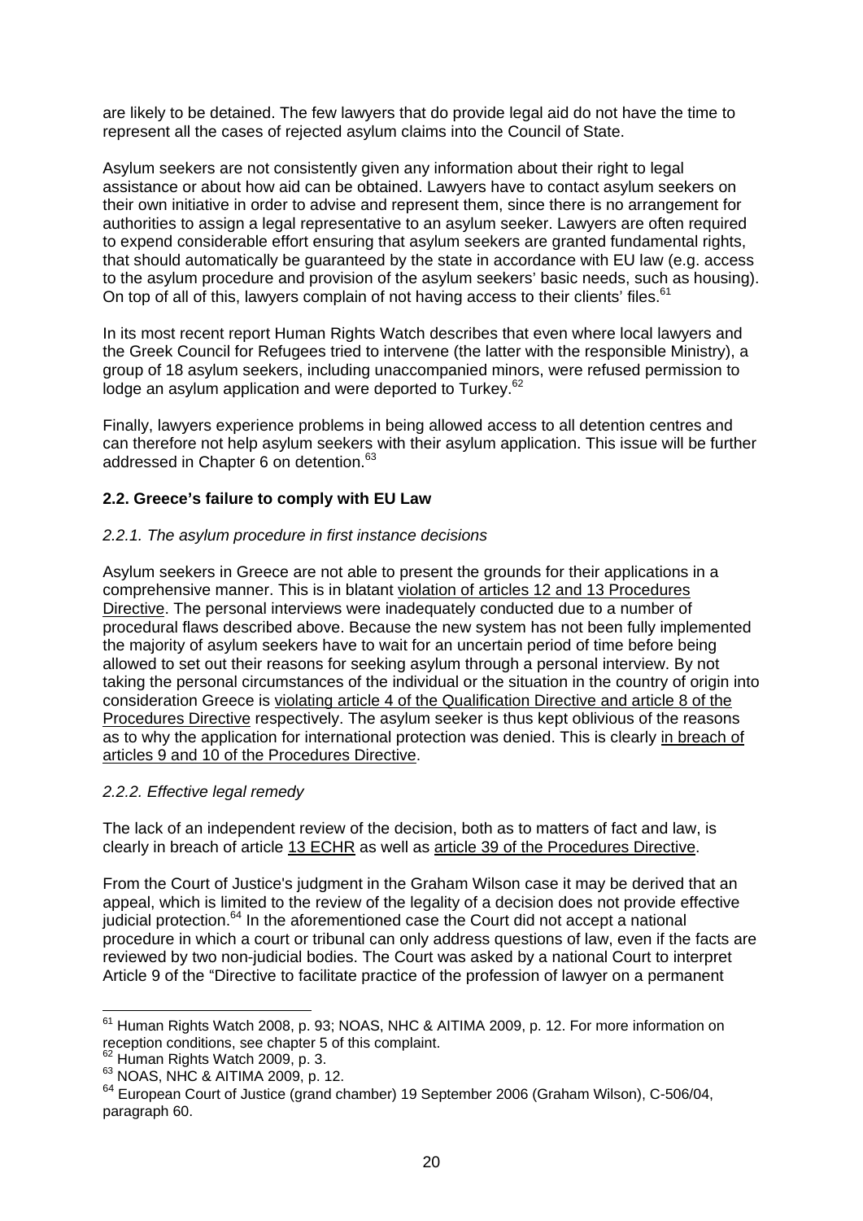are likely to be detained. The few lawyers that do provide legal aid do not have the time to represent all the cases of rejected asylum claims into the Council of State.

Asylum seekers are not consistently given any information about their right to legal assistance or about how aid can be obtained. Lawyers have to contact asylum seekers on their own initiative in order to advise and represent them, since there is no arrangement for authorities to assign a legal representative to an asylum seeker. Lawyers are often required to expend considerable effort ensuring that asylum seekers are granted fundamental rights, that should automatically be guaranteed by the state in accordance with EU law (e.g. access to the asylum procedure and provision of the asylum seekers' basic needs, such as housing). On top of all of this, lawyers complain of not having access to their clients' files.[61]

In its most recent report Human Rights Watch describes that even where local lawyers and the Greek Council for Refugees tried to intervene (the latter with the responsible Ministry), a group of 18 asylum seekers, including unaccompanied minors, were refused permission to lodge an asylum application and were deported to Turkey.[62]

Finally, lawyers experience problems in being allowed access to all detention centres and can therefore not help asylum seekers with their asylum application. This issue will be further addressed in Chapter 6 on detention.[63]

### 2.2. Greece's failure to comply with EU Law

#### *2.2.1. The asylum procedure in first instance decisions*

Asylum seekers in Greece are not able to present the grounds for their applications in a comprehensive manner. This is in blatant violation of articles 12 and 13 Procedures Directive. The personal interviews were inadequately conducted due to a number of procedural flaws described above. Because the new system has not been fully implemented the majority of asylum seekers have to wait for an uncertain period of time before being allowed to set out their reasons for seeking asylum through a personal interview. By not taking the personal circumstances of the individual or the situation in the country of origin into consideration Greece is violating article 4 of the Qualification Directive and article 8 of the Procedures Directive respectively. The asylum seeker is thus kept oblivious of the reasons as to why the application for international protection was denied. This is clearly in breach of articles 9 and 10 of the Procedures Directive.

#### *2.2.2. Effective legal remedy*

The lack of an independent review of the decision, both as to matters of fact and law, is clearly in breach of article 13 ECHR as well as article 39 of the Procedures Directive.

From the Court of Justice's judgment in the Graham Wilson case it may be derived that an appeal, which is limited to the review of the legality of a decision does not provide effective judicial protection.[64] In the aforementioned case the Court did not accept a national procedure in which a court or tribunal can only address questions of law, even if the facts are reviewed by two non-judicial bodies. The Court was asked by a national Court to interpret Article 9 of the "Directive to facilitate practice of the profession of lawyer on a permanent

---

[61] Human Rights Watch 2008, p. 93; NOAS, NHC & AITIMA 2009, p. 12. For more information on reception conditions, see chapter 5 of this complaint.

[62] Human Rights Watch 2009, p. 3.

[63] NOAS, NHC & AITIMA 2009, p. 12.

[64] European Court of Justice (grand chamber) 19 September 2006 (Graham Wilson), C-506/04, paragraph 60.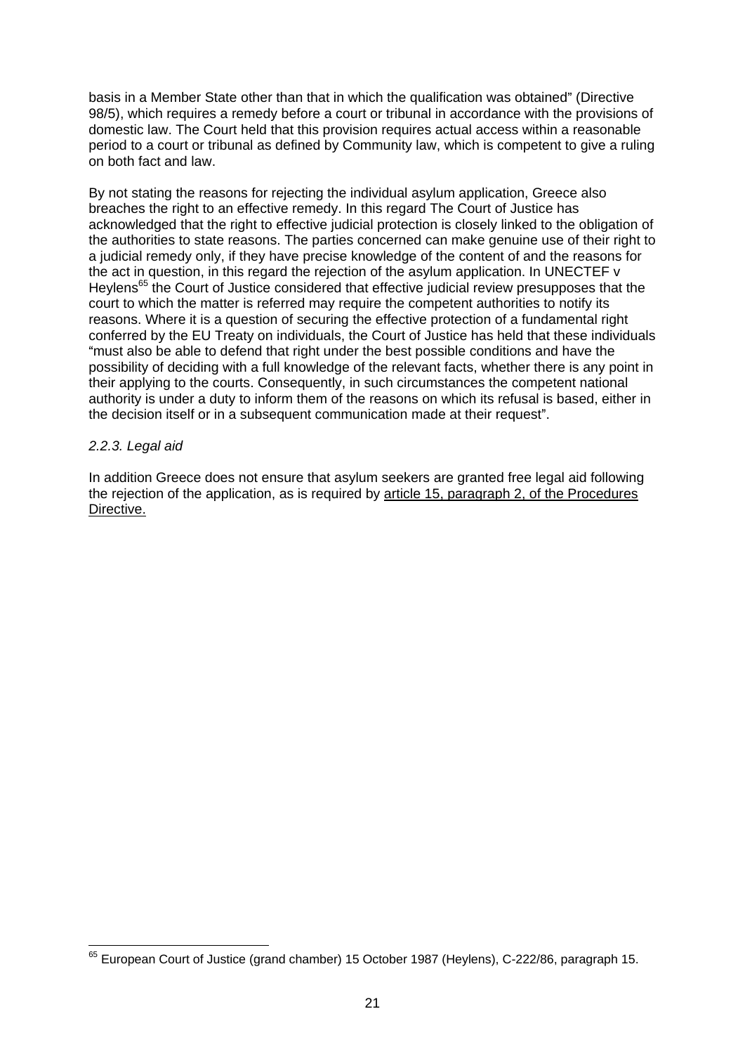basis in a Member State other than that in which the qualification was obtained" (Directive 98/5), which requires a remedy before a court or tribunal in accordance with the provisions of domestic law. The Court held that this provision requires actual access within a reasonable period to a court or tribunal as defined by Community law, which is competent to give a ruling on both fact and law.

By not stating the reasons for rejecting the individual asylum application, Greece also breaches the right to an effective remedy. In this regard The Court of Justice has acknowledged that the right to effective judicial protection is closely linked to the obligation of the authorities to state reasons. The parties concerned can make genuine use of their right to a judicial remedy only, if they have precise knowledge of the content of and the reasons for the act in question, in this regard the rejection of the asylum application. In UNECTEF v Heylens[65] the Court of Justice considered that effective judicial review presupposes that the court to which the matter is referred may require the competent authorities to notify its reasons. Where it is a question of securing the effective protection of a fundamental right conferred by the EU Treaty on individuals, the Court of Justice has held that these individuals "must also be able to defend that right under the best possible conditions and have the possibility of deciding with a full knowledge of the relevant facts, whether there is any point in their applying to the courts. Consequently, in such circumstances the competent national authority is under a duty to inform them of the reasons on which its refusal is based, either in the decision itself or in a subsequent communication made at their request".

*2.2.3. Legal aid*

In addition Greece does not ensure that asylum seekers are granted free legal aid following the rejection of the application, as is required by article 15, paragraph 2, of the Procedures Directive.

---

[65] European Court of Justice (grand chamber) 15 October 1987 (Heylens), C-222/86, paragraph 15.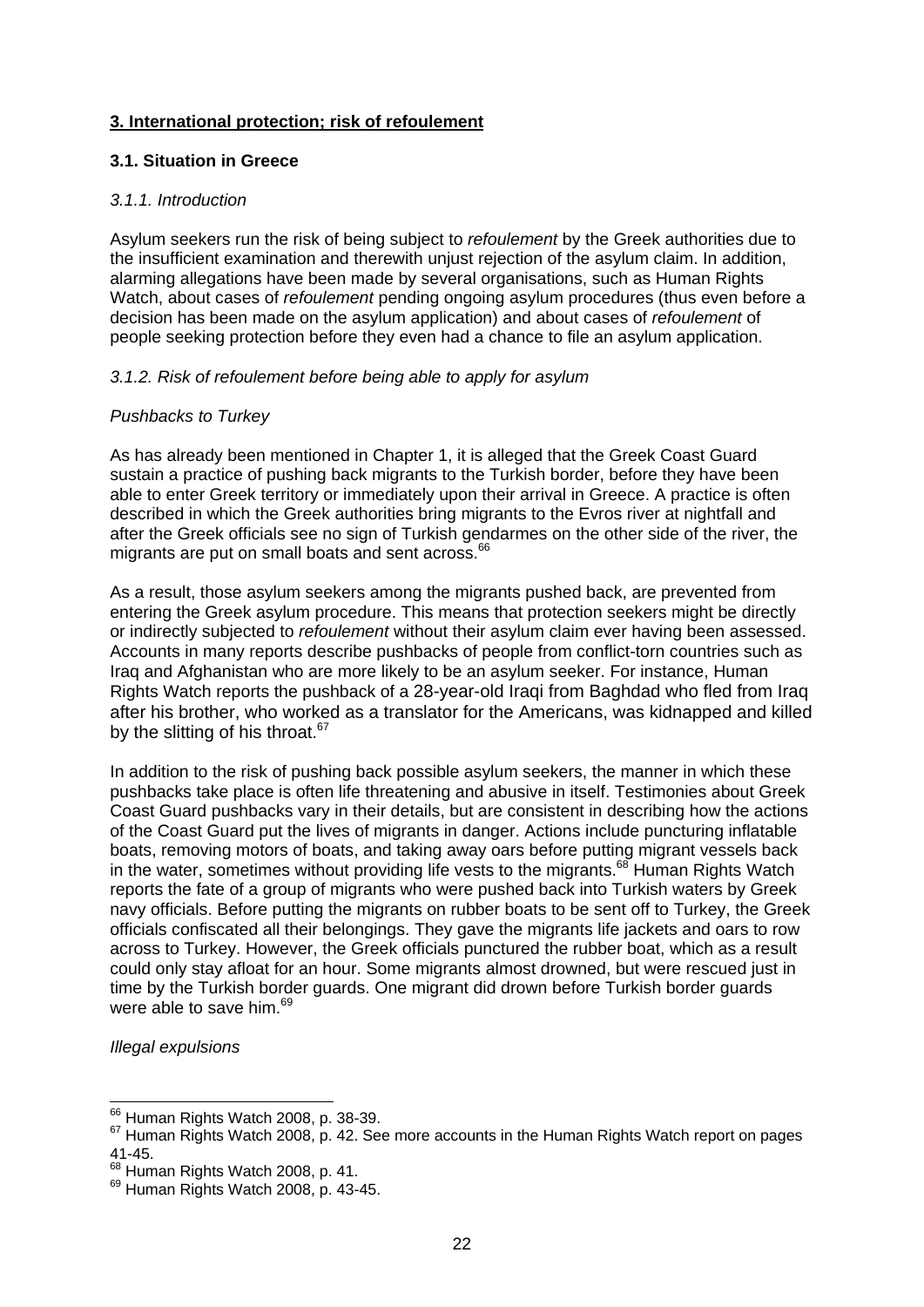## 3. International protection; risk of refoulement

### 3.1. Situation in Greece

#### *3.1.1. Introduction*

Asylum seekers run the risk of being subject to *refoulement* by the Greek authorities due to the insufficient examination and therewith unjust rejection of the asylum claim. In addition, alarming allegations have been made by several organisations, such as Human Rights Watch, about cases of *refoulement* pending ongoing asylum procedures (thus even before a decision has been made on the asylum application) and about cases of *refoulement* of people seeking protection before they even had a chance to file an asylum application.

#### *3.1.2. Risk of refoulement before being able to apply for asylum*

*Pushbacks to Turkey*

As has already been mentioned in Chapter 1, it is alleged that the Greek Coast Guard sustain a practice of pushing back migrants to the Turkish border, before they have been able to enter Greek territory or immediately upon their arrival in Greece. A practice is often described in which the Greek authorities bring migrants to the Evros river at nightfall and after the Greek officials see no sign of Turkish gendarmes on the other side of the river, the migrants are put on small boats and sent across.[66]

As a result, those asylum seekers among the migrants pushed back, are prevented from entering the Greek asylum procedure. This means that protection seekers might be directly or indirectly subjected to *refoulement* without their asylum claim ever having been assessed. Accounts in many reports describe pushbacks of people from conflict-torn countries such as Iraq and Afghanistan who are more likely to be an asylum seeker. For instance, Human Rights Watch reports the pushback of a 28-year-old Iraqi from Baghdad who fled from Iraq after his brother, who worked as a translator for the Americans, was kidnapped and killed by the slitting of his throat.[67]

In addition to the risk of pushing back possible asylum seekers, the manner in which these pushbacks take place is often life threatening and abusive in itself. Testimonies about Greek Coast Guard pushbacks vary in their details, but are consistent in describing how the actions of the Coast Guard put the lives of migrants in danger. Actions include puncturing inflatable boats, removing motors of boats, and taking away oars before putting migrant vessels back in the water, sometimes without providing life vests to the migrants.[68] Human Rights Watch reports the fate of a group of migrants who were pushed back into Turkish waters by Greek navy officials. Before putting the migrants on rubber boats to be sent off to Turkey, the Greek officials confiscated all their belongings. They gave the migrants life jackets and oars to row across to Turkey. However, the Greek officials punctured the rubber boat, which as a result could only stay afloat for an hour. Some migrants almost drowned, but were rescued just in time by the Turkish border guards. One migrant did drown before Turkish border guards were able to save him.[69]

*Illegal expulsions*

---

[66] Human Rights Watch 2008, p. 38-39.

[67] Human Rights Watch 2008, p. 42. See more accounts in the Human Rights Watch report on pages 41-45.

[68] Human Rights Watch 2008, p. 41.

[69] Human Rights Watch 2008, p. 43-45.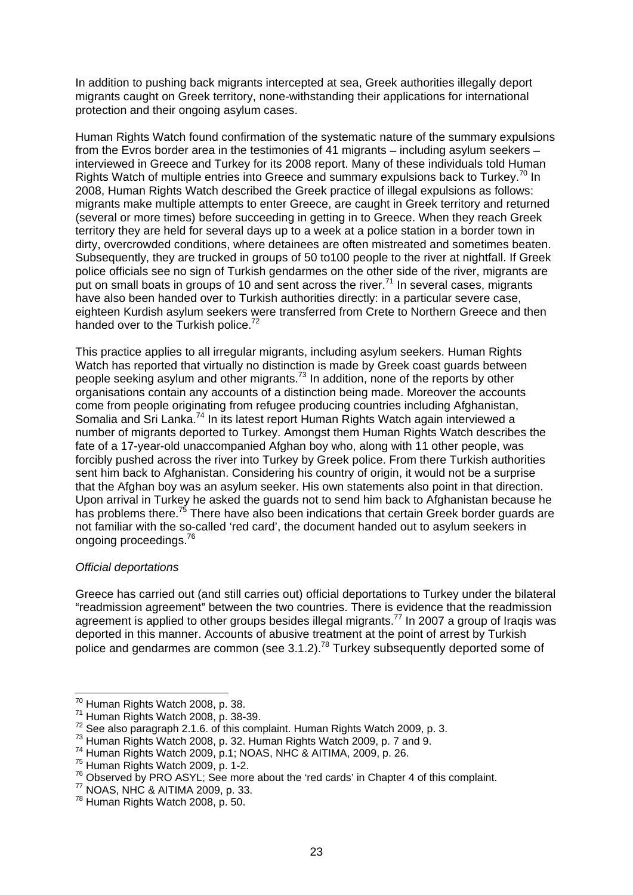In addition to pushing back migrants intercepted at sea, Greek authorities illegally deport migrants caught on Greek territory, none-withstanding their applications for international protection and their ongoing asylum cases.

Human Rights Watch found confirmation of the systematic nature of the summary expulsions from the Evros border area in the testimonies of 41 migrants – including asylum seekers – interviewed in Greece and Turkey for its 2008 report. Many of these individuals told Human Rights Watch of multiple entries into Greece and summary expulsions back to Turkey.[70] In 2008, Human Rights Watch described the Greek practice of illegal expulsions as follows: migrants make multiple attempts to enter Greece, are caught in Greek territory and returned (several or more times) before succeeding in getting in to Greece. When they reach Greek territory they are held for several days up to a week at a police station in a border town in dirty, overcrowded conditions, where detainees are often mistreated and sometimes beaten. Subsequently, they are trucked in groups of 50 to100 people to the river at nightfall. If Greek police officials see no sign of Turkish gendarmes on the other side of the river, migrants are put on small boats in groups of 10 and sent across the river.[71] In several cases, migrants have also been handed over to Turkish authorities directly: in a particular severe case, eighteen Kurdish asylum seekers were transferred from Crete to Northern Greece and then handed over to the Turkish police.[72]

This practice applies to all irregular migrants, including asylum seekers. Human Rights Watch has reported that virtually no distinction is made by Greek coast guards between people seeking asylum and other migrants.[73] In addition, none of the reports by other organisations contain any accounts of a distinction being made. Moreover the accounts come from people originating from refugee producing countries including Afghanistan, Somalia and Sri Lanka.[74] In its latest report Human Rights Watch again interviewed a number of migrants deported to Turkey. Amongst them Human Rights Watch describes the fate of a 17-year-old unaccompanied Afghan boy who, along with 11 other people, was forcibly pushed across the river into Turkey by Greek police. From there Turkish authorities sent him back to Afghanistan. Considering his country of origin, it would not be a surprise that the Afghan boy was an asylum seeker. His own statements also point in that direction. Upon arrival in Turkey he asked the guards not to send him back to Afghanistan because he has problems there.[75] There have also been indications that certain Greek border guards are not familiar with the so-called 'red card', the document handed out to asylum seekers in ongoing proceedings.[76]

*Official deportations*

Greece has carried out (and still carries out) official deportations to Turkey under the bilateral "readmission agreement" between the two countries. There is evidence that the readmission agreement is applied to other groups besides illegal migrants.[77] In 2007 a group of Iraqis was deported in this manner. Accounts of abusive treatment at the point of arrest by Turkish police and gendarmes are common (see 3.1.2).[78] Turkey subsequently deported some of

---

[70] Human Rights Watch 2008, p. 38.
[71] Human Rights Watch 2008, p. 38-39.
[72] See also paragraph 2.1.6. of this complaint. Human Rights Watch 2009, p. 3.
[73] Human Rights Watch 2008, p. 32. Human Rights Watch 2009, p. 7 and 9.
[74] Human Rights Watch 2009, p.1; NOAS, NHC & AITIMA, 2009, p. 26.
[75] Human Rights Watch 2009, p. 1-2.
[76] Observed by PRO ASYL; See more about the 'red cards' in Chapter 4 of this complaint.
[77] NOAS, NHC & AITIMA 2009, p. 33.
[78] Human Rights Watch 2008, p. 50.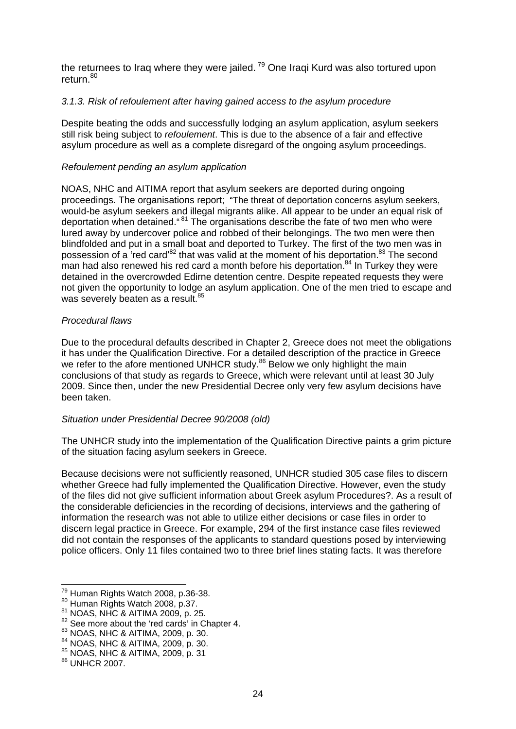the returnees to Iraq where they were jailed.[79] One Iraqi Kurd was also tortured upon return.[80]

### *3.1.3. Risk of refoulement after having gained access to the asylum procedure*

Despite beating the odds and successfully lodging an asylum application, asylum seekers still risk being subject to *refoulement*. This is due to the absence of a fair and effective asylum procedure as well as a complete disregard of the ongoing asylum proceedings.

#### *Refoulement pending an asylum application*

NOAS, NHC and AITIMA report that asylum seekers are deported during ongoing proceedings. The organisations report; "The threat of deportation concerns asylum seekers, would-be asylum seekers and illegal migrants alike. All appear to be under an equal risk of deportation when detained."[81] The organisations describe the fate of two men who were lured away by undercover police and robbed of their belongings. The two men were then blindfolded and put in a small boat and deported to Turkey. The first of the two men was in possession of a 'red card'[82] that was valid at the moment of his deportation.[83] The second man had also renewed his red card a month before his deportation.[84] In Turkey they were detained in the overcrowded Edirne detention centre. Despite repeated requests they were not given the opportunity to lodge an asylum application. One of the men tried to escape and was severely beaten as a result.[85]

#### *Procedural flaws*

Due to the procedural defaults described in Chapter 2, Greece does not meet the obligations it has under the Qualification Directive. For a detailed description of the practice in Greece we refer to the afore mentioned UNHCR study.[86] Below we only highlight the main conclusions of that study as regards to Greece, which were relevant until at least 30 July 2009. Since then, under the new Presidential Decree only very few asylum decisions have been taken.

#### *Situation under Presidential Decree 90/2008 (old)*

The UNHCR study into the implementation of the Qualification Directive paints a grim picture of the situation facing asylum seekers in Greece.

Because decisions were not sufficiently reasoned, UNHCR studied 305 case files to discern whether Greece had fully implemented the Qualification Directive. However, even the study of the files did not give sufficient information about Greek asylum Procedures?. As a result of the considerable deficiencies in the recording of decisions, interviews and the gathering of information the research was not able to utilize either decisions or case files in order to discern legal practice in Greece. For example, 294 of the first instance case files reviewed did not contain the responses of the applicants to standard questions posed by interviewing police officers. Only 11 files contained two to three brief lines stating facts. It was therefore

---

[79] Human Rights Watch 2008, p.36-38.
[80] Human Rights Watch 2008, p.37.
[81] NOAS, NHC & AITIMA 2009, p. 25.
[82] See more about the 'red cards' in Chapter 4.
[83] NOAS, NHC & AITIMA, 2009, p. 30.
[84] NOAS, NHC & AITIMA, 2009, p. 30.
[85] NOAS, NHC & AITIMA, 2009, p. 31
[86] UNHCR 2007.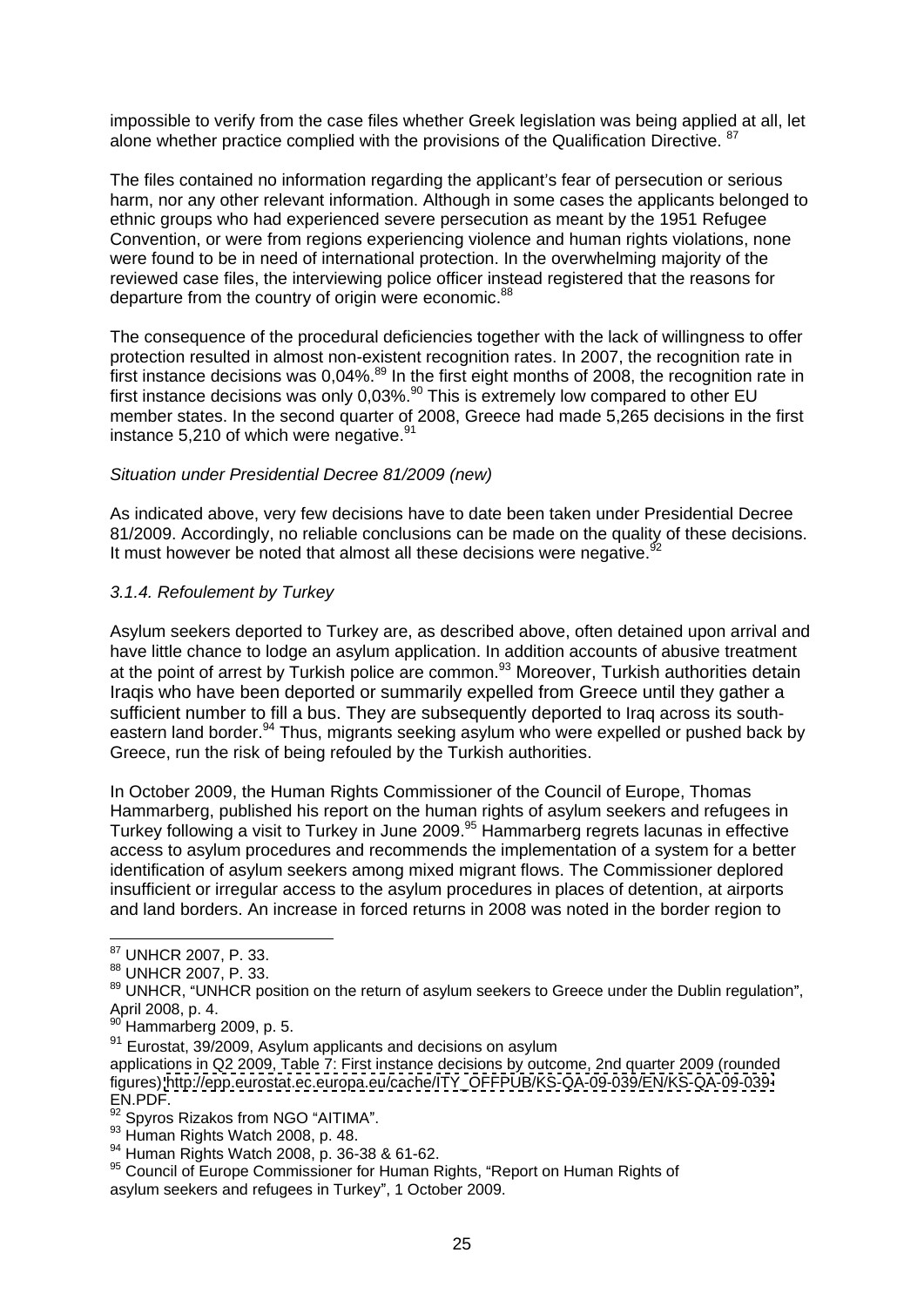impossible to verify from the case files whether Greek legislation was being applied at all, let alone whether practice complied with the provisions of the Qualification Directive. [87]

The files contained no information regarding the applicant's fear of persecution or serious harm, nor any other relevant information. Although in some cases the applicants belonged to ethnic groups who had experienced severe persecution as meant by the 1951 Refugee Convention, or were from regions experiencing violence and human rights violations, none were found to be in need of international protection. In the overwhelming majority of the reviewed case files, the interviewing police officer instead registered that the reasons for departure from the country of origin were economic.[88]

The consequence of the procedural deficiencies together with the lack of willingness to offer protection resulted in almost non-existent recognition rates. In 2007, the recognition rate in first instance decisions was 0,04%.[89] In the first eight months of 2008, the recognition rate in first instance decisions was only 0,03%.[90] This is extremely low compared to other EU member states. In the second quarter of 2008, Greece had made 5,265 decisions in the first instance 5,210 of which were negative.[91]

*Situation under Presidential Decree 81/2009 (new)*

As indicated above, very few decisions have to date been taken under Presidential Decree 81/2009. Accordingly, no reliable conclusions can be made on the quality of these decisions. It must however be noted that almost all these decisions were negative.[92]

### *3.1.4. Refoulement by Turkey*

Asylum seekers deported to Turkey are, as described above, often detained upon arrival and have little chance to lodge an asylum application. In addition accounts of abusive treatment at the point of arrest by Turkish police are common.[93] Moreover, Turkish authorities detain Iraqis who have been deported or summarily expelled from Greece until they gather a sufficient number to fill a bus. They are subsequently deported to Iraq across its south-eastern land border.[94] Thus, migrants seeking asylum who were expelled or pushed back by Greece, run the risk of being refouled by the Turkish authorities.

In October 2009, the Human Rights Commissioner of the Council of Europe, Thomas Hammarberg, published his report on the human rights of asylum seekers and refugees in Turkey following a visit to Turkey in June 2009.[95] Hammarberg regrets lacunas in effective access to asylum procedures and recommends the implementation of a system for a better identification of asylum seekers among mixed migrant flows. The Commissioner deplored insufficient or irregular access to the asylum procedures in places of detention, at airports and land borders. An increase in forced returns in 2008 was noted in the border region to

---

[87] UNHCR 2007, P. 33.

[88] UNHCR 2007, P. 33.

[89] UNHCR, "UNHCR position on the return of asylum seekers to Greece under the Dublin regulation", April 2008, p. 4.

[90] Hammarberg 2009, p. 5.

[91] Eurostat, 39/2009, Asylum applicants and decisions on asylum applications in Q2 2009, Table 7: First instance decisions by outcome, 2nd quarter 2009 (rounded figures) http://epp.eurostat.ec.europa.eu/cache/ITY_OFFPUB/KS-QA-09-039/EN/KS-QA-09-039-EN.PDF.

[92] Spyros Rizakos from NGO "AITIMA".

[93] Human Rights Watch 2008, p. 48.

[94] Human Rights Watch 2008, p. 36-38 & 61-62.

[95] Council of Europe Commissioner for Human Rights, "Report on Human Rights of asylum seekers and refugees in Turkey", 1 October 2009.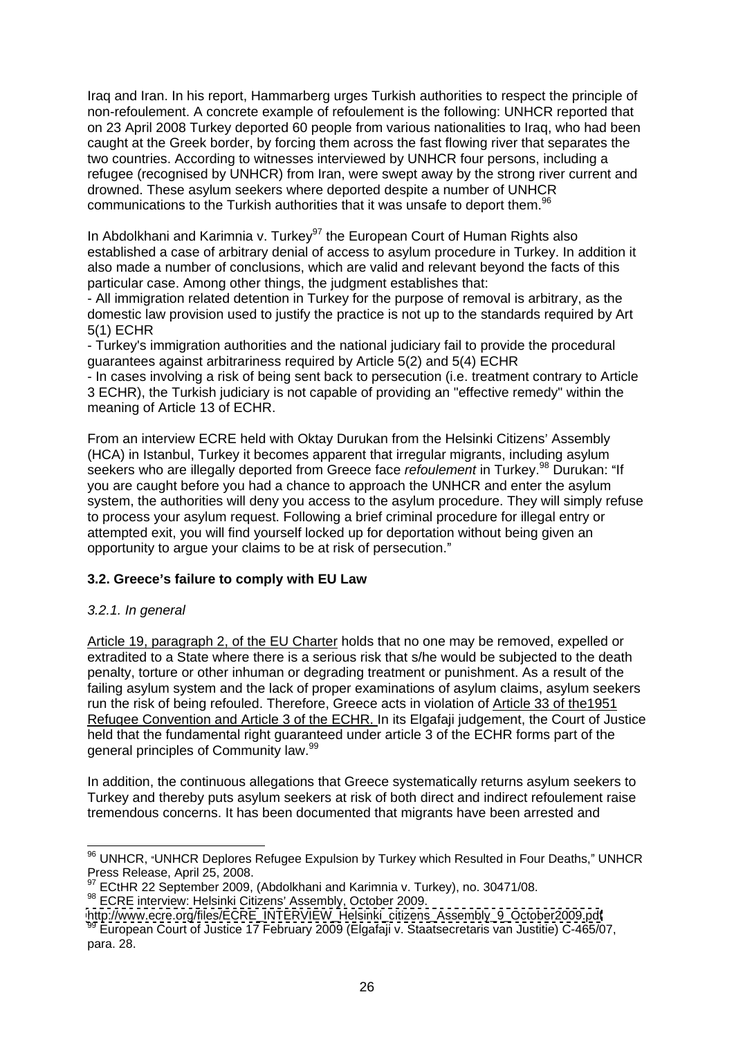Iraq and Iran. In his report, Hammarberg urges Turkish authorities to respect the principle of non-refoulement. A concrete example of refoulement is the following: UNHCR reported that on 23 April 2008 Turkey deported 60 people from various nationalities to Iraq, who had been caught at the Greek border, by forcing them across the fast flowing river that separates the two countries. According to witnesses interviewed by UNHCR four persons, including a refugee (recognised by UNHCR) from Iran, were swept away by the strong river current and drowned. These asylum seekers where deported despite a number of UNHCR communications to the Turkish authorities that it was unsafe to deport them.[96]

In Abdolkhani and Karimnia v. Turkey[97] the European Court of Human Rights also established a case of arbitrary denial of access to asylum procedure in Turkey. In addition it also made a number of conclusions, which are valid and relevant beyond the facts of this particular case. Among other things, the judgment establishes that:

- All immigration related detention in Turkey for the purpose of removal is arbitrary, as the domestic law provision used to justify the practice is not up to the standards required by Art 5(1) ECHR
- Turkey's immigration authorities and the national judiciary fail to provide the procedural guarantees against arbitrariness required by Article 5(2) and 5(4) ECHR
- In cases involving a risk of being sent back to persecution (i.e. treatment contrary to Article 3 ECHR), the Turkish judiciary is not capable of providing an "effective remedy" within the meaning of Article 13 of ECHR.

From an interview ECRE held with Oktay Durukan from the Helsinki Citizens' Assembly (HCA) in Istanbul, Turkey it becomes apparent that irregular migrants, including asylum seekers who are illegally deported from Greece face *refoulement* in Turkey.[98] Durukan: "If you are caught before you had a chance to approach the UNHCR and enter the asylum system, the authorities will deny you access to the asylum procedure. They will simply refuse to process your asylum request. Following a brief criminal procedure for illegal entry or attempted exit, you will find yourself locked up for deportation without being given an opportunity to argue your claims to be at risk of persecution."

### 3.2. Greece's failure to comply with EU Law

#### *3.2.1. In general*

Article 19, paragraph 2, of the EU Charter holds that no one may be removed, expelled or extradited to a State where there is a serious risk that s/he would be subjected to the death penalty, torture or other inhuman or degrading treatment or punishment. As a result of the failing asylum system and the lack of proper examinations of asylum claims, asylum seekers run the risk of being refouled. Therefore, Greece acts in violation of Article 33 of the1951 Refugee Convention and Article 3 of the ECHR. In its Elgafaji judgement, the Court of Justice held that the fundamental right guaranteed under article 3 of the ECHR forms part of the general principles of Community law.[99]

In addition, the continuous allegations that Greece systematically returns asylum seekers to Turkey and thereby puts asylum seekers at risk of both direct and indirect refoulement raise tremendous concerns. It has been documented that migrants have been arrested and

---

[96] UNHCR, "UNHCR Deplores Refugee Expulsion by Turkey which Resulted in Four Deaths," UNHCR Press Release, April 25, 2008.

[97] ECtHR 22 September 2009, (Abdolkhani and Karimnia v. Turkey), no. 30471/08.

[98] ECRE interview: Helsinki Citizens' Assembly, October 2009. http://www.ecre.org/files/ECRE_INTERVIEW_Helsinki_citizens_Assembly_9_October2009.pdf

[99] European Court of Justice 17 February 2009 (Elgafaji v. Staatsecretaris van Justitie) C-465/07, para. 28.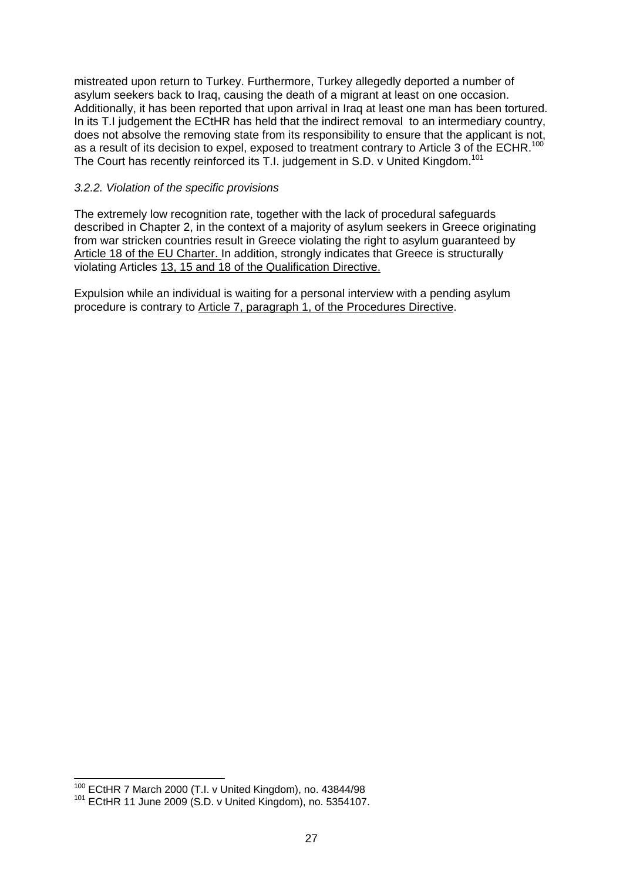mistreated upon return to Turkey. Furthermore, Turkey allegedly deported a number of asylum seekers back to Iraq, causing the death of a migrant at least on one occasion. Additionally, it has been reported that upon arrival in Iraq at least one man has been tortured. In its T.I judgement the ECtHR has held that the indirect removal to an intermediary country, does not absolve the removing state from its responsibility to ensure that the applicant is not, as a result of its decision to expel, exposed to treatment contrary to Article 3 of the ECHR.[100] The Court has recently reinforced its T.I. judgement in S.D. v United Kingdom.[101]

*3.2.2. Violation of the specific provisions*

The extremely low recognition rate, together with the lack of procedural safeguards described in Chapter 2, in the context of a majority of asylum seekers in Greece originating from war stricken countries result in Greece violating the right to asylum guaranteed by Article 18 of the EU Charter. In addition, strongly indicates that Greece is structurally violating Articles 13, 15 and 18 of the Qualification Directive.

Expulsion while an individual is waiting for a personal interview with a pending asylum procedure is contrary to Article 7, paragraph 1, of the Procedures Directive.

[100] ECtHR 7 March 2000 (T.I. v United Kingdom), no. 43844/98
[101] ECtHR 11 June 2009 (S.D. v United Kingdom), no. 5354107.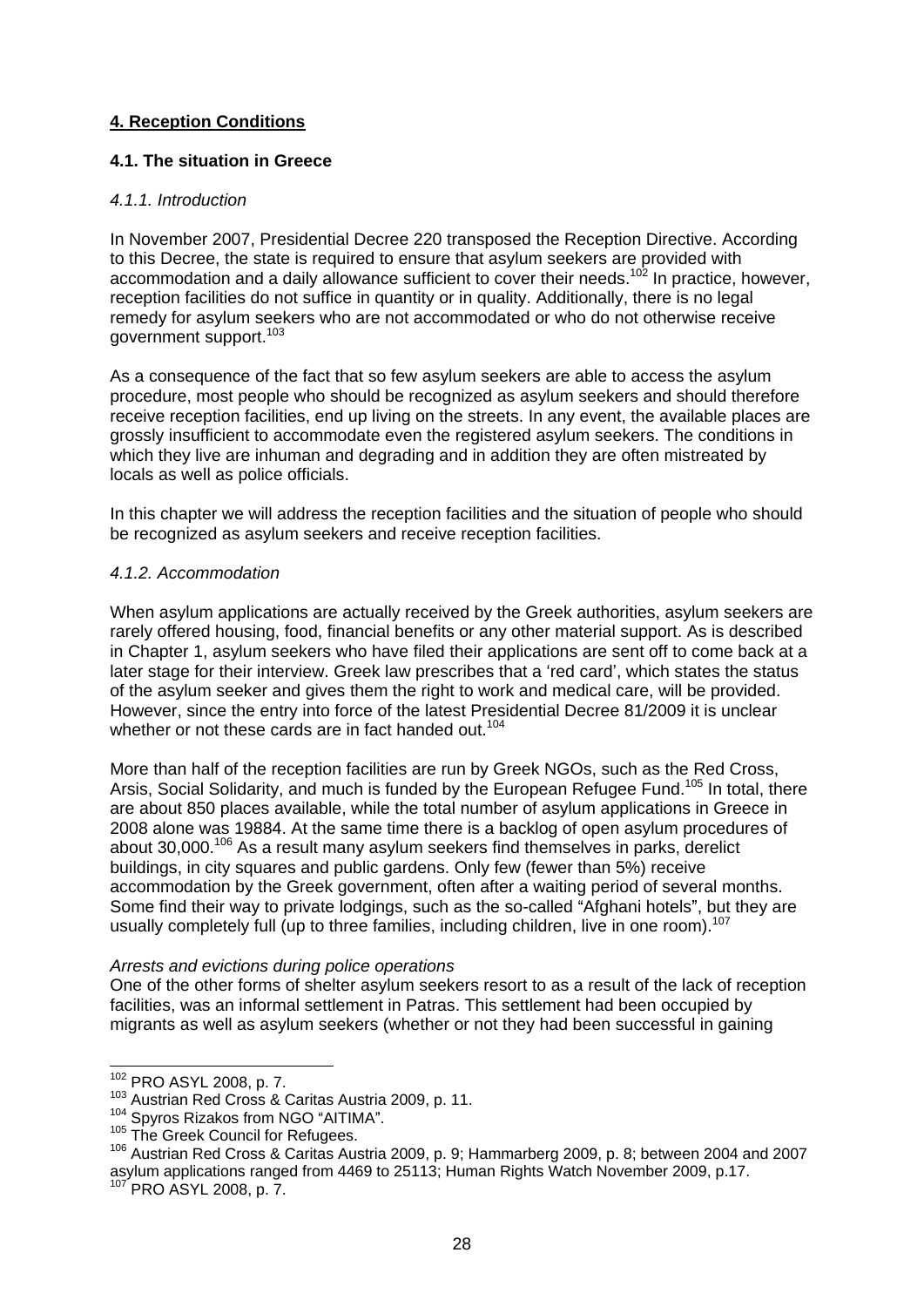## 4. Reception Conditions

### 4.1. The situation in Greece

#### *4.1.1. Introduction*

In November 2007, Presidential Decree 220 transposed the Reception Directive. According to this Decree, the state is required to ensure that asylum seekers are provided with accommodation and a daily allowance sufficient to cover their needs.[102] In practice, however, reception facilities do not suffice in quantity or in quality. Additionally, there is no legal remedy for asylum seekers who are not accommodated or who do not otherwise receive government support.[103]

As a consequence of the fact that so few asylum seekers are able to access the asylum procedure, most people who should be recognized as asylum seekers and should therefore receive reception facilities, end up living on the streets. In any event, the available places are grossly insufficient to accommodate even the registered asylum seekers. The conditions in which they live are inhuman and degrading and in addition they are often mistreated by locals as well as police officials.

In this chapter we will address the reception facilities and the situation of people who should be recognized as asylum seekers and receive reception facilities.

#### *4.1.2. Accommodation*

When asylum applications are actually received by the Greek authorities, asylum seekers are rarely offered housing, food, financial benefits or any other material support. As is described in Chapter 1, asylum seekers who have filed their applications are sent off to come back at a later stage for their interview. Greek law prescribes that a 'red card', which states the status of the asylum seeker and gives them the right to work and medical care, will be provided. However, since the entry into force of the latest Presidential Decree 81/2009 it is unclear whether or not these cards are in fact handed out.[104]

More than half of the reception facilities are run by Greek NGOs, such as the Red Cross, Arsis, Social Solidarity, and much is funded by the European Refugee Fund.[105] In total, there are about 850 places available, while the total number of asylum applications in Greece in 2008 alone was 19884. At the same time there is a backlog of open asylum procedures of about 30,000.[106] As a result many asylum seekers find themselves in parks, derelict buildings, in city squares and public gardens. Only few (fewer than 5%) receive accommodation by the Greek government, often after a waiting period of several months. Some find their way to private lodgings, such as the so-called "Afghani hotels", but they are usually completely full (up to three families, including children, live in one room).[107]

*Arrests and evictions during police operations*

One of the other forms of shelter asylum seekers resort to as a result of the lack of reception facilities, was an informal settlement in Patras. This settlement had been occupied by migrants as well as asylum seekers (whether or not they had been successful in gaining

---

[102] PRO ASYL 2008, p. 7.

[103] Austrian Red Cross & Caritas Austria 2009, p. 11.

[104] Spyros Rizakos from NGO "AITIMA".

[105] The Greek Council for Refugees.

[106] Austrian Red Cross & Caritas Austria 2009, p. 9; Hammarberg 2009, p. 8; between 2004 and 2007 asylum applications ranged from 4469 to 25113; Human Rights Watch November 2009, p.17.

[107] PRO ASYL 2008, p. 7.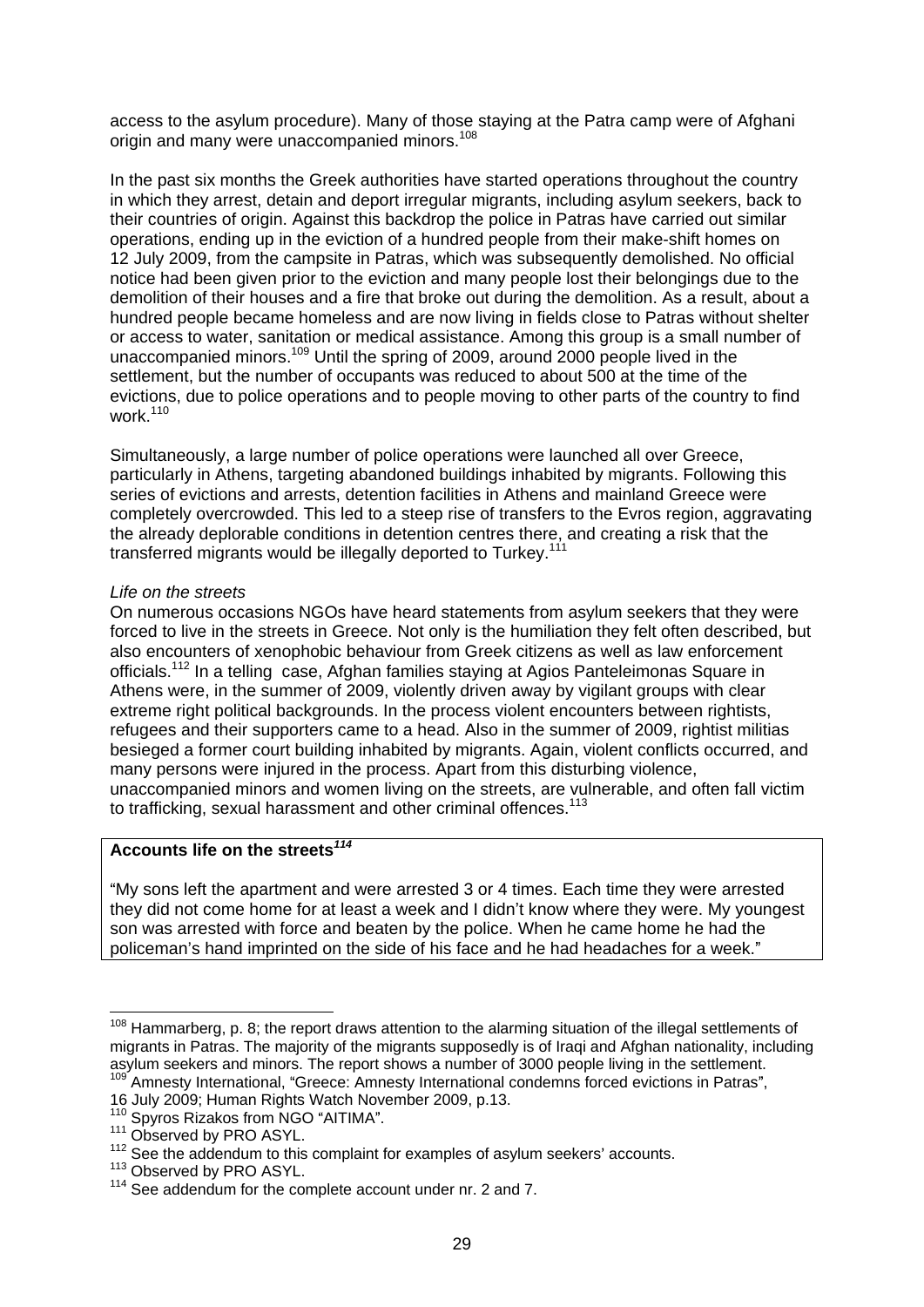access to the asylum procedure). Many of those staying at the Patra camp were of Afghani origin and many were unaccompanied minors.[108]

In the past six months the Greek authorities have started operations throughout the country in which they arrest, detain and deport irregular migrants, including asylum seekers, back to their countries of origin. Against this backdrop the police in Patras have carried out similar operations, ending up in the eviction of a hundred people from their make-shift homes on 12 July 2009, from the campsite in Patras, which was subsequently demolished. No official notice had been given prior to the eviction and many people lost their belongings due to the demolition of their houses and a fire that broke out during the demolition. As a result, about a hundred people became homeless and are now living in fields close to Patras without shelter or access to water, sanitation or medical assistance. Among this group is a small number of unaccompanied minors.[109] Until the spring of 2009, around 2000 people lived in the settlement, but the number of occupants was reduced to about 500 at the time of the evictions, due to police operations and to people moving to other parts of the country to find work.[110]

Simultaneously, a large number of police operations were launched all over Greece, particularly in Athens, targeting abandoned buildings inhabited by migrants. Following this series of evictions and arrests, detention facilities in Athens and mainland Greece were completely overcrowded. This led to a steep rise of transfers to the Evros region, aggravating the already deplorable conditions in detention centres there, and creating a risk that the transferred migrants would be illegally deported to Turkey.[111]

*Life on the streets*

On numerous occasions NGOs have heard statements from asylum seekers that they were forced to live in the streets in Greece. Not only is the humiliation they felt often described, but also encounters of xenophobic behaviour from Greek citizens as well as law enforcement officials.[112] In a telling case, Afghan families staying at Agios Panteleimonas Square in Athens were, in the summer of 2009, violently driven away by vigilant groups with clear extreme right political backgrounds. In the process violent encounters between rightists, refugees and their supporters came to a head. Also in the summer of 2009, rightist militias besieged a former court building inhabited by migrants. Again, violent conflicts occurred, and many persons were injured in the process. Apart from this disturbing violence, unaccompanied minors and women living on the streets, are vulnerable, and often fall victim to trafficking, sexual harassment and other criminal offences.[113]

**Accounts life on the streets**[114]

"My sons left the apartment and were arrested 3 or 4 times. Each time they were arrested they did not come home for at least a week and I didn't know where they were. My youngest son was arrested with force and beaten by the police. When he came home he had the policeman's hand imprinted on the side of his face and he had headaches for a week."

---

[108] Hammarberg, p. 8; the report draws attention to the alarming situation of the illegal settlements of migrants in Patras. The majority of the migrants supposedly is of Iraqi and Afghan nationality, including asylum seekers and minors. The report shows a number of 3000 people living in the settlement.

[109] Amnesty International, "Greece: Amnesty International condemns forced evictions in Patras", 16 July 2009; Human Rights Watch November 2009, p.13.

[110] Spyros Rizakos from NGO "AITIMA".

[111] Observed by PRO ASYL.

[112] See the addendum to this complaint for examples of asylum seekers' accounts.

[113] Observed by PRO ASYL.

[114] See addendum for the complete account under nr. 2 and 7.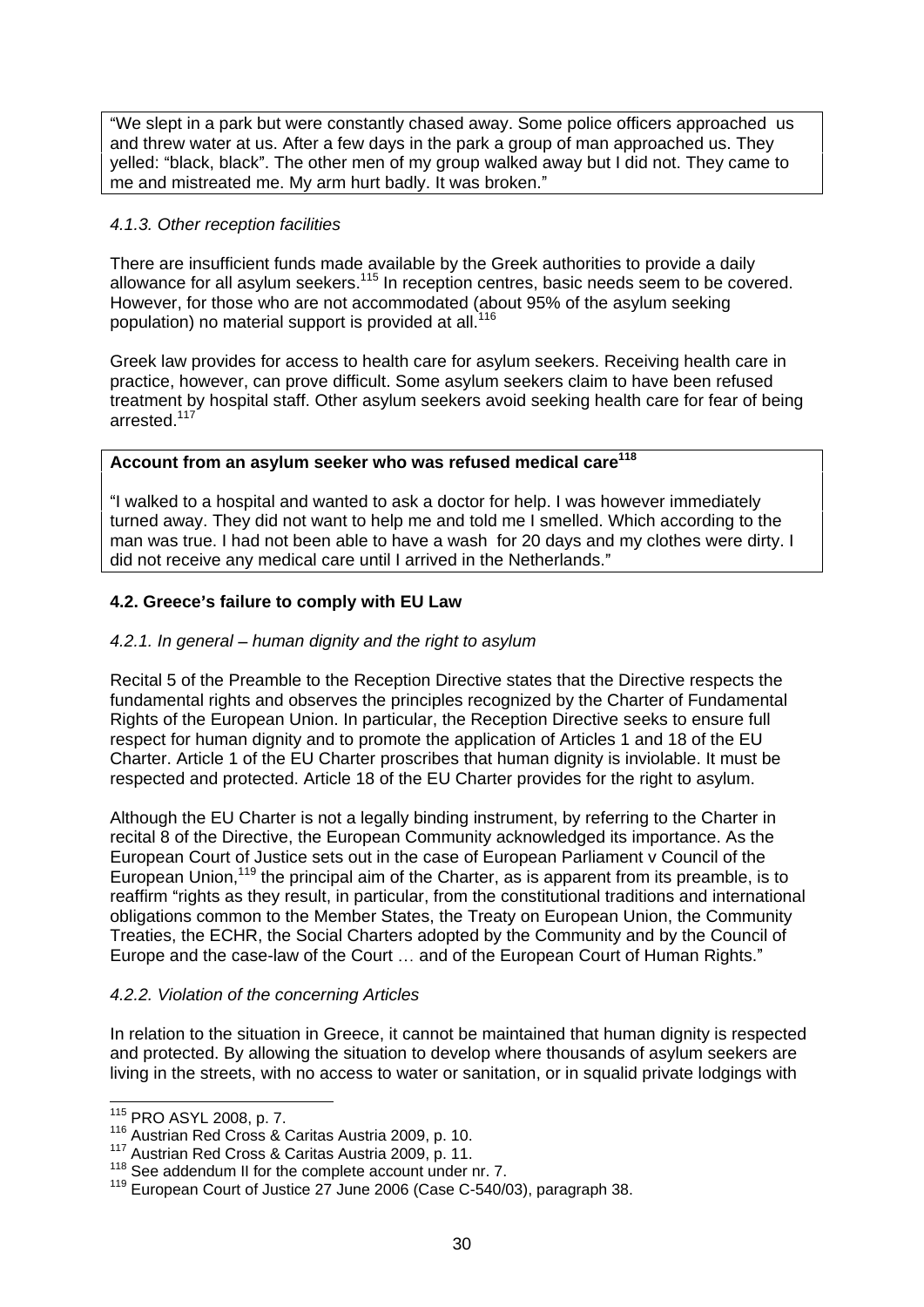"We slept in a park but were constantly chased away. Some police officers approached us and threw water at us. After a few days in the park a group of man approached us. They yelled: "black, black". The other men of my group walked away but I did not. They came to me and mistreated me. My arm hurt badly. It was broken."

#### *4.1.3. Other reception facilities*

There are insufficient funds made available by the Greek authorities to provide a daily allowance for all asylum seekers.[115] In reception centres, basic needs seem to be covered. However, for those who are not accommodated (about 95% of the asylum seeking population) no material support is provided at all.[116]

Greek law provides for access to health care for asylum seekers. Receiving health care in practice, however, can prove difficult. Some asylum seekers claim to have been refused treatment by hospital staff. Other asylum seekers avoid seeking health care for fear of being arrested.[117]

**Account from an asylum seeker who was refused medical care[118]**

"I walked to a hospital and wanted to ask a doctor for help. I was however immediately turned away. They did not want to help me and told me I smelled. Which according to the man was true. I had not been able to have a wash for 20 days and my clothes were dirty. I did not receive any medical care until I arrived in the Netherlands."

### **4.2. Greece's failure to comply with EU Law**

#### *4.2.1. In general – human dignity and the right to asylum*

Recital 5 of the Preamble to the Reception Directive states that the Directive respects the fundamental rights and observes the principles recognized by the Charter of Fundamental Rights of the European Union. In particular, the Reception Directive seeks to ensure full respect for human dignity and to promote the application of Articles 1 and 18 of the EU Charter. Article 1 of the EU Charter proscribes that human dignity is inviolable. It must be respected and protected. Article 18 of the EU Charter provides for the right to asylum.

Although the EU Charter is not a legally binding instrument, by referring to the Charter in recital 8 of the Directive, the European Community acknowledged its importance. As the European Court of Justice sets out in the case of European Parliament v Council of the European Union,[119] the principal aim of the Charter, as is apparent from its preamble, is to reaffirm "rights as they result, in particular, from the constitutional traditions and international obligations common to the Member States, the Treaty on European Union, the Community Treaties, the ECHR, the Social Charters adopted by the Community and by the Council of Europe and the case-law of the Court … and of the European Court of Human Rights."

#### *4.2.2. Violation of the concerning Articles*

In relation to the situation in Greece, it cannot be maintained that human dignity is respected and protected. By allowing the situation to develop where thousands of asylum seekers are living in the streets, with no access to water or sanitation, or in squalid private lodgings with

---

[115] PRO ASYL 2008, p. 7.
[116] Austrian Red Cross & Caritas Austria 2009, p. 10.
[117] Austrian Red Cross & Caritas Austria 2009, p. 11.
[118] See addendum II for the complete account under nr. 7.
[119] European Court of Justice 27 June 2006 (Case C-540/03), paragraph 38.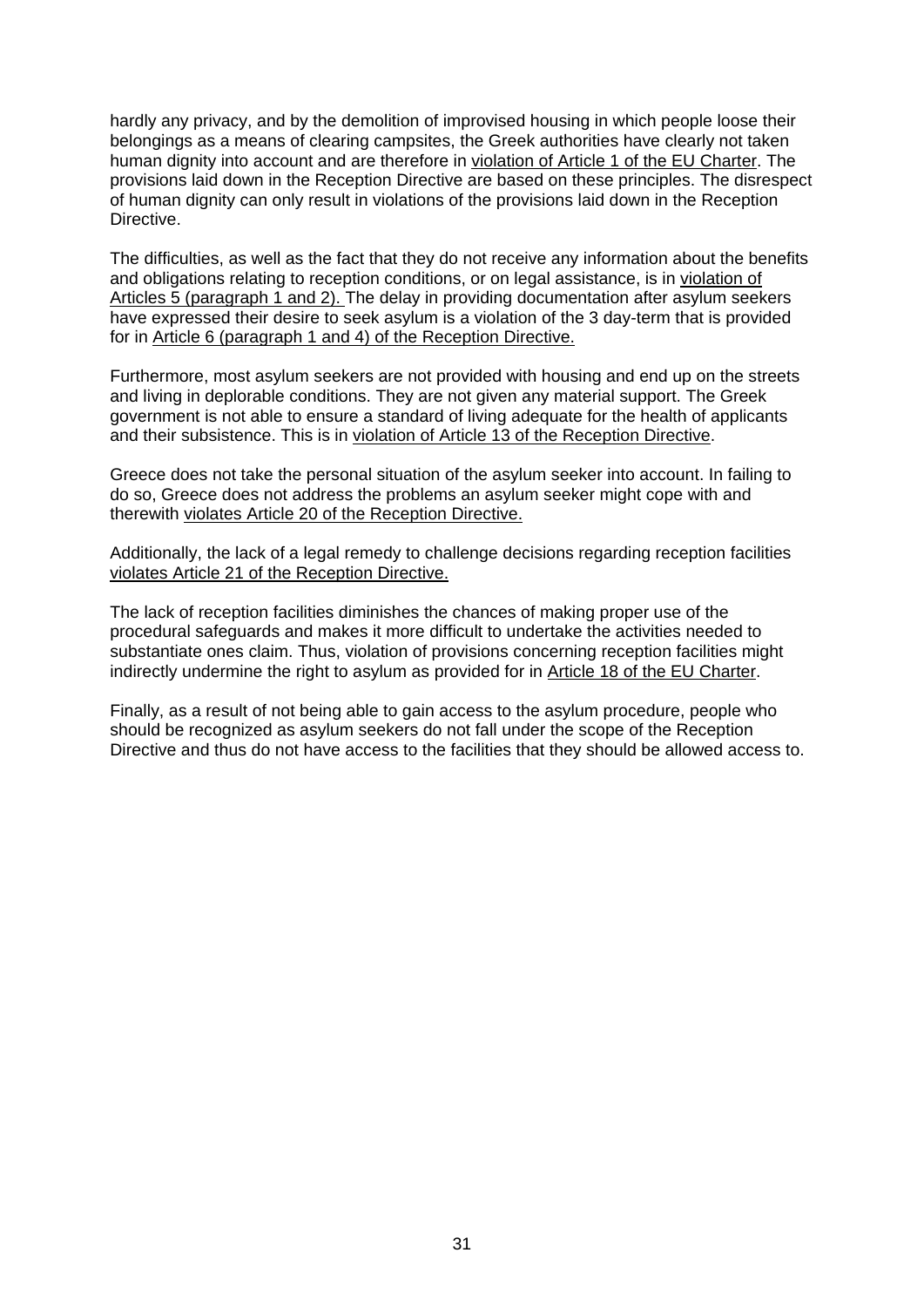hardly any privacy, and by the demolition of improvised housing in which people loose their belongings as a means of clearing campsites, the Greek authorities have clearly not taken human dignity into account and are therefore in violation of Article 1 of the EU Charter. The provisions laid down in the Reception Directive are based on these principles. The disrespect of human dignity can only result in violations of the provisions laid down in the Reception Directive.

The difficulties, as well as the fact that they do not receive any information about the benefits and obligations relating to reception conditions, or on legal assistance, is in violation of Articles 5 (paragraph 1 and 2). The delay in providing documentation after asylum seekers have expressed their desire to seek asylum is a violation of the 3 day-term that is provided for in Article 6 (paragraph 1 and 4) of the Reception Directive.

Furthermore, most asylum seekers are not provided with housing and end up on the streets and living in deplorable conditions. They are not given any material support. The Greek government is not able to ensure a standard of living adequate for the health of applicants and their subsistence. This is in violation of Article 13 of the Reception Directive.

Greece does not take the personal situation of the asylum seeker into account. In failing to do so, Greece does not address the problems an asylum seeker might cope with and therewith violates Article 20 of the Reception Directive.

Additionally, the lack of a legal remedy to challenge decisions regarding reception facilities violates Article 21 of the Reception Directive.

The lack of reception facilities diminishes the chances of making proper use of the procedural safeguards and makes it more difficult to undertake the activities needed to substantiate ones claim. Thus, violation of provisions concerning reception facilities might indirectly undermine the right to asylum as provided for in Article 18 of the EU Charter.

Finally, as a result of not being able to gain access to the asylum procedure, people who should be recognized as asylum seekers do not fall under the scope of the Reception Directive and thus do not have access to the facilities that they should be allowed access to.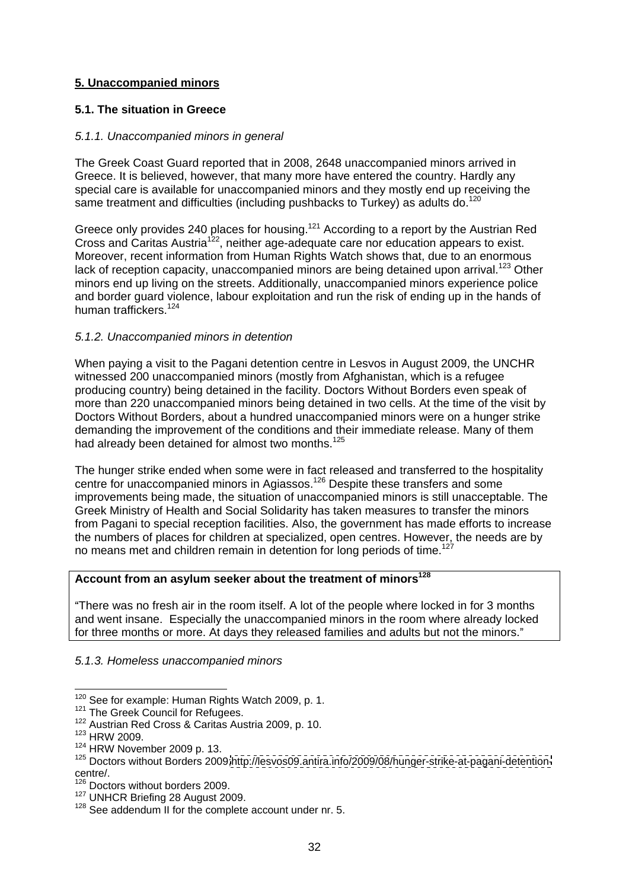## 5. Unaccompanied minors

### 5.1. The situation in Greece

#### *5.1.1. Unaccompanied minors in general*

The Greek Coast Guard reported that in 2008, 2648 unaccompanied minors arrived in Greece. It is believed, however, that many more have entered the country. Hardly any special care is available for unaccompanied minors and they mostly end up receiving the same treatment and difficulties (including pushbacks to Turkey) as adults do.[120]

Greece only provides 240 places for housing.[121] According to a report by the Austrian Red Cross and Caritas Austria[122], neither age-adequate care nor education appears to exist. Moreover, recent information from Human Rights Watch shows that, due to an enormous lack of reception capacity, unaccompanied minors are being detained upon arrival.[123] Other minors end up living on the streets. Additionally, unaccompanied minors experience police and border guard violence, labour exploitation and run the risk of ending up in the hands of human traffickers.[124]

#### *5.1.2. Unaccompanied minors in detention*

When paying a visit to the Pagani detention centre in Lesvos in August 2009, the UNCHR witnessed 200 unaccompanied minors (mostly from Afghanistan, which is a refugee producing country) being detained in the facility. Doctors Without Borders even speak of more than 220 unaccompanied minors being detained in two cells. At the time of the visit by Doctors Without Borders, about a hundred unaccompanied minors were on a hunger strike demanding the improvement of the conditions and their immediate release. Many of them had already been detained for almost two months.[125]

The hunger strike ended when some were in fact released and transferred to the hospitality centre for unaccompanied minors in Agiassos.[126] Despite these transfers and some improvements being made, the situation of unaccompanied minors is still unacceptable. The Greek Ministry of Health and Social Solidarity has taken measures to transfer the minors from Pagani to special reception facilities. Also, the government has made efforts to increase the numbers of places for children at specialized, open centres. However, the needs are by no means met and children remain in detention for long periods of time.[127]

> **Account from an asylum seeker about the treatment of minors[128]**
>
> "There was no fresh air in the room itself. A lot of the people where locked in for 3 months and went insane. Especially the unaccompanied minors in the room where already locked for three months or more. At days they released families and adults but not the minors."

#### *5.1.3. Homeless unaccompanied minors*

---

[120] See for example: Human Rights Watch 2009, p. 1.
[121] The Greek Council for Refugees.
[122] Austrian Red Cross & Caritas Austria 2009, p. 10.
[123] HRW 2009.
[124] HRW November 2009 p. 13.
[125] Doctors without Borders 2009, http://lesvos09.antira.info/2009/08/hunger-strike-at-pagani-detention-centre/.
[126] Doctors without borders 2009.
[127] UNHCR Briefing 28 August 2009.
[128] See addendum II for the complete account under nr. 5.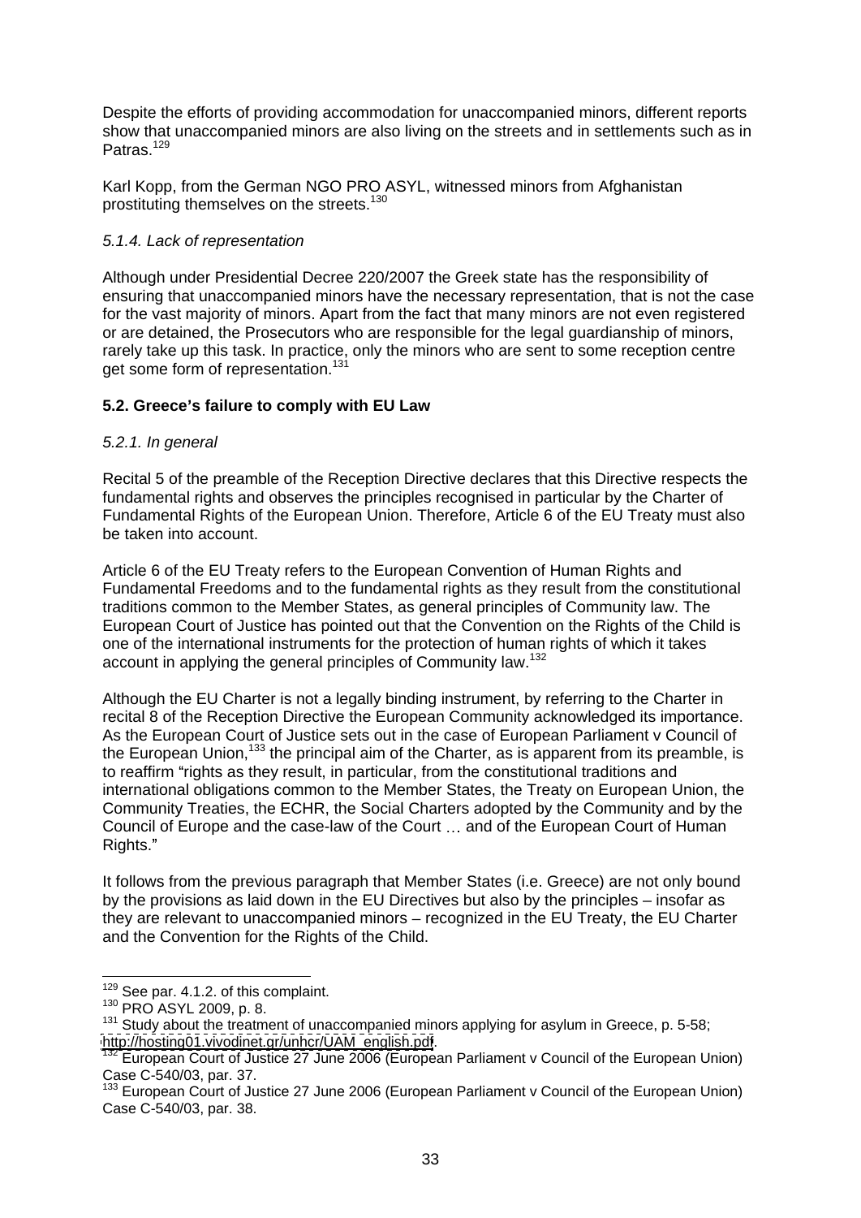Despite the efforts of providing accommodation for unaccompanied minors, different reports show that unaccompanied minors are also living on the streets and in settlements such as in Patras.[129]

Karl Kopp, from the German NGO PRO ASYL, witnessed minors from Afghanistan prostituting themselves on the streets.[130]

*5.1.4. Lack of representation*

Although under Presidential Decree 220/2007 the Greek state has the responsibility of ensuring that unaccompanied minors have the necessary representation, that is not the case for the vast majority of minors. Apart from the fact that many minors are not even registered or are detained, the Prosecutors who are responsible for the legal guardianship of minors, rarely take up this task. In practice, only the minors who are sent to some reception centre get some form of representation.[131]

**5.2. Greece's failure to comply with EU Law**

*5.2.1. In general*

Recital 5 of the preamble of the Reception Directive declares that this Directive respects the fundamental rights and observes the principles recognised in particular by the Charter of Fundamental Rights of the European Union. Therefore, Article 6 of the EU Treaty must also be taken into account.

Article 6 of the EU Treaty refers to the European Convention of Human Rights and Fundamental Freedoms and to the fundamental rights as they result from the constitutional traditions common to the Member States, as general principles of Community law. The European Court of Justice has pointed out that the Convention on the Rights of the Child is one of the international instruments for the protection of human rights of which it takes account in applying the general principles of Community law.[132]

Although the EU Charter is not a legally binding instrument, by referring to the Charter in recital 8 of the Reception Directive the European Community acknowledged its importance. As the European Court of Justice sets out in the case of European Parliament v Council of the European Union,[133] the principal aim of the Charter, as is apparent from its preamble, is to reaffirm "rights as they result, in particular, from the constitutional traditions and international obligations common to the Member States, the Treaty on European Union, the Community Treaties, the ECHR, the Social Charters adopted by the Community and by the Council of Europe and the case-law of the Court … and of the European Court of Human Rights."

It follows from the previous paragraph that Member States (i.e. Greece) are not only bound by the provisions as laid down in the EU Directives but also by the principles – insofar as they are relevant to unaccompanied minors – recognized in the EU Treaty, the EU Charter and the Convention for the Rights of the Child.

---

[129] See par. 4.1.2. of this complaint.

[130] PRO ASYL 2009, p. 8.

[131] Study about the treatment of unaccompanied minors applying for asylum in Greece, p. 5-58; http://hosting01.vivodinet.gr/unhcr/UAM_english.pdf.

[132] European Court of Justice 27 June 2006 (European Parliament v Council of the European Union) Case C-540/03, par. 37.

[133] European Court of Justice 27 June 2006 (European Parliament v Council of the European Union) Case C-540/03, par. 38.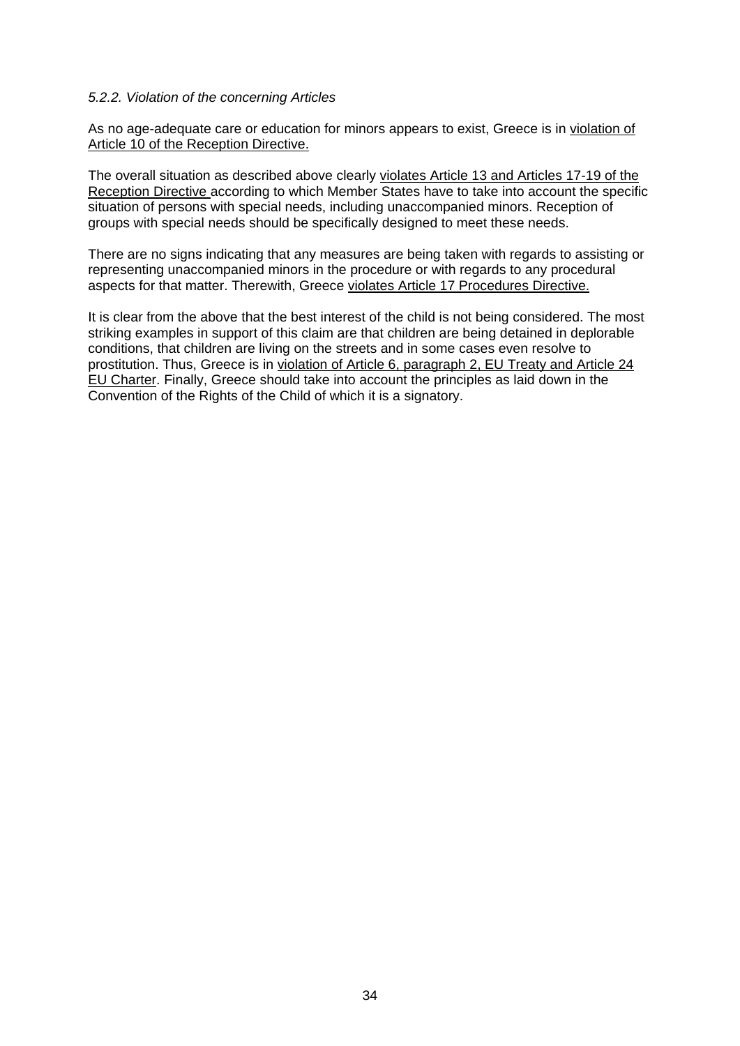*5.2.2. Violation of the concerning Articles*

As no age-adequate care or education for minors appears to exist, Greece is in <u>violation of Article 10 of the Reception Directive.</u>

The overall situation as described above clearly <u>violates Article 13 and Articles 17-19 of the Reception Directive</u> according to which Member States have to take into account the specific situation of persons with special needs, including unaccompanied minors. Reception of groups with special needs should be specifically designed to meet these needs.

There are no signs indicating that any measures are being taken with regards to assisting or representing unaccompanied minors in the procedure or with regards to any procedural aspects for that matter. Therewith, Greece <u>violates Article 17 Procedures Directive.</u>

It is clear from the above that the best interest of the child is not being considered. The most striking examples in support of this claim are that children are being detained in deplorable conditions, that children are living on the streets and in some cases even resolve to prostitution. Thus, Greece is in <u>violation of Article 6, paragraph 2, EU Treaty and Article 24 EU Charter</u>. Finally, Greece should take into account the principles as laid down in the Convention of the Rights of the Child of which it is a signatory.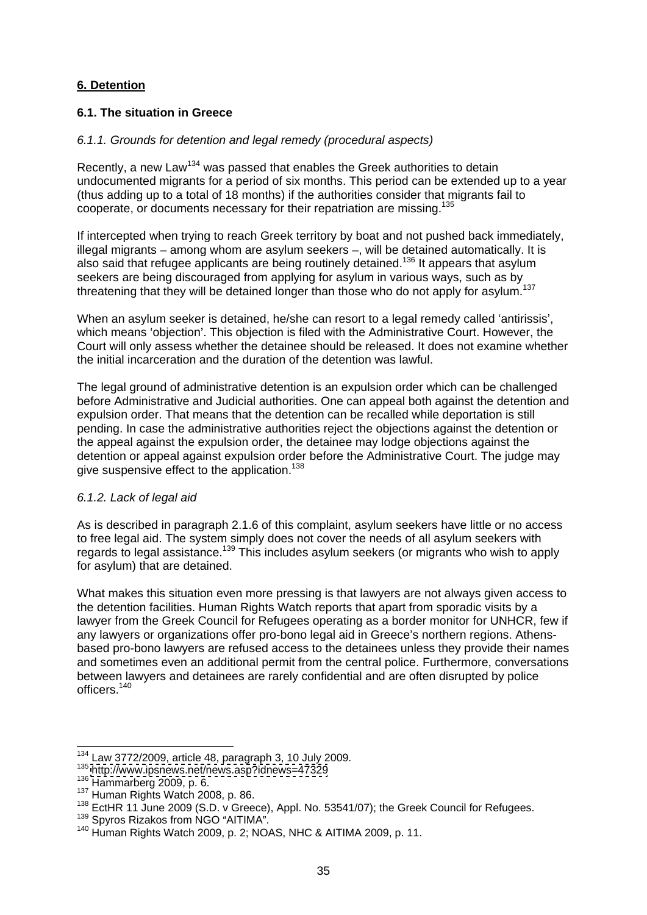## 6. Detention

### 6.1. The situation in Greece

*6.1.1. Grounds for detention and legal remedy (procedural aspects)*

Recently, a new Law[134] was passed that enables the Greek authorities to detain undocumented migrants for a period of six months. This period can be extended up to a year (thus adding up to a total of 18 months) if the authorities consider that migrants fail to cooperate, or documents necessary for their repatriation are missing.[135]

If intercepted when trying to reach Greek territory by boat and not pushed back immediately, illegal migrants – among whom are asylum seekers –, will be detained automatically. It is also said that refugee applicants are being routinely detained.[136] It appears that asylum seekers are being discouraged from applying for asylum in various ways, such as by threatening that they will be detained longer than those who do not apply for asylum.[137]

When an asylum seeker is detained, he/she can resort to a legal remedy called 'antirissis', which means 'objection'. This objection is filed with the Administrative Court. However, the Court will only assess whether the detainee should be released. It does not examine whether the initial incarceration and the duration of the detention was lawful.

The legal ground of administrative detention is an expulsion order which can be challenged before Administrative and Judicial authorities. One can appeal both against the detention and expulsion order. That means that the detention can be recalled while deportation is still pending. In case the administrative authorities reject the objections against the detention or the appeal against the expulsion order, the detainee may lodge objections against the detention or appeal against expulsion order before the Administrative Court. The judge may give suspensive effect to the application.[138]

*6.1.2. Lack of legal aid*

As is described in paragraph 2.1.6 of this complaint, asylum seekers have little or no access to free legal aid. The system simply does not cover the needs of all asylum seekers with regards to legal assistance.[139] This includes asylum seekers (or migrants who wish to apply for asylum) that are detained.

What makes this situation even more pressing is that lawyers are not always given access to the detention facilities. Human Rights Watch reports that apart from sporadic visits by a lawyer from the Greek Council for Refugees operating as a border monitor for UNHCR, few if any lawyers or organizations offer pro-bono legal aid in Greece's northern regions. Athens-based pro-bono lawyers are refused access to the detainees unless they provide their names and sometimes even an additional permit from the central police. Furthermore, conversations between lawyers and detainees are rarely confidential and are often disrupted by police officers.[140]

---

[134] Law 3772/2009, article 48, paragraph 3, 10 July 2009.
[135] http://www.ipsnews.net/news.asp?idnews=47329
[136] Hammarberg 2009, p. 6.
[137] Human Rights Watch 2008, p. 86.
[138] EctHR 11 June 2009 (S.D. v Greece), Appl. No. 53541/07); the Greek Council for Refugees.
[139] Spyros Rizakos from NGO "AITIMA".
[140] Human Rights Watch 2009, p. 2; NOAS, NHC & AITIMA 2009, p. 11.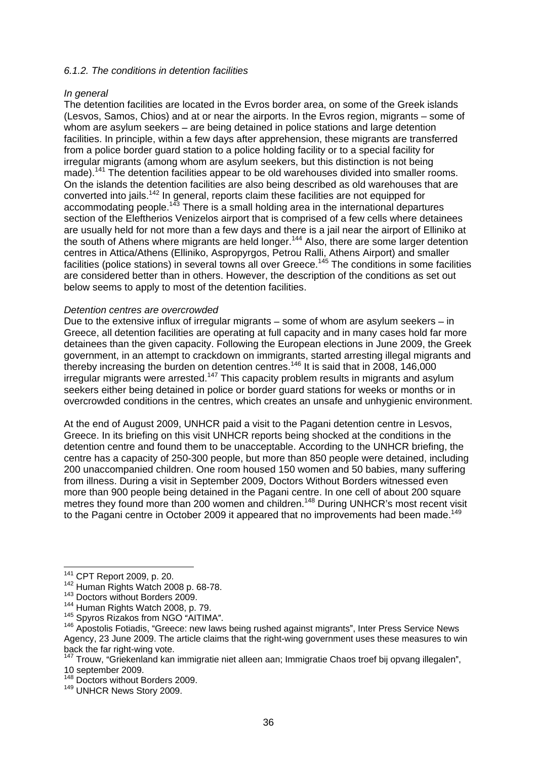*6.1.2. The conditions in detention facilities*

*In general*

The detention facilities are located in the Evros border area, on some of the Greek islands (Lesvos, Samos, Chios) and at or near the airports. In the Evros region, migrants – some of whom are asylum seekers – are being detained in police stations and large detention facilities. In principle, within a few days after apprehension, these migrants are transferred from a police border guard station to a police holding facility or to a special facility for irregular migrants (among whom are asylum seekers, but this distinction is not being made).[141] The detention facilities appear to be old warehouses divided into smaller rooms. On the islands the detention facilities are also being described as old warehouses that are converted into jails.[142] In general, reports claim these facilities are not equipped for accommodating people.[143] There is a small holding area in the international departures section of the Eleftherios Venizelos airport that is comprised of a few cells where detainees are usually held for not more than a few days and there is a jail near the airport of Elliniko at the south of Athens where migrants are held longer.[144] Also, there are some larger detention centres in Attica/Athens (Elliniko, Aspropyrgos, Petrou Ralli, Athens Airport) and smaller facilities (police stations) in several towns all over Greece.[145] The conditions in some facilities are considered better than in others. However, the description of the conditions as set out below seems to apply to most of the detention facilities.

*Detention centres are overcrowded*

Due to the extensive influx of irregular migrants – some of whom are asylum seekers – in Greece, all detention facilities are operating at full capacity and in many cases hold far more detainees than the given capacity. Following the European elections in June 2009, the Greek government, in an attempt to crackdown on immigrants, started arresting illegal migrants and thereby increasing the burden on detention centres.[146] It is said that in 2008, 146,000 irregular migrants were arrested.[147] This capacity problem results in migrants and asylum seekers either being detained in police or border guard stations for weeks or months or in overcrowded conditions in the centres, which creates an unsafe and unhygienic environment.

At the end of August 2009, UNHCR paid a visit to the Pagani detention centre in Lesvos, Greece. In its briefing on this visit UNHCR reports being shocked at the conditions in the detention centre and found them to be unacceptable. According to the UNHCR briefing, the centre has a capacity of 250-300 people, but more than 850 people were detained, including 200 unaccompanied children. One room housed 150 women and 50 babies, many suffering from illness. During a visit in September 2009, Doctors Without Borders witnessed even more than 900 people being detained in the Pagani centre. In one cell of about 200 square metres they found more than 200 women and children.[148] During UNHCR's most recent visit to the Pagani centre in October 2009 it appeared that no improvements had been made.[149]

---

[141] CPT Report 2009, p. 20.

[142] Human Rights Watch 2008 p. 68-78.

[143] Doctors without Borders 2009.

[144] Human Rights Watch 2008, p. 79.

[145] Spyros Rizakos from NGO "AITIMA".

[146] Apostolis Fotiadis, "Greece: new laws being rushed against migrants", Inter Press Service News Agency, 23 June 2009. The article claims that the right-wing government uses these measures to win back the far right-wing vote.

[147] Trouw, "Griekenland kan immigratie niet alleen aan; Immigratie Chaos troef bij opvang illegalen", 10 september 2009.

[148] Doctors without Borders 2009.

[149] UNHCR News Story 2009.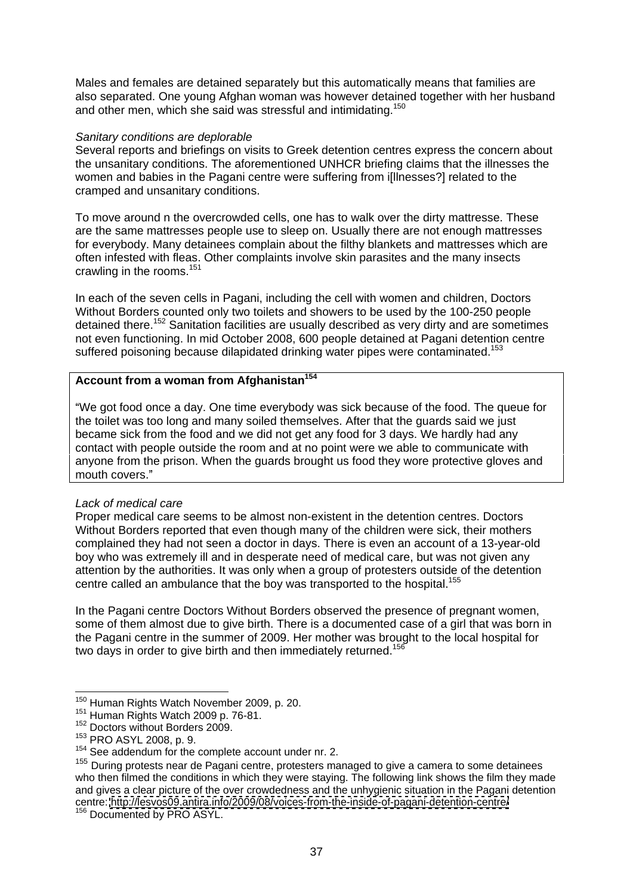Males and females are detained separately but this automatically means that families are also separated. One young Afghan woman was however detained together with her husband and other men, which she said was stressful and intimidating.[150]

*Sanitary conditions are deplorable*

Several reports and briefings on visits to Greek detention centres express the concern about the unsanitary conditions. The aforementioned UNHCR briefing claims that the illnesses the women and babies in the Pagani centre were suffering from i[llnesses?] related to the cramped and unsanitary conditions.

To move around n the overcrowded cells, one has to walk over the dirty mattresse. These are the same mattresses people use to sleep on. Usually there are not enough mattresses for everybody. Many detainees complain about the filthy blankets and mattresses which are often infested with fleas. Other complaints involve skin parasites and the many insects crawling in the rooms.[151]

In each of the seven cells in Pagani, including the cell with women and children, Doctors Without Borders counted only two toilets and showers to be used by the 100-250 people detained there.[152] Sanitation facilities are usually described as very dirty and are sometimes not even functioning. In mid October 2008, 600 people detained at Pagani detention centre suffered poisoning because dilapidated drinking water pipes were contaminated.[153]

**Account from a woman from Afghanistan[154]**

"We got food once a day. One time everybody was sick because of the food. The queue for the toilet was too long and many soiled themselves. After that the guards said we just became sick from the food and we did not get any food for 3 days. We hardly had any contact with people outside the room and at no point were we able to communicate with anyone from the prison. When the guards brought us food they wore protective gloves and mouth covers."

*Lack of medical care*

Proper medical care seems to be almost non-existent in the detention centres. Doctors Without Borders reported that even though many of the children were sick, their mothers complained they had not seen a doctor in days. There is even an account of a 13-year-old boy who was extremely ill and in desperate need of medical care, but was not given any attention by the authorities. It was only when a group of protesters outside of the detention centre called an ambulance that the boy was transported to the hospital.[155]

In the Pagani centre Doctors Without Borders observed the presence of pregnant women, some of them almost due to give birth. There is a documented case of a girl that was born in the Pagani centre in the summer of 2009. Her mother was brought to the local hospital for two days in order to give birth and then immediately returned.[156]

---

[150] Human Rights Watch November 2009, p. 20.
[151] Human Rights Watch 2009 p. 76-81.
[152] Doctors without Borders 2009.
[153] PRO ASYL 2008, p. 9.
[154] See addendum for the complete account under nr. 2.
[155] During protests near de Pagani centre, protesters managed to give a camera to some detainees who then filmed the conditions in which they were staying. The following link shows the film they made and gives a clear picture of the over crowdedness and the unhygienic situation in the Pagani detention centre: http://lesvos09.antira.info/2009/08/voices-from-the-inside-of-pagani-detention-centre/
[156] Documented by PRO ASYL.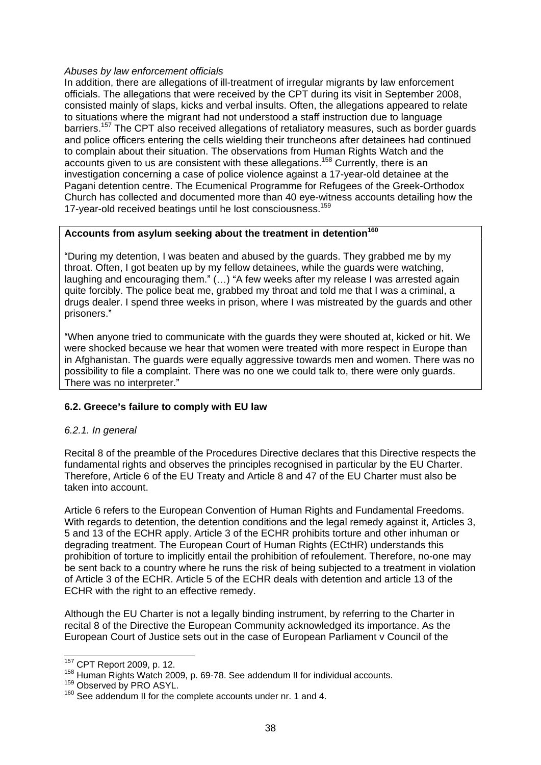*Abuses by law enforcement officials*

In addition, there are allegations of ill-treatment of irregular migrants by law enforcement officials. The allegations that were received by the CPT during its visit in September 2008, consisted mainly of slaps, kicks and verbal insults. Often, the allegations appeared to relate to situations where the migrant had not understood a staff instruction due to language barriers.[157] The CPT also received allegations of retaliatory measures, such as border guards and police officers entering the cells wielding their truncheons after detainees had continued to complain about their situation. The observations from Human Rights Watch and the accounts given to us are consistent with these allegations.[158] Currently, there is an investigation concerning a case of police violence against a 17-year-old detainee at the Pagani detention centre. The Ecumenical Programme for Refugees of the Greek-Orthodox Church has collected and documented more than 40 eye-witness accounts detailing how the 17-year-old received beatings until he lost consciousness.[159]

**Accounts from asylum seeking about the treatment in detention[160]**

"During my detention, I was beaten and abused by the guards. They grabbed me by my throat. Often, I got beaten up by my fellow detainees, while the guards were watching, laughing and encouraging them." (…) "A few weeks after my release I was arrested again quite forcibly. The police beat me, grabbed my throat and told me that I was a criminal, a drugs dealer. I spend three weeks in prison, where I was mistreated by the guards and other prisoners."

"When anyone tried to communicate with the guards they were shouted at, kicked or hit. We were shocked because we hear that women were treated with more respect in Europe than in Afghanistan. The guards were equally aggressive towards men and women. There was no possibility to file a complaint. There was no one we could talk to, there were only guards. There was no interpreter."

### 6.2. Greece's failure to comply with EU law

*6.2.1. In general*

Recital 8 of the preamble of the Procedures Directive declares that this Directive respects the fundamental rights and observes the principles recognised in particular by the EU Charter. Therefore, Article 6 of the EU Treaty and Article 8 and 47 of the EU Charter must also be taken into account.

Article 6 refers to the European Convention of Human Rights and Fundamental Freedoms. With regards to detention, the detention conditions and the legal remedy against it, Articles 3, 5 and 13 of the ECHR apply. Article 3 of the ECHR prohibits torture and other inhuman or degrading treatment. The European Court of Human Rights (ECtHR) understands this prohibition of torture to implicitly entail the prohibition of refoulement. Therefore, no-one may be sent back to a country where he runs the risk of being subjected to a treatment in violation of Article 3 of the ECHR. Article 5 of the ECHR deals with detention and article 13 of the ECHR with the right to an effective remedy.

Although the EU Charter is not a legally binding instrument, by referring to the Charter in recital 8 of the Directive the European Community acknowledged its importance. As the European Court of Justice sets out in the case of European Parliament v Council of the

---

[157] CPT Report 2009, p. 12.

[158] Human Rights Watch 2009, p. 69-78. See addendum II for individual accounts.

[159] Observed by PRO ASYL.

[160] See addendum II for the complete accounts under nr. 1 and 4.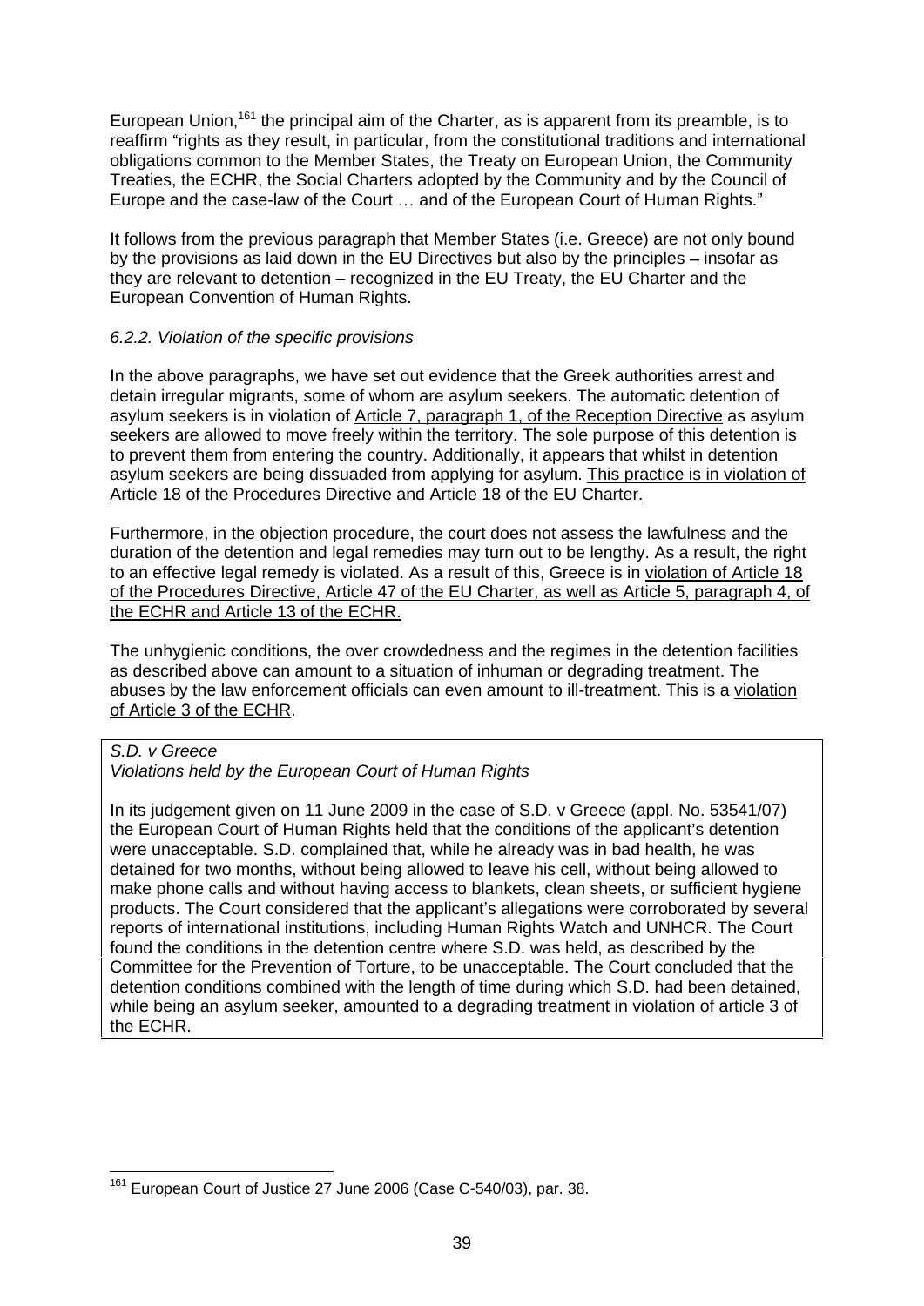European Union,[161] the principal aim of the Charter, as is apparent from its preamble, is to reaffirm "rights as they result, in particular, from the constitutional traditions and international obligations common to the Member States, the Treaty on European Union, the Community Treaties, the ECHR, the Social Charters adopted by the Community and by the Council of Europe and the case-law of the Court … and of the European Court of Human Rights."

It follows from the previous paragraph that Member States (i.e. Greece) are not only bound by the provisions as laid down in the EU Directives but also by the principles – insofar as they are relevant to detention – recognized in the EU Treaty, the EU Charter and the European Convention of Human Rights.

*6.2.2. Violation of the specific provisions*

In the above paragraphs, we have set out evidence that the Greek authorities arrest and detain irregular migrants, some of whom are asylum seekers. The automatic detention of asylum seekers is in violation of Article 7, paragraph 1, of the Reception Directive as asylum seekers are allowed to move freely within the territory. The sole purpose of this detention is to prevent them from entering the country. Additionally, it appears that whilst in detention asylum seekers are being dissuaded from applying for asylum. This practice is in violation of Article 18 of the Procedures Directive and Article 18 of the EU Charter.

Furthermore, in the objection procedure, the court does not assess the lawfulness and the duration of the detention and legal remedies may turn out to be lengthy. As a result, the right to an effective legal remedy is violated. As a result of this, Greece is in violation of Article 18 of the Procedures Directive, Article 47 of the EU Charter, as well as Article 5, paragraph 4, of the ECHR and Article 13 of the ECHR.

The unhygienic conditions, the over crowdedness and the regimes in the detention facilities as described above can amount to a situation of inhuman or degrading treatment. The abuses by the law enforcement officials can even amount to ill-treatment. This is a violation of Article 3 of the ECHR.

*S.D. v Greece*
*Violations held by the European Court of Human Rights*

In its judgement given on 11 June 2009 in the case of S.D. v Greece (appl. No. 53541/07) the European Court of Human Rights held that the conditions of the applicant's detention were unacceptable. S.D. complained that, while he already was in bad health, he was detained for two months, without being allowed to leave his cell, without being allowed to make phone calls and without having access to blankets, clean sheets, or sufficient hygiene products. The Court considered that the applicant's allegations were corroborated by several reports of international institutions, including Human Rights Watch and UNHCR. The Court found the conditions in the detention centre where S.D. was held, as described by the Committee for the Prevention of Torture, to be unacceptable. The Court concluded that the detention conditions combined with the length of time during which S.D. had been detained, while being an asylum seeker, amounted to a degrading treatment in violation of article 3 of the ECHR.

---

[161] European Court of Justice 27 June 2006 (Case C-540/03), par. 38.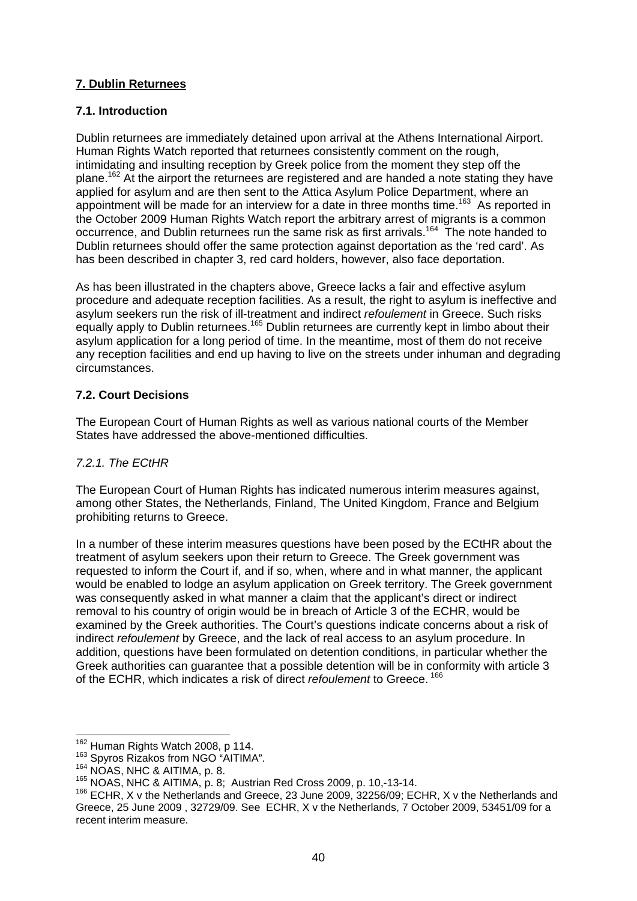## 7. Dublin Returnees

### 7.1. Introduction

Dublin returnees are immediately detained upon arrival at the Athens International Airport. Human Rights Watch reported that returnees consistently comment on the rough, intimidating and insulting reception by Greek police from the moment they step off the plane.[162] At the airport the returnees are registered and are handed a note stating they have applied for asylum and are then sent to the Attica Asylum Police Department, where an appointment will be made for an interview for a date in three months time.[163] As reported in the October 2009 Human Rights Watch report the arbitrary arrest of migrants is a common occurrence, and Dublin returnees run the same risk as first arrivals.[164] The note handed to Dublin returnees should offer the same protection against deportation as the 'red card'. As has been described in chapter 3, red card holders, however, also face deportation.

As has been illustrated in the chapters above, Greece lacks a fair and effective asylum procedure and adequate reception facilities. As a result, the right to asylum is ineffective and asylum seekers run the risk of ill-treatment and indirect *refoulement* in Greece. Such risks equally apply to Dublin returnees.[165] Dublin returnees are currently kept in limbo about their asylum application for a long period of time. In the meantime, most of them do not receive any reception facilities and end up having to live on the streets under inhuman and degrading circumstances.

### 7.2. Court Decisions

The European Court of Human Rights as well as various national courts of the Member States have addressed the above-mentioned difficulties.

#### *7.2.1. The ECtHR*

The European Court of Human Rights has indicated numerous interim measures against, among other States, the Netherlands, Finland, The United Kingdom, France and Belgium prohibiting returns to Greece.

In a number of these interim measures questions have been posed by the ECtHR about the treatment of asylum seekers upon their return to Greece. The Greek government was requested to inform the Court if, and if so, when, where and in what manner, the applicant would be enabled to lodge an asylum application on Greek territory. The Greek government was consequently asked in what manner a claim that the applicant's direct or indirect removal to his country of origin would be in breach of Article 3 of the ECHR, would be examined by the Greek authorities. The Court's questions indicate concerns about a risk of indirect *refoulement* by Greece, and the lack of real access to an asylum procedure. In addition, questions have been formulated on detention conditions, in particular whether the Greek authorities can guarantee that a possible detention will be in conformity with article 3 of the ECHR, which indicates a risk of direct *refoulement* to Greece.[166]

---

[162] Human Rights Watch 2008, p 114.
[163] Spyros Rizakos from NGO "AITIMA".
[164] NOAS, NHC & AITIMA, p. 8.
[165] NOAS, NHC & AITIMA, p. 8; Austrian Red Cross 2009, p. 10,-13-14.
[166] ECHR, X v the Netherlands and Greece, 23 June 2009, 32256/09; ECHR, X v the Netherlands and Greece, 25 June 2009 , 32729/09. See ECHR, X v the Netherlands, 7 October 2009, 53451/09 for a recent interim measure.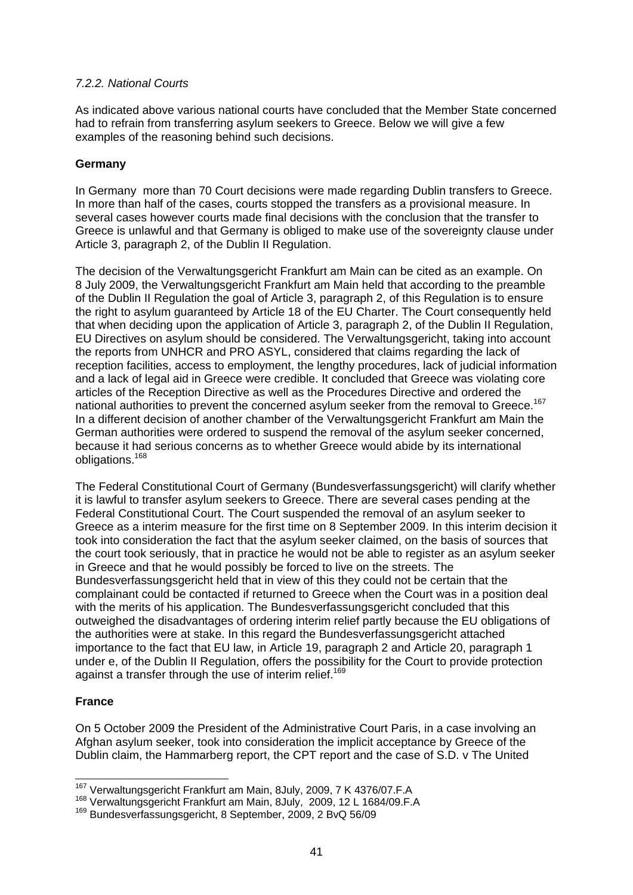*7.2.2. National Courts*

As indicated above various national courts have concluded that the Member State concerned had to refrain from transferring asylum seekers to Greece. Below we will give a few examples of the reasoning behind such decisions.

**Germany**

In Germany more than 70 Court decisions were made regarding Dublin transfers to Greece. In more than half of the cases, courts stopped the transfers as a provisional measure. In several cases however courts made final decisions with the conclusion that the transfer to Greece is unlawful and that Germany is obliged to make use of the sovereignty clause under Article 3, paragraph 2, of the Dublin II Regulation.

The decision of the Verwaltungsgericht Frankfurt am Main can be cited as an example. On 8 July 2009, the Verwaltungsgericht Frankfurt am Main held that according to the preamble of the Dublin II Regulation the goal of Article 3, paragraph 2, of this Regulation is to ensure the right to asylum guaranteed by Article 18 of the EU Charter. The Court consequently held that when deciding upon the application of Article 3, paragraph 2, of the Dublin II Regulation, EU Directives on asylum should be considered. The Verwaltungsgericht, taking into account the reports from UNHCR and PRO ASYL, considered that claims regarding the lack of reception facilities, access to employment, the lengthy procedures, lack of judicial information and a lack of legal aid in Greece were credible. It concluded that Greece was violating core articles of the Reception Directive as well as the Procedures Directive and ordered the national authorities to prevent the concerned asylum seeker from the removal to Greece.[167] In a different decision of another chamber of the Verwaltungsgericht Frankfurt am Main the German authorities were ordered to suspend the removal of the asylum seeker concerned, because it had serious concerns as to whether Greece would abide by its international obligations.[168]

The Federal Constitutional Court of Germany (Bundesverfassungsgericht) will clarify whether it is lawful to transfer asylum seekers to Greece. There are several cases pending at the Federal Constitutional Court. The Court suspended the removal of an asylum seeker to Greece as a interim measure for the first time on 8 September 2009. In this interim decision it took into consideration the fact that the asylum seeker claimed, on the basis of sources that the court took seriously, that in practice he would not be able to register as an asylum seeker in Greece and that he would possibly be forced to live on the streets. The Bundesverfassungsgericht held that in view of this they could not be certain that the complainant could be contacted if returned to Greece when the Court was in a position deal with the merits of his application. The Bundesverfassungsgericht concluded that this outweighed the disadvantages of ordering interim relief partly because the EU obligations of the authorities were at stake. In this regard the Bundesverfassungsgericht attached importance to the fact that EU law, in Article 19, paragraph 2 and Article 20, paragraph 1 under e, of the Dublin II Regulation, offers the possibility for the Court to provide protection against a transfer through the use of interim relief.[169]

**France**

On 5 October 2009 the President of the Administrative Court Paris, in a case involving an Afghan asylum seeker, took into consideration the implicit acceptance by Greece of the Dublin claim, the Hammarberg report, the CPT report and the case of S.D. v The United

---

[167] Verwaltungsgericht Frankfurt am Main, 8July, 2009, 7 K 4376/07.F.A

[168] Verwaltungsgericht Frankfurt am Main, 8July, 2009, 12 L 1684/09.F.A

[169] Bundesverfassungsgericht, 8 September, 2009, 2 BvQ 56/09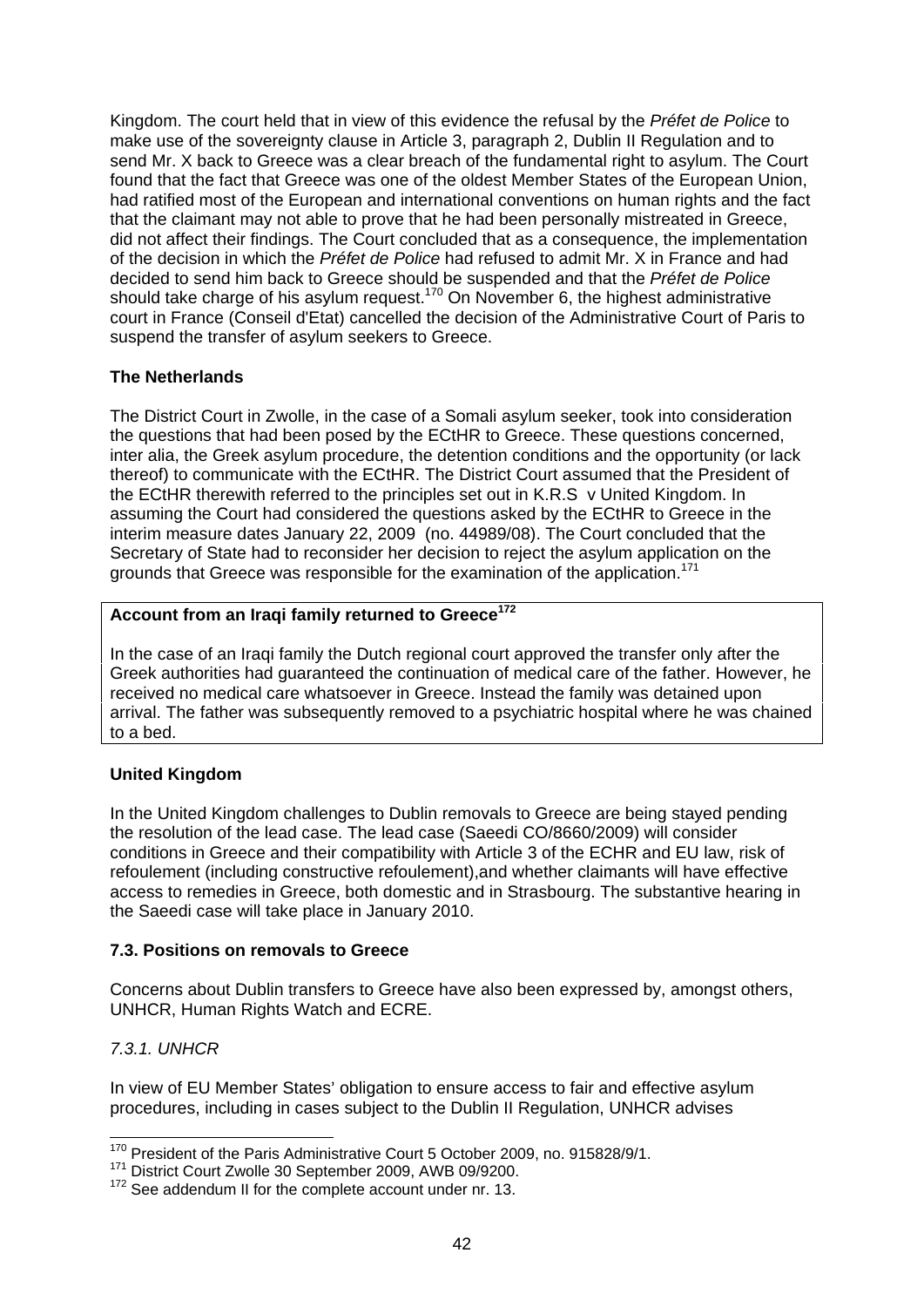Kingdom. The court held that in view of this evidence the refusal by the *Préfet de Police* to make use of the sovereignty clause in Article 3, paragraph 2, Dublin II Regulation and to send Mr. X back to Greece was a clear breach of the fundamental right to asylum. The Court found that the fact that Greece was one of the oldest Member States of the European Union, had ratified most of the European and international conventions on human rights and the fact that the claimant may not able to prove that he had been personally mistreated in Greece, did not affect their findings. The Court concluded that as a consequence, the implementation of the decision in which the *Préfet de Police* had refused to admit Mr. X in France and had decided to send him back to Greece should be suspended and that the *Préfet de Police* should take charge of his asylum request.[170] On November 6, the highest administrative court in France (Conseil d'Etat) cancelled the decision of the Administrative Court of Paris to suspend the transfer of asylum seekers to Greece.

**The Netherlands**

The District Court in Zwolle, in the case of a Somali asylum seeker, took into consideration the questions that had been posed by the ECtHR to Greece. These questions concerned, inter alia, the Greek asylum procedure, the detention conditions and the opportunity (or lack thereof) to communicate with the ECtHR. The District Court assumed that the President of the ECtHR therewith referred to the principles set out in K.R.S v United Kingdom. In assuming the Court had considered the questions asked by the ECtHR to Greece in the interim measure dates January 22, 2009 (no. 44989/08). The Court concluded that the Secretary of State had to reconsider her decision to reject the asylum application on the grounds that Greece was responsible for the examination of the application.[171]

> **Account from an Iraqi family returned to Greece**[172]
>
> In the case of an Iraqi family the Dutch regional court approved the transfer only after the Greek authorities had guaranteed the continuation of medical care of the father. However, he received no medical care whatsoever in Greece. Instead the family was detained upon arrival. The father was subsequently removed to a psychiatric hospital where he was chained to a bed.

**United Kingdom**

In the United Kingdom challenges to Dublin removals to Greece are being stayed pending the resolution of the lead case. The lead case (Saeedi CO/8660/2009) will consider conditions in Greece and their compatibility with Article 3 of the ECHR and EU law, risk of refoulement (including constructive refoulement),and whether claimants will have effective access to remedies in Greece, both domestic and in Strasbourg. The substantive hearing in the Saeedi case will take place in January 2010.

### 7.3. Positions on removals to Greece

Concerns about Dublin transfers to Greece have also been expressed by, amongst others, UNHCR, Human Rights Watch and ECRE.

#### *7.3.1. UNHCR*

In view of EU Member States' obligation to ensure access to fair and effective asylum procedures, including in cases subject to the Dublin II Regulation, UNHCR advises

---

[170] President of the Paris Administrative Court 5 October 2009, no. 915828/9/1.

[171] District Court Zwolle 30 September 2009, AWB 09/9200.

[172] See addendum II for the complete account under nr. 13.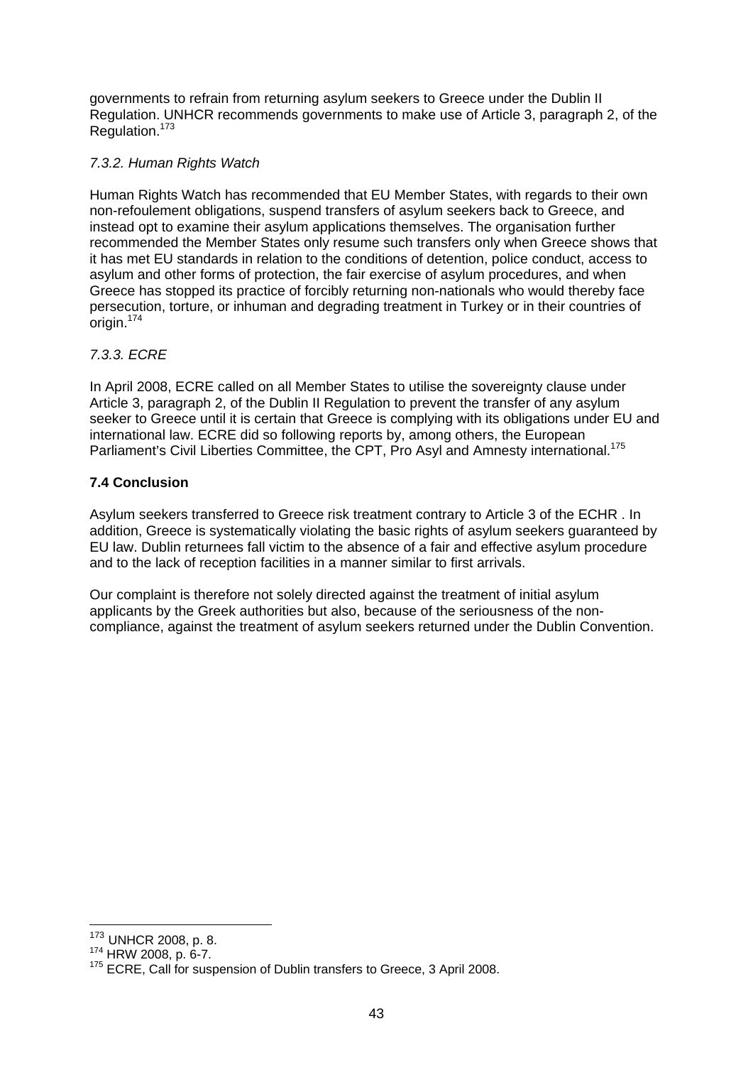governments to refrain from returning asylum seekers to Greece under the Dublin II Regulation. UNHCR recommends governments to make use of Article 3, paragraph 2, of the Regulation.[173]

### *7.3.2. Human Rights Watch*

Human Rights Watch has recommended that EU Member States, with regards to their own non-refoulement obligations, suspend transfers of asylum seekers back to Greece, and instead opt to examine their asylum applications themselves. The organisation further recommended the Member States only resume such transfers only when Greece shows that it has met EU standards in relation to the conditions of detention, police conduct, access to asylum and other forms of protection, the fair exercise of asylum procedures, and when Greece has stopped its practice of forcibly returning non-nationals who would thereby face persecution, torture, or inhuman and degrading treatment in Turkey or in their countries of origin.[174]

### *7.3.3. ECRE*

In April 2008, ECRE called on all Member States to utilise the sovereignty clause under Article 3, paragraph 2, of the Dublin II Regulation to prevent the transfer of any asylum seeker to Greece until it is certain that Greece is complying with its obligations under EU and international law. ECRE did so following reports by, among others, the European Parliament's Civil Liberties Committee, the CPT, Pro Asyl and Amnesty international.[175]

## 7.4 Conclusion

Asylum seekers transferred to Greece risk treatment contrary to Article 3 of the ECHR . In addition, Greece is systematically violating the basic rights of asylum seekers guaranteed by EU law. Dublin returnees fall victim to the absence of a fair and effective asylum procedure and to the lack of reception facilities in a manner similar to first arrivals.

Our complaint is therefore not solely directed against the treatment of initial asylum applicants by the Greek authorities but also, because of the seriousness of the non-compliance, against the treatment of asylum seekers returned under the Dublin Convention.

---

[173] UNHCR 2008, p. 8.

[174] HRW 2008, p. 6-7.

[175] ECRE, Call for suspension of Dublin transfers to Greece, 3 April 2008.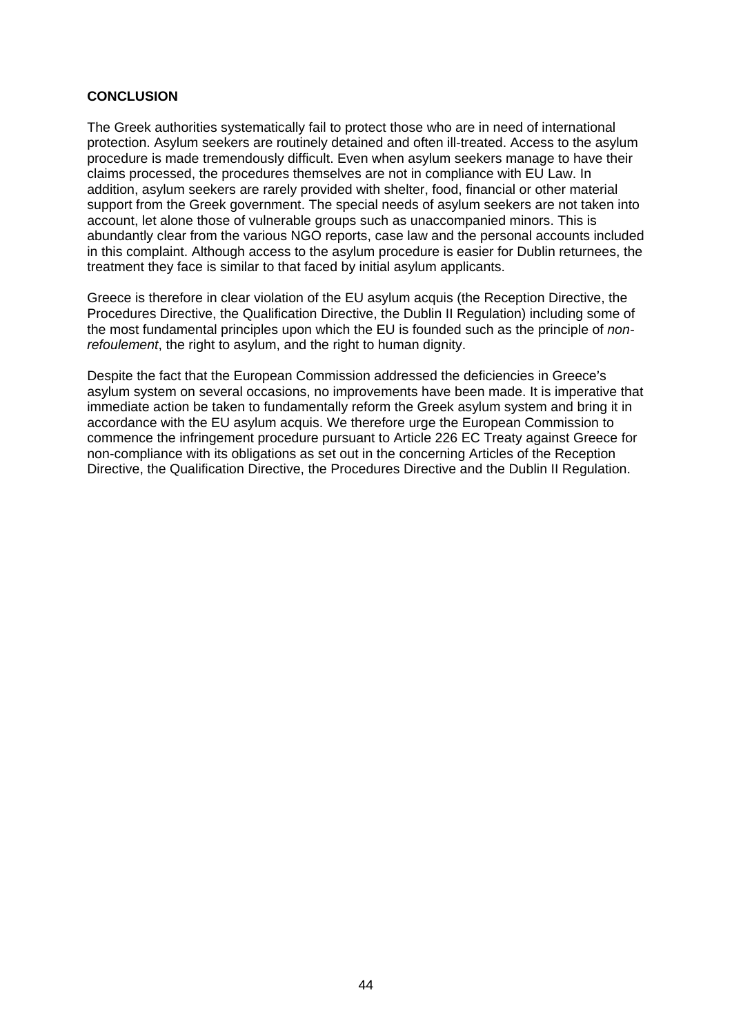**CONCLUSION**

The Greek authorities systematically fail to protect those who are in need of international protection. Asylum seekers are routinely detained and often ill-treated. Access to the asylum procedure is made tremendously difficult. Even when asylum seekers manage to have their claims processed, the procedures themselves are not in compliance with EU Law. In addition, asylum seekers are rarely provided with shelter, food, financial or other material support from the Greek government. The special needs of asylum seekers are not taken into account, let alone those of vulnerable groups such as unaccompanied minors. This is abundantly clear from the various NGO reports, case law and the personal accounts included in this complaint. Although access to the asylum procedure is easier for Dublin returnees, the treatment they face is similar to that faced by initial asylum applicants.

Greece is therefore in clear violation of the EU asylum acquis (the Reception Directive, the Procedures Directive, the Qualification Directive, the Dublin II Regulation) including some of the most fundamental principles upon which the EU is founded such as the principle of *non-refoulement*, the right to asylum, and the right to human dignity.

Despite the fact that the European Commission addressed the deficiencies in Greece's asylum system on several occasions, no improvements have been made. It is imperative that immediate action be taken to fundamentally reform the Greek asylum system and bring it in accordance with the EU asylum acquis. We therefore urge the European Commission to commence the infringement procedure pursuant to Article 226 EC Treaty against Greece for non-compliance with its obligations as set out in the concerning Articles of the Reception Directive, the Qualification Directive, the Procedures Directive and the Dublin II Regulation.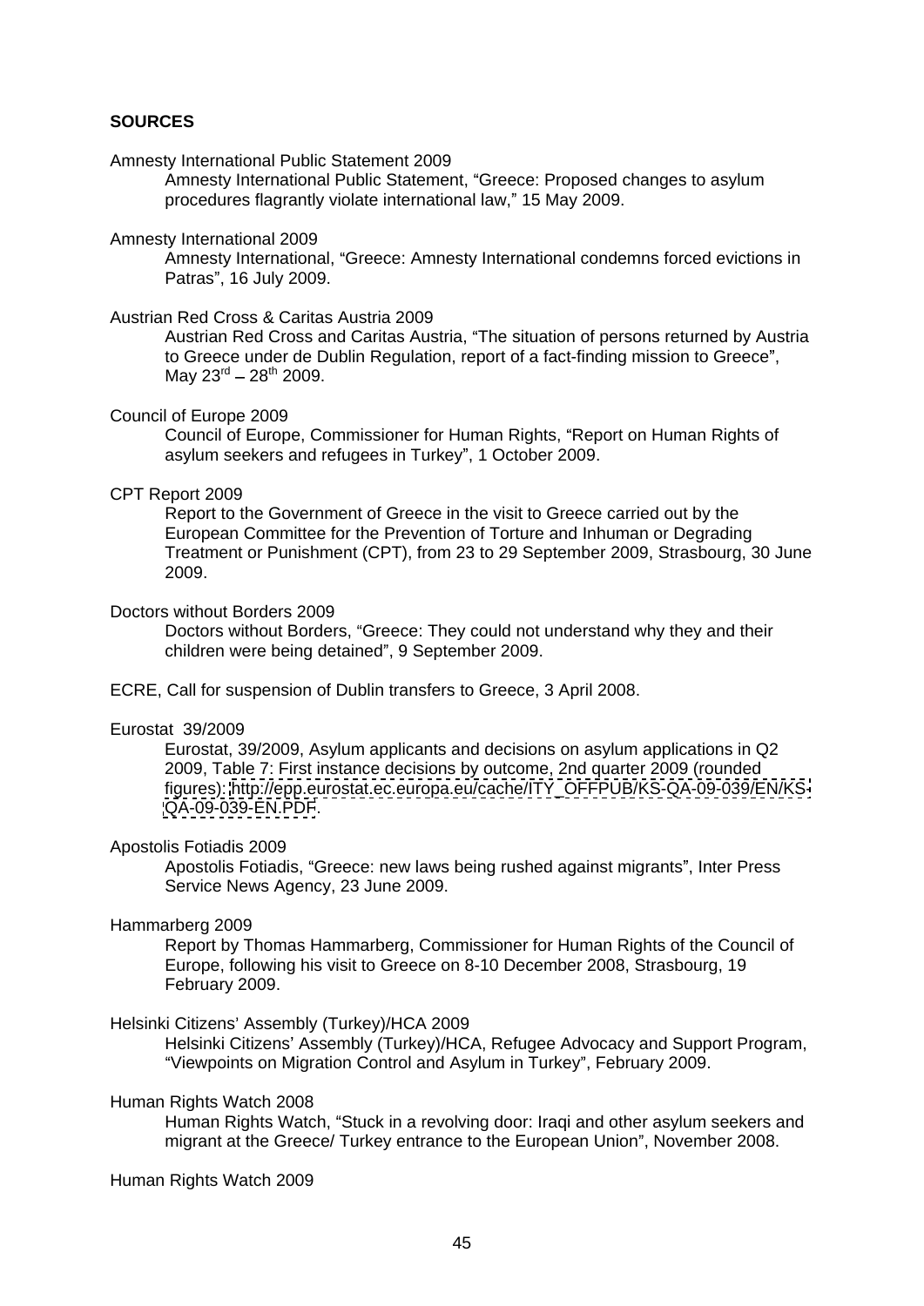**SOURCES**

Amnesty International Public Statement 2009

Amnesty International Public Statement, "Greece: Proposed changes to asylum procedures flagrantly violate international law," 15 May 2009.

Amnesty International 2009

Amnesty International, "Greece: Amnesty International condemns forced evictions in Patras", 16 July 2009.

Austrian Red Cross & Caritas Austria 2009

Austrian Red Cross and Caritas Austria, "The situation of persons returned by Austria to Greece under de Dublin Regulation, report of a fact-finding mission to Greece", May 23rd – 28th 2009.

Council of Europe 2009

Council of Europe, Commissioner for Human Rights, "Report on Human Rights of asylum seekers and refugees in Turkey", 1 October 2009.

CPT Report 2009

Report to the Government of Greece in the visit to Greece carried out by the European Committee for the Prevention of Torture and Inhuman or Degrading Treatment or Punishment (CPT), from 23 to 29 September 2009, Strasbourg, 30 June 2009.

Doctors without Borders 2009

Doctors without Borders, "Greece: They could not understand why they and their children were being detained", 9 September 2009.

ECRE, Call for suspension of Dublin transfers to Greece, 3 April 2008.

Eurostat 39/2009

Eurostat, 39/2009, Asylum applicants and decisions on asylum applications in Q2 2009, Table 7: First instance decisions by outcome, 2nd quarter 2009 (rounded figures): http://epp.eurostat.ec.europa.eu/cache/ITY_OFFPUB/KS-QA-09-039/EN/KS-QA-09-039-EN.PDF.

Apostolis Fotiadis 2009

Apostolis Fotiadis, "Greece: new laws being rushed against migrants", Inter Press Service News Agency, 23 June 2009.

Hammarberg 2009

Report by Thomas Hammarberg, Commissioner for Human Rights of the Council of Europe, following his visit to Greece on 8-10 December 2008, Strasbourg, 19 February 2009.

Helsinki Citizens' Assembly (Turkey)/HCA 2009

Helsinki Citizens' Assembly (Turkey)/HCA, Refugee Advocacy and Support Program, "Viewpoints on Migration Control and Asylum in Turkey", February 2009.

Human Rights Watch 2008

Human Rights Watch, "Stuck in a revolving door: Iraqi and other asylum seekers and migrant at the Greece/ Turkey entrance to the European Union", November 2008.

Human Rights Watch 2009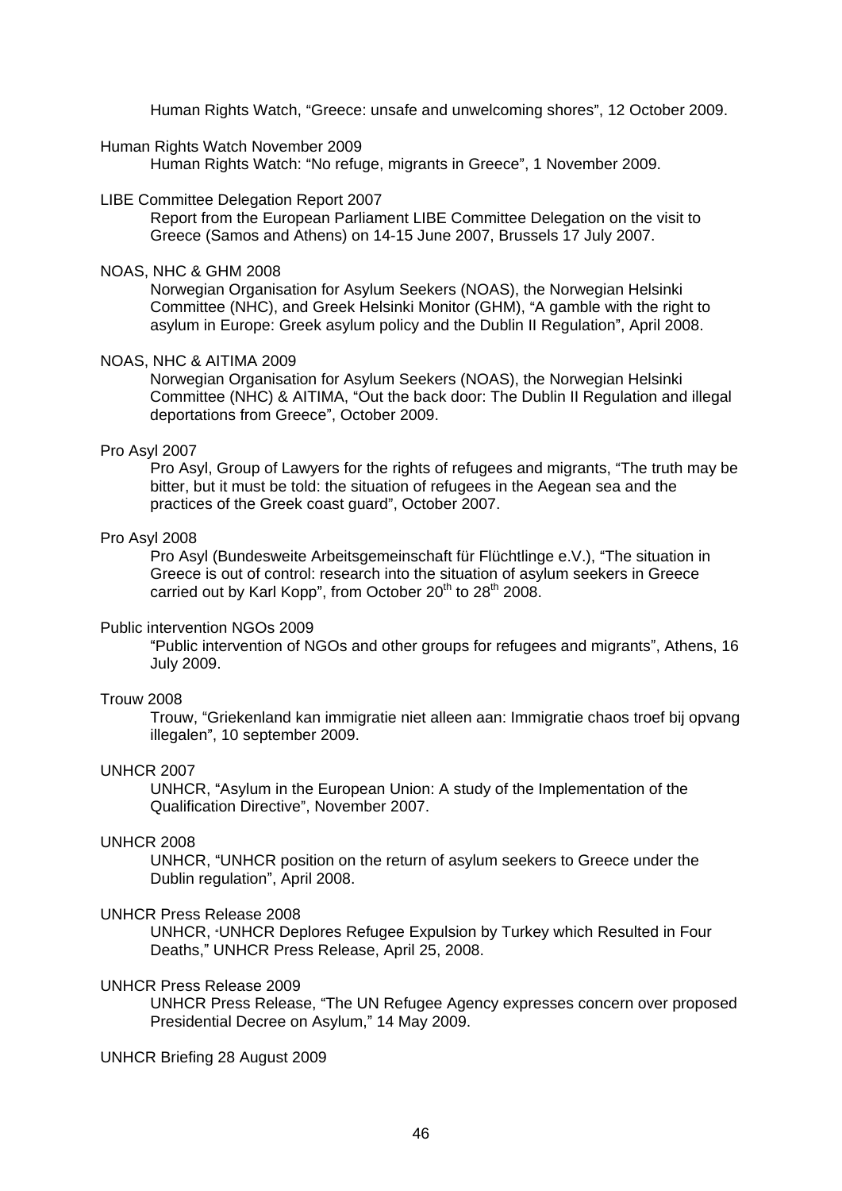Human Rights Watch, “Greece: unsafe and unwelcoming shores”, 12 October 2009.

Human Rights Watch November 2009

Human Rights Watch: “No refuge, migrants in Greece”, 1 November 2009.

LIBE Committee Delegation Report 2007

Report from the European Parliament LIBE Committee Delegation on the visit to Greece (Samos and Athens) on 14-15 June 2007, Brussels 17 July 2007.

NOAS, NHC & GHM 2008

Norwegian Organisation for Asylum Seekers (NOAS), the Norwegian Helsinki Committee (NHC), and Greek Helsinki Monitor (GHM), “A gamble with the right to asylum in Europe: Greek asylum policy and the Dublin II Regulation”, April 2008.

NOAS, NHC & AITIMA 2009

Norwegian Organisation for Asylum Seekers (NOAS), the Norwegian Helsinki Committee (NHC) & AITIMA, “Out the back door: The Dublin II Regulation and illegal deportations from Greece”, October 2009.

Pro Asyl 2007

Pro Asyl, Group of Lawyers for the rights of refugees and migrants, “The truth may be bitter, but it must be told: the situation of refugees in the Aegean sea and the practices of the Greek coast guard”, October 2007.

Pro Asyl 2008

Pro Asyl (Bundesweite Arbeitsgemeinschaft für Flüchtlinge e.V.), “The situation in Greece is out of control: research into the situation of asylum seekers in Greece carried out by Karl Kopp”, from October 20th to 28th 2008.

Public intervention NGOs 2009

“Public intervention of NGOs and other groups for refugees and migrants”, Athens, 16 July 2009.

Trouw 2008

Trouw, “Griekenland kan immigratie niet alleen aan: Immigratie chaos troef bij opvang illegalen”, 10 september 2009.

UNHCR 2007

UNHCR, “Asylum in the European Union: A study of the Implementation of the Qualification Directive”, November 2007.

UNHCR 2008

UNHCR, “UNHCR position on the return of asylum seekers to Greece under the Dublin regulation”, April 2008.

UNHCR Press Release 2008

UNHCR, “UNHCR Deplores Refugee Expulsion by Turkey which Resulted in Four Deaths,” UNHCR Press Release, April 25, 2008.

UNHCR Press Release 2009

UNHCR Press Release, “The UN Refugee Agency expresses concern over proposed Presidential Decree on Asylum,” 14 May 2009.

UNHCR Briefing 28 August 2009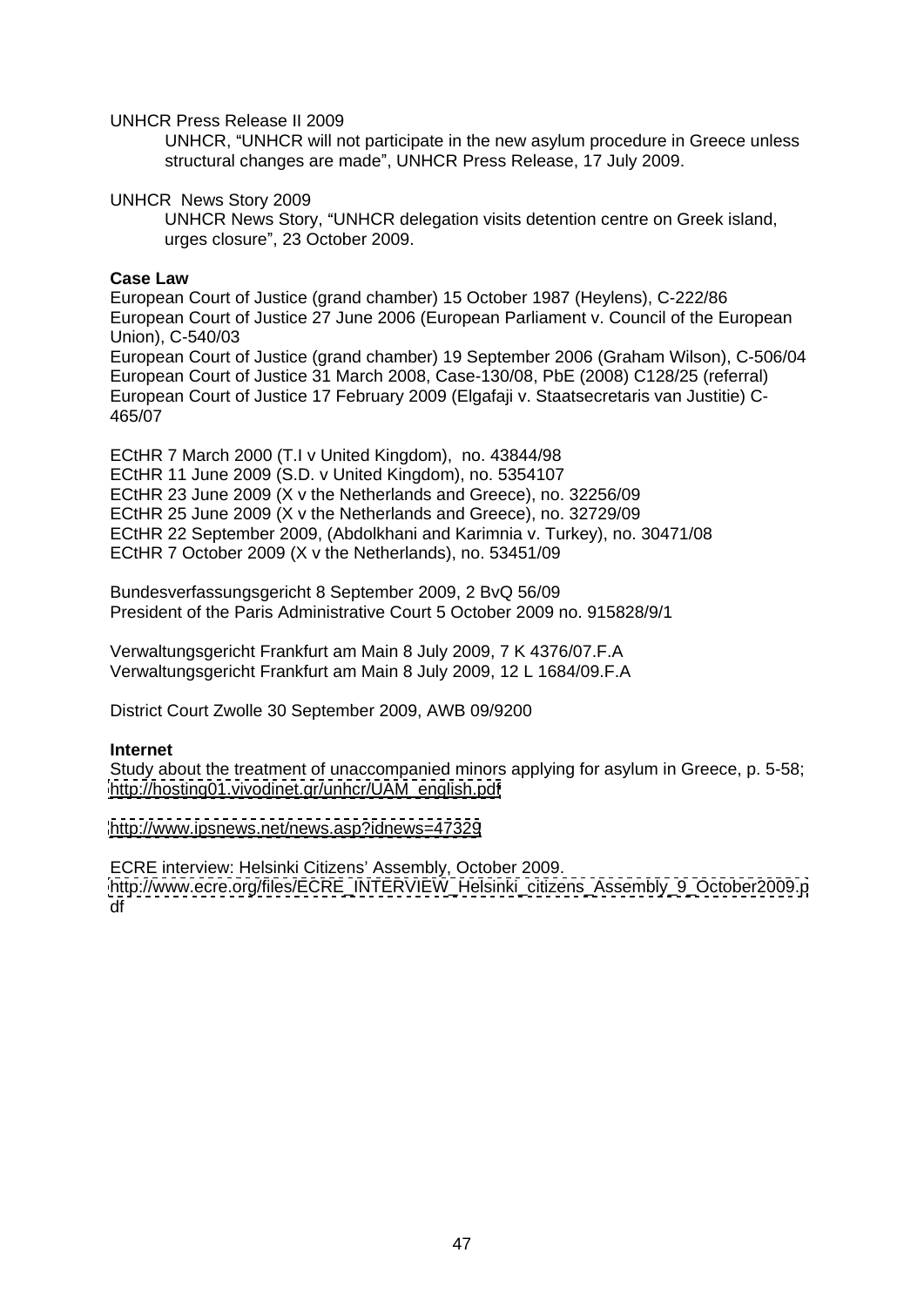UNHCR Press Release II 2009

UNHCR, "UNHCR will not participate in the new asylum procedure in Greece unless structural changes are made", UNHCR Press Release, 17 July 2009.

UNHCR News Story 2009

UNHCR News Story, "UNHCR delegation visits detention centre on Greek island, urges closure", 23 October 2009.

**Case Law**

European Court of Justice (grand chamber) 15 October 1987 (Heylens), C-222/86
European Court of Justice 27 June 2006 (European Parliament v. Council of the European Union), C-540/03
European Court of Justice (grand chamber) 19 September 2006 (Graham Wilson), C-506/04
European Court of Justice 31 March 2008, Case-130/08, PbE (2008) C128/25 (referral)
European Court of Justice 17 February 2009 (Elgafaji v. Staatsecretaris van Justitie) C-465/07

ECtHR 7 March 2000 (T.I v United Kingdom), no. 43844/98
ECtHR 11 June 2009 (S.D. v United Kingdom), no. 5354107
ECtHR 23 June 2009 (X v the Netherlands and Greece), no. 32256/09
ECtHR 25 June 2009 (X v the Netherlands and Greece), no. 32729/09
ECtHR 22 September 2009, (Abdolkhani and Karimnia v. Turkey), no. 30471/08
ECtHR 7 October 2009 (X v the Netherlands), no. 53451/09

Bundesverfassungsgericht 8 September 2009, 2 BvQ 56/09
President of the Paris Administrative Court 5 October 2009 no. 915828/9/1

Verwaltungsgericht Frankfurt am Main 8 July 2009, 7 K 4376/07.F.A
Verwaltungsgericht Frankfurt am Main 8 July 2009, 12 L 1684/09.F.A

District Court Zwolle 30 September 2009, AWB 09/9200

**Internet**

Study about the treatment of unaccompanied minors applying for asylum in Greece, p. 5-58; http://hosting01.vivodinet.gr/unhcr/UAM_english.pdf

http://www.ipsnews.net/news.asp?idnews=47329

ECRE interview: Helsinki Citizens' Assembly, October 2009.
http://www.ecre.org/files/ECRE_INTERVIEW_Helsinki_citizens_Assembly_9_October2009.pdf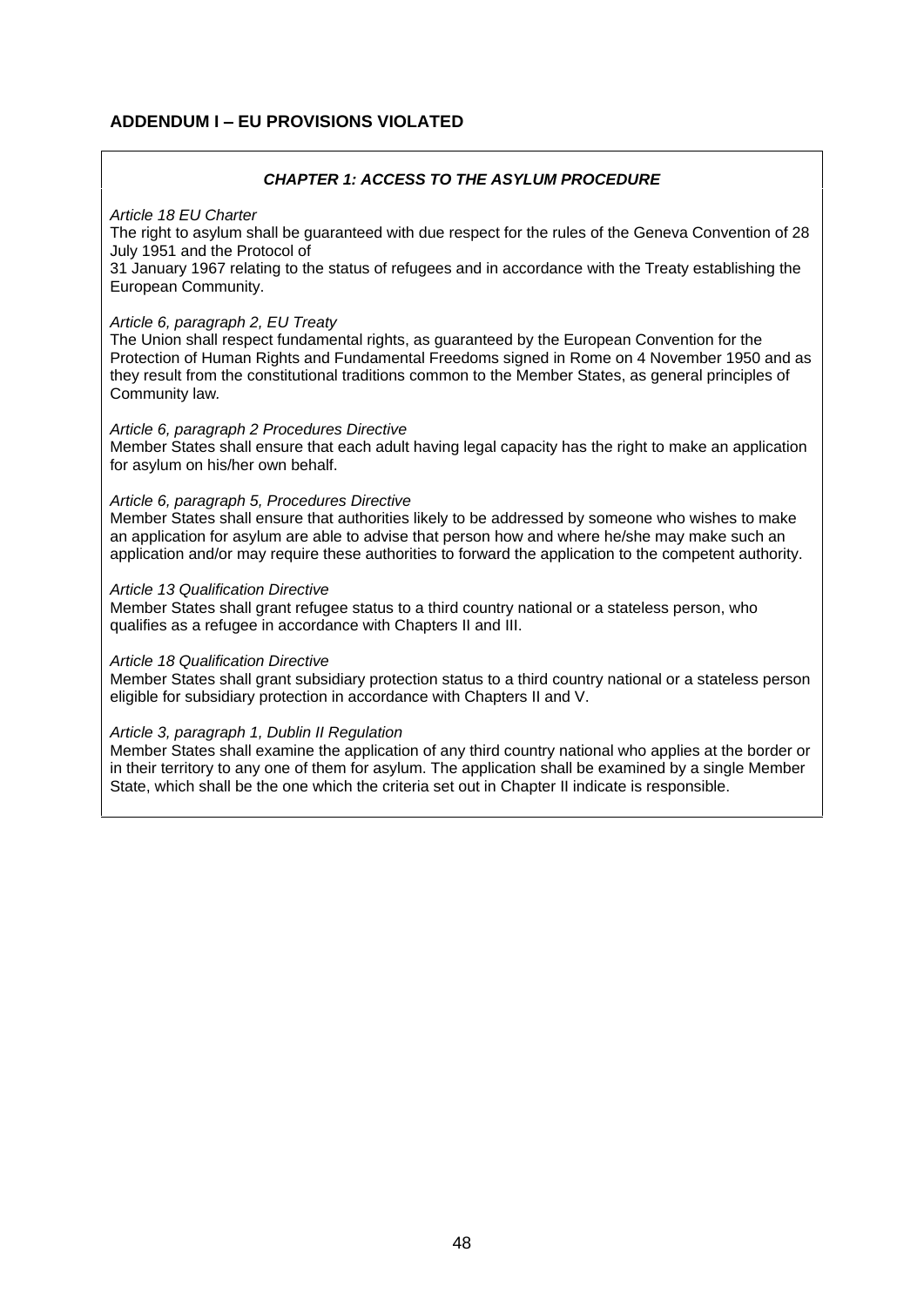## ADDENDUM I – EU PROVISIONS VIOLATED

### *CHAPTER 1: ACCESS TO THE ASYLUM PROCEDURE*

*Article 18 EU Charter*
The right to asylum shall be guaranteed with due respect for the rules of the Geneva Convention of 28 July 1951 and the Protocol of
31 January 1967 relating to the status of refugees and in accordance with the Treaty establishing the European Community.

*Article 6, paragraph 2, EU Treaty*
The Union shall respect fundamental rights, as guaranteed by the European Convention for the Protection of Human Rights and Fundamental Freedoms signed in Rome on 4 November 1950 and as they result from the constitutional traditions common to the Member States, as general principles of Community law.

*Article 6, paragraph 2 Procedures Directive*
Member States shall ensure that each adult having legal capacity has the right to make an application for asylum on his/her own behalf.

*Article 6, paragraph 5, Procedures Directive*
Member States shall ensure that authorities likely to be addressed by someone who wishes to make an application for asylum are able to advise that person how and where he/she may make such an application and/or may require these authorities to forward the application to the competent authority.

*Article 13 Qualification Directive*
Member States shall grant refugee status to a third country national or a stateless person, who qualifies as a refugee in accordance with Chapters II and III.

*Article 18 Qualification Directive*
Member States shall grant subsidiary protection status to a third country national or a stateless person eligible for subsidiary protection in accordance with Chapters II and V.

*Article 3, paragraph 1, Dublin II Regulation*
Member States shall examine the application of any third country national who applies at the border or in their territory to any one of them for asylum. The application shall be examined by a single Member State, which shall be the one which the criteria set out in Chapter II indicate is responsible.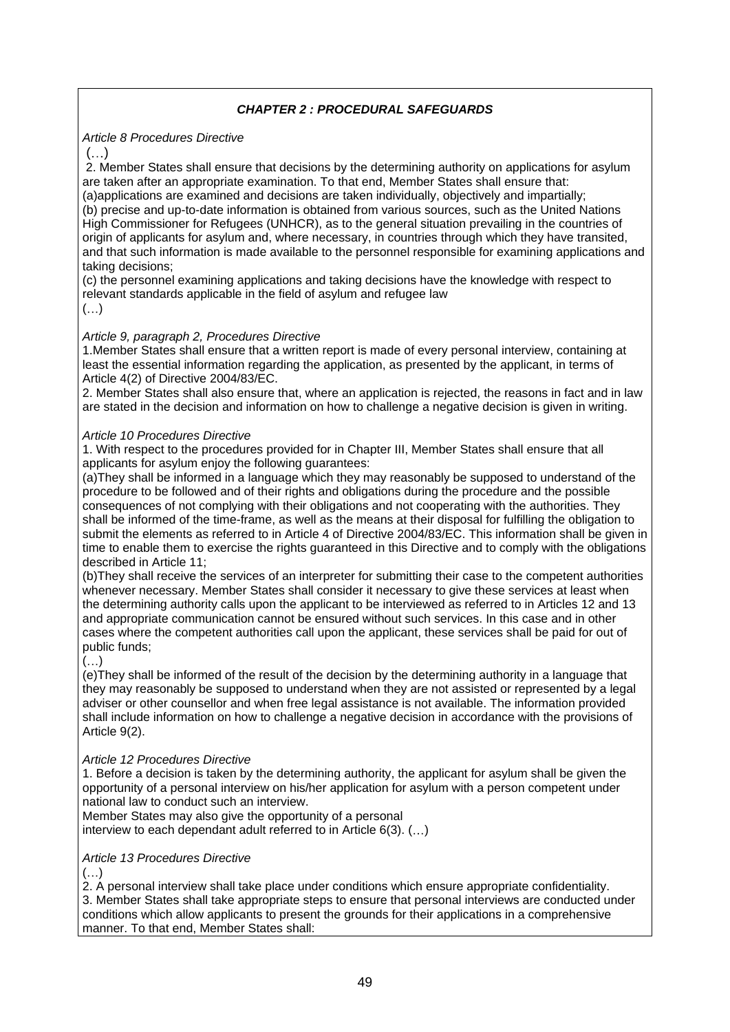***CHAPTER 2 : PROCEDURAL SAFEGUARDS***

*Article 8 Procedures Directive*

(…)

2. Member States shall ensure that decisions by the determining authority on applications for asylum are taken after an appropriate examination. To that end, Member States shall ensure that:

(a)applications are examined and decisions are taken individually, objectively and impartially;

(b) precise and up-to-date information is obtained from various sources, such as the United Nations High Commissioner for Refugees (UNHCR), as to the general situation prevailing in the countries of origin of applicants for asylum and, where necessary, in countries through which they have transited, and that such information is made available to the personnel responsible for examining applications and taking decisions;

(c) the personnel examining applications and taking decisions have the knowledge with respect to relevant standards applicable in the field of asylum and refugee law

(…)

*Article 9, paragraph 2, Procedures Directive*

1.Member States shall ensure that a written report is made of every personal interview, containing at least the essential information regarding the application, as presented by the applicant, in terms of Article 4(2) of Directive 2004/83/EC.

2. Member States shall also ensure that, where an application is rejected, the reasons in fact and in law are stated in the decision and information on how to challenge a negative decision is given in writing.

*Article 10 Procedures Directive*

1. With respect to the procedures provided for in Chapter III, Member States shall ensure that all applicants for asylum enjoy the following guarantees:

(a)They shall be informed in a language which they may reasonably be supposed to understand of the procedure to be followed and of their rights and obligations during the procedure and the possible consequences of not complying with their obligations and not cooperating with the authorities. They shall be informed of the time-frame, as well as the means at their disposal for fulfilling the obligation to submit the elements as referred to in Article 4 of Directive 2004/83/EC. This information shall be given in time to enable them to exercise the rights guaranteed in this Directive and to comply with the obligations described in Article 11;

(b)They shall receive the services of an interpreter for submitting their case to the competent authorities whenever necessary. Member States shall consider it necessary to give these services at least when the determining authority calls upon the applicant to be interviewed as referred to in Articles 12 and 13 and appropriate communication cannot be ensured without such services. In this case and in other cases where the competent authorities call upon the applicant, these services shall be paid for out of public funds;

(…)

(e)They shall be informed of the result of the decision by the determining authority in a language that they may reasonably be supposed to understand when they are not assisted or represented by a legal adviser or other counsellor and when free legal assistance is not available. The information provided shall include information on how to challenge a negative decision in accordance with the provisions of Article 9(2).

*Article 12 Procedures Directive*

1. Before a decision is taken by the determining authority, the applicant for asylum shall be given the opportunity of a personal interview on his/her application for asylum with a person competent under national law to conduct such an interview.

Member States may also give the opportunity of a personal interview to each dependant adult referred to in Article 6(3). (…)

*Article 13 Procedures Directive*

(…)

2. A personal interview shall take place under conditions which ensure appropriate confidentiality.

3. Member States shall take appropriate steps to ensure that personal interviews are conducted under conditions which allow applicants to present the grounds for their applications in a comprehensive manner. To that end, Member States shall: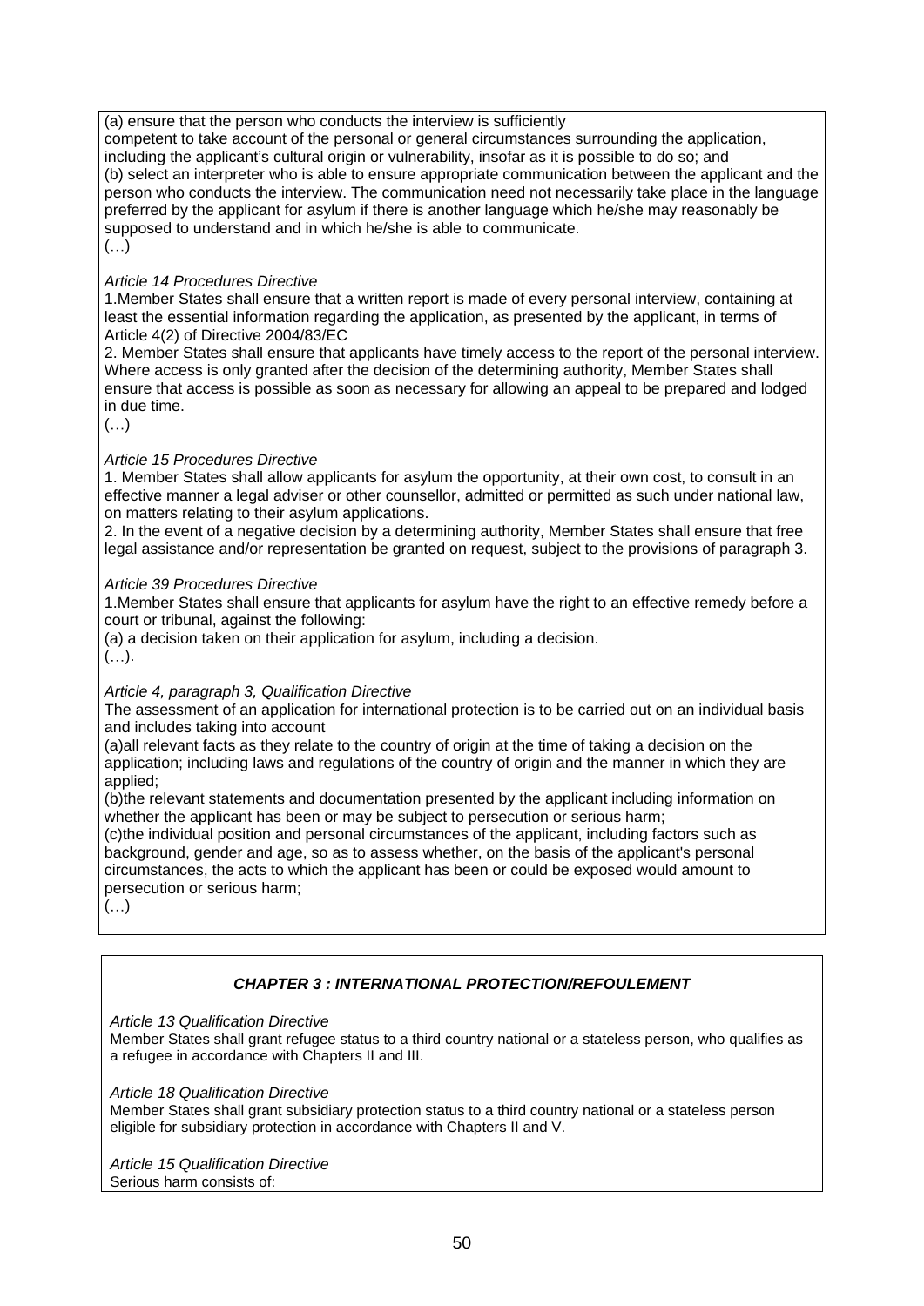(a) ensure that the person who conducts the interview is sufficiently competent to take account of the personal or general circumstances surrounding the application, including the applicant's cultural origin or vulnerability, insofar as it is possible to do so; and
(b) select an interpreter who is able to ensure appropriate communication between the applicant and the person who conducts the interview. The communication need not necessarily take place in the language preferred by the applicant for asylum if there is another language which he/she may reasonably be supposed to understand and in which he/she is able to communicate.
(…)

*Article 14 Procedures Directive*
1.Member States shall ensure that a written report is made of every personal interview, containing at least the essential information regarding the application, as presented by the applicant, in terms of Article 4(2) of Directive 2004/83/EC
2. Member States shall ensure that applicants have timely access to the report of the personal interview. Where access is only granted after the decision of the determining authority, Member States shall ensure that access is possible as soon as necessary for allowing an appeal to be prepared and lodged in due time.
(…)

*Article 15 Procedures Directive*
1. Member States shall allow applicants for asylum the opportunity, at their own cost, to consult in an effective manner a legal adviser or other counsellor, admitted or permitted as such under national law, on matters relating to their asylum applications.
2. In the event of a negative decision by a determining authority, Member States shall ensure that free legal assistance and/or representation be granted on request, subject to the provisions of paragraph 3.

*Article 39 Procedures Directive*
1.Member States shall ensure that applicants for asylum have the right to an effective remedy before a court or tribunal, against the following:
(a) a decision taken on their application for asylum, including a decision.
(…).

*Article 4, paragraph 3, Qualification Directive*
The assessment of an application for international protection is to be carried out on an individual basis and includes taking into account
(a)all relevant facts as they relate to the country of origin at the time of taking a decision on the application; including laws and regulations of the country of origin and the manner in which they are applied;
(b)the relevant statements and documentation presented by the applicant including information on whether the applicant has been or may be subject to persecution or serious harm;
(c)the individual position and personal circumstances of the applicant, including factors such as background, gender and age, so as to assess whether, on the basis of the applicant's personal circumstances, the acts to which the applicant has been or could be exposed would amount to persecution or serious harm;
(…)

## *CHAPTER 3 : INTERNATIONAL PROTECTION/REFOULEMENT*

*Article 13 Qualification Directive*
Member States shall grant refugee status to a third country national or a stateless person, who qualifies as a refugee in accordance with Chapters II and III.

*Article 18 Qualification Directive*
Member States shall grant subsidiary protection status to a third country national or a stateless person eligible for subsidiary protection in accordance with Chapters II and V.

*Article 15 Qualification Directive*
Serious harm consists of: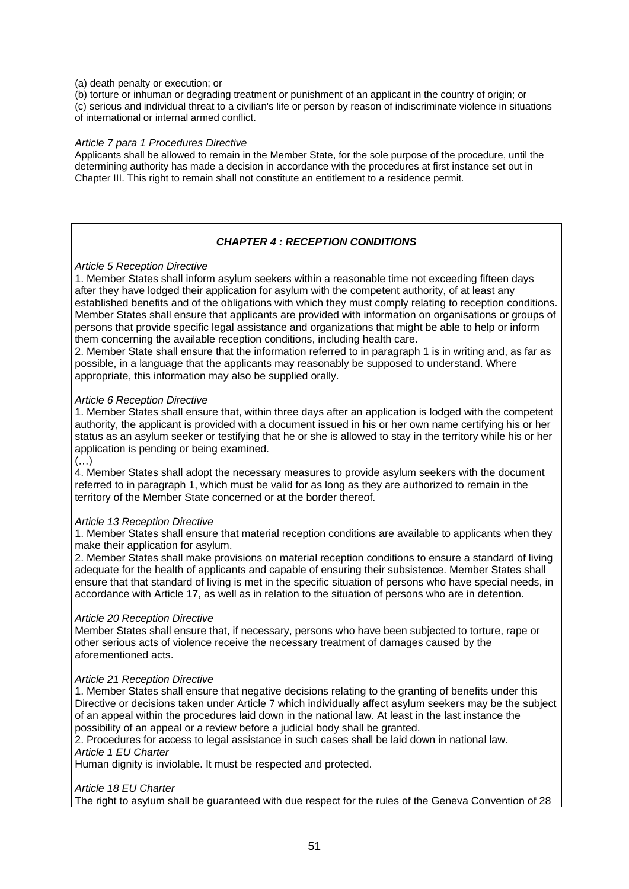(a) death penalty or execution; or
(b) torture or inhuman or degrading treatment or punishment of an applicant in the country of origin; or
(c) serious and individual threat to a civilian's life or person by reason of indiscriminate violence in situations of international or internal armed conflict.

*Article 7 para 1 Procedures Directive*
Applicants shall be allowed to remain in the Member State, for the sole purpose of the procedure, until the determining authority has made a decision in accordance with the procedures at first instance set out in Chapter III. This right to remain shall not constitute an entitlement to a residence permit.

## *CHAPTER 4 : RECEPTION CONDITIONS*

*Article 5 Reception Directive*
1. Member States shall inform asylum seekers within a reasonable time not exceeding fifteen days after they have lodged their application for asylum with the competent authority, of at least any established benefits and of the obligations with which they must comply relating to reception conditions. Member States shall ensure that applicants are provided with information on organisations or groups of persons that provide specific legal assistance and organizations that might be able to help or inform them concerning the available reception conditions, including health care.
2. Member State shall ensure that the information referred to in paragraph 1 is in writing and, as far as possible, in a language that the applicants may reasonably be supposed to understand. Where appropriate, this information may also be supplied orally.

*Article 6 Reception Directive*
1. Member States shall ensure that, within three days after an application is lodged with the competent authority, the applicant is provided with a document issued in his or her own name certifying his or her status as an asylum seeker or testifying that he or she is allowed to stay in the territory while his or her application is pending or being examined.
(…)
4. Member States shall adopt the necessary measures to provide asylum seekers with the document referred to in paragraph 1, which must be valid for as long as they are authorized to remain in the territory of the Member State concerned or at the border thereof.

*Article 13 Reception Directive*
1. Member States shall ensure that material reception conditions are available to applicants when they make their application for asylum.
2. Member States shall make provisions on material reception conditions to ensure a standard of living adequate for the health of applicants and capable of ensuring their subsistence. Member States shall ensure that that standard of living is met in the specific situation of persons who have special needs, in accordance with Article 17, as well as in relation to the situation of persons who are in detention.

*Article 20 Reception Directive*
Member States shall ensure that, if necessary, persons who have been subjected to torture, rape or other serious acts of violence receive the necessary treatment of damages caused by the aforementioned acts.

*Article 21 Reception Directive*
1. Member States shall ensure that negative decisions relating to the granting of benefits under this Directive or decisions taken under Article 7 which individually affect asylum seekers may be the subject of an appeal within the procedures laid down in the national law. At least in the last instance the possibility of an appeal or a review before a judicial body shall be granted.
2. Procedures for access to legal assistance in such cases shall be laid down in national law.

*Article 1 EU Charter*
Human dignity is inviolable. It must be respected and protected.

*Article 18 EU Charter*
The right to asylum shall be guaranteed with due respect for the rules of the Geneva Convention of 28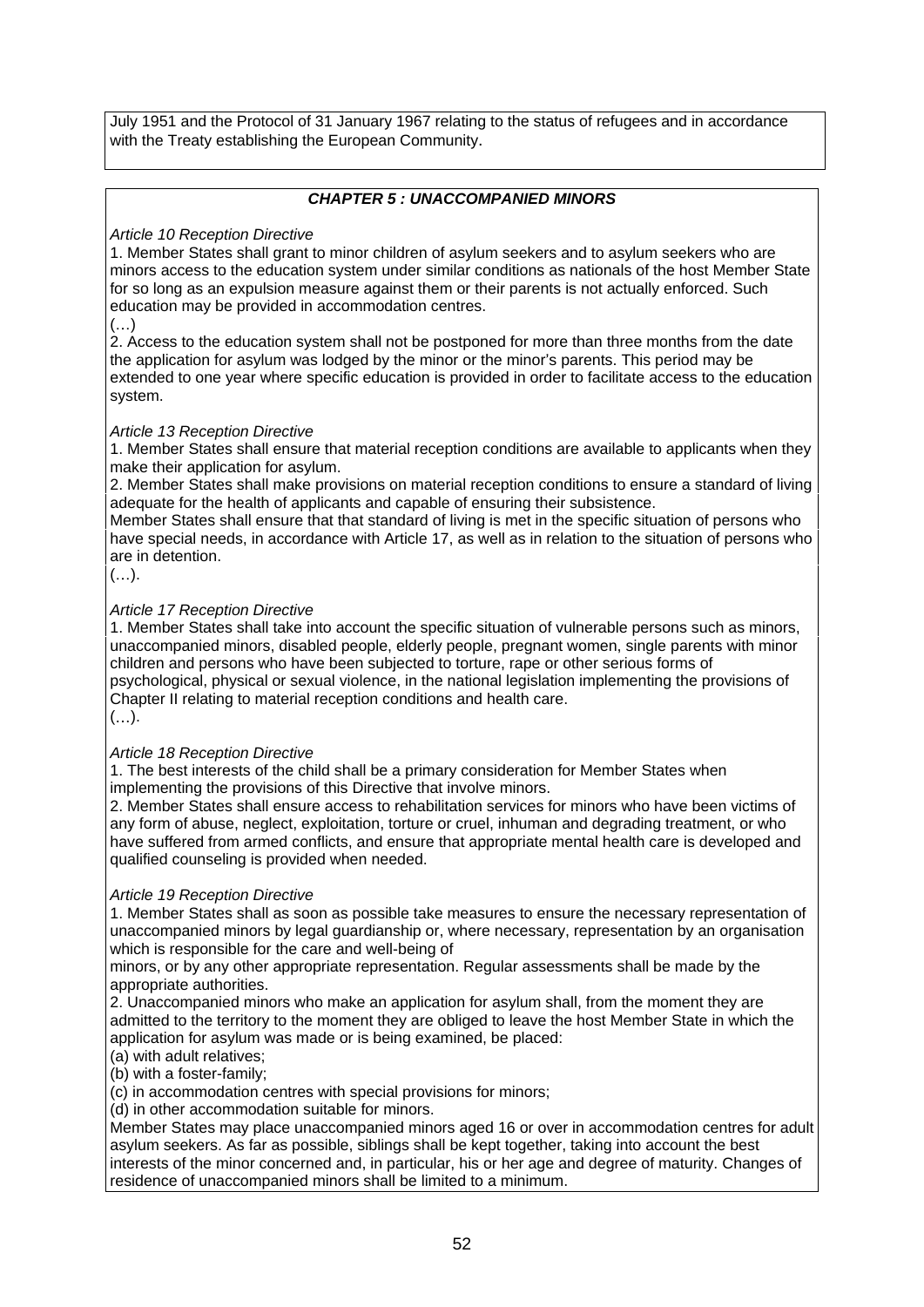July 1951 and the Protocol of 31 January 1967 relating to the status of refugees and in accordance with the Treaty establishing the European Community.

## *CHAPTER 5 : UNACCOMPANIED MINORS*

*Article 10 Reception Directive*

1. Member States shall grant to minor children of asylum seekers and to asylum seekers who are minors access to the education system under similar conditions as nationals of the host Member State for so long as an expulsion measure against them or their parents is not actually enforced. Such education may be provided in accommodation centres.

(…)

2. Access to the education system shall not be postponed for more than three months from the date the application for asylum was lodged by the minor or the minor's parents. This period may be extended to one year where specific education is provided in order to facilitate access to the education system.

*Article 13 Reception Directive*

1. Member States shall ensure that material reception conditions are available to applicants when they make their application for asylum.

2. Member States shall make provisions on material reception conditions to ensure a standard of living adequate for the health of applicants and capable of ensuring their subsistence.

Member States shall ensure that that standard of living is met in the specific situation of persons who have special needs, in accordance with Article 17, as well as in relation to the situation of persons who are in detention.

(…).

*Article 17 Reception Directive*

1. Member States shall take into account the specific situation of vulnerable persons such as minors, unaccompanied minors, disabled people, elderly people, pregnant women, single parents with minor children and persons who have been subjected to torture, rape or other serious forms of psychological, physical or sexual violence, in the national legislation implementing the provisions of Chapter II relating to material reception conditions and health care.

(…).

*Article 18 Reception Directive*

1. The best interests of the child shall be a primary consideration for Member States when implementing the provisions of this Directive that involve minors.

2. Member States shall ensure access to rehabilitation services for minors who have been victims of any form of abuse, neglect, exploitation, torture or cruel, inhuman and degrading treatment, or who have suffered from armed conflicts, and ensure that appropriate mental health care is developed and qualified counseling is provided when needed.

*Article 19 Reception Directive*

1. Member States shall as soon as possible take measures to ensure the necessary representation of unaccompanied minors by legal guardianship or, where necessary, representation by an organisation which is responsible for the care and well-being of minors, or by any other appropriate representation. Regular assessments shall be made by the appropriate authorities.

2. Unaccompanied minors who make an application for asylum shall, from the moment they are admitted to the territory to the moment they are obliged to leave the host Member State in which the application for asylum was made or is being examined, be placed:

(a) with adult relatives;
(b) with a foster-family;
(c) in accommodation centres with special provisions for minors;
(d) in other accommodation suitable for minors.

Member States may place unaccompanied minors aged 16 or over in accommodation centres for adult asylum seekers. As far as possible, siblings shall be kept together, taking into account the best interests of the minor concerned and, in particular, his or her age and degree of maturity. Changes of residence of unaccompanied minors shall be limited to a minimum.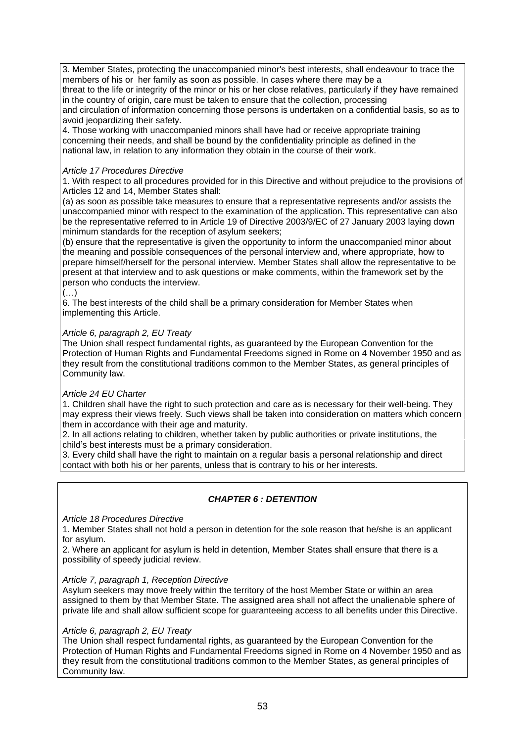3. Member States, protecting the unaccompanied minor's best interests, shall endeavour to trace the members of his or her family as soon as possible. In cases where there may be a threat to the life or integrity of the minor or his or her close relatives, particularly if they have remained in the country of origin, care must be taken to ensure that the collection, processing and circulation of information concerning those persons is undertaken on a confidential basis, so as to avoid jeopardizing their safety.
4. Those working with unaccompanied minors shall have had or receive appropriate training concerning their needs, and shall be bound by the confidentiality principle as defined in the national law, in relation to any information they obtain in the course of their work.

*Article 17 Procedures Directive*

1. With respect to all procedures provided for in this Directive and without prejudice to the provisions of Articles 12 and 14, Member States shall:
(a) as soon as possible take measures to ensure that a representative represents and/or assists the unaccompanied minor with respect to the examination of the application. This representative can also be the representative referred to in Article 19 of Directive 2003/9/EC of 27 January 2003 laying down minimum standards for the reception of asylum seekers;
(b) ensure that the representative is given the opportunity to inform the unaccompanied minor about the meaning and possible consequences of the personal interview and, where appropriate, how to prepare himself/herself for the personal interview. Member States shall allow the representative to be present at that interview and to ask questions or make comments, within the framework set by the person who conducts the interview.
(…)
6. The best interests of the child shall be a primary consideration for Member States when implementing this Article.

*Article 6, paragraph 2, EU Treaty*

The Union shall respect fundamental rights, as guaranteed by the European Convention for the Protection of Human Rights and Fundamental Freedoms signed in Rome on 4 November 1950 and as they result from the constitutional traditions common to the Member States, as general principles of Community law.

*Article 24 EU Charter*

1. Children shall have the right to such protection and care as is necessary for their well-being. They may express their views freely. Such views shall be taken into consideration on matters which concern them in accordance with their age and maturity.
2. In all actions relating to children, whether taken by public authorities or private institutions, the child's best interests must be a primary consideration.
3. Every child shall have the right to maintain on a regular basis a personal relationship and direct contact with both his or her parents, unless that is contrary to his or her interests.

## *CHAPTER 6 : DETENTION*

*Article 18 Procedures Directive*

1. Member States shall not hold a person in detention for the sole reason that he/she is an applicant for asylum.
2. Where an applicant for asylum is held in detention, Member States shall ensure that there is a possibility of speedy judicial review.

*Article 7, paragraph 1, Reception Directive*

Asylum seekers may move freely within the territory of the host Member State or within an area assigned to them by that Member State. The assigned area shall not affect the unalienable sphere of private life and shall allow sufficient scope for guaranteeing access to all benefits under this Directive.

*Article 6, paragraph 2, EU Treaty*

The Union shall respect fundamental rights, as guaranteed by the European Convention for the Protection of Human Rights and Fundamental Freedoms signed in Rome on 4 November 1950 and as they result from the constitutional traditions common to the Member States, as general principles of Community law.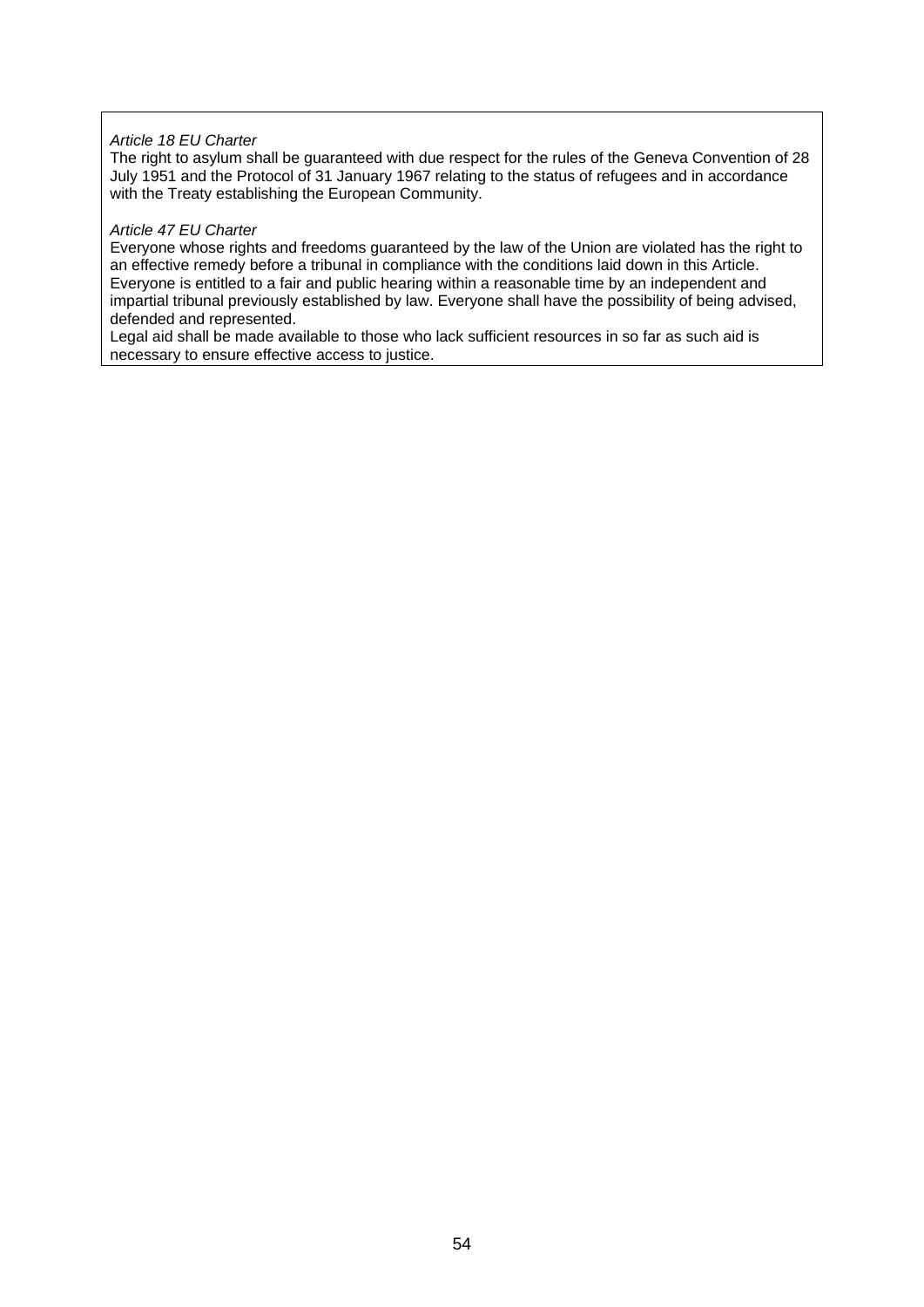*Article 18 EU Charter*

The right to asylum shall be guaranteed with due respect for the rules of the Geneva Convention of 28 July 1951 and the Protocol of 31 January 1967 relating to the status of refugees and in accordance with the Treaty establishing the European Community.

*Article 47 EU Charter*

Everyone whose rights and freedoms guaranteed by the law of the Union are violated has the right to an effective remedy before a tribunal in compliance with the conditions laid down in this Article.
Everyone is entitled to a fair and public hearing within a reasonable time by an independent and impartial tribunal previously established by law. Everyone shall have the possibility of being advised, defended and represented.
Legal aid shall be made available to those who lack sufficient resources in so far as such aid is necessary to ensure effective access to justice.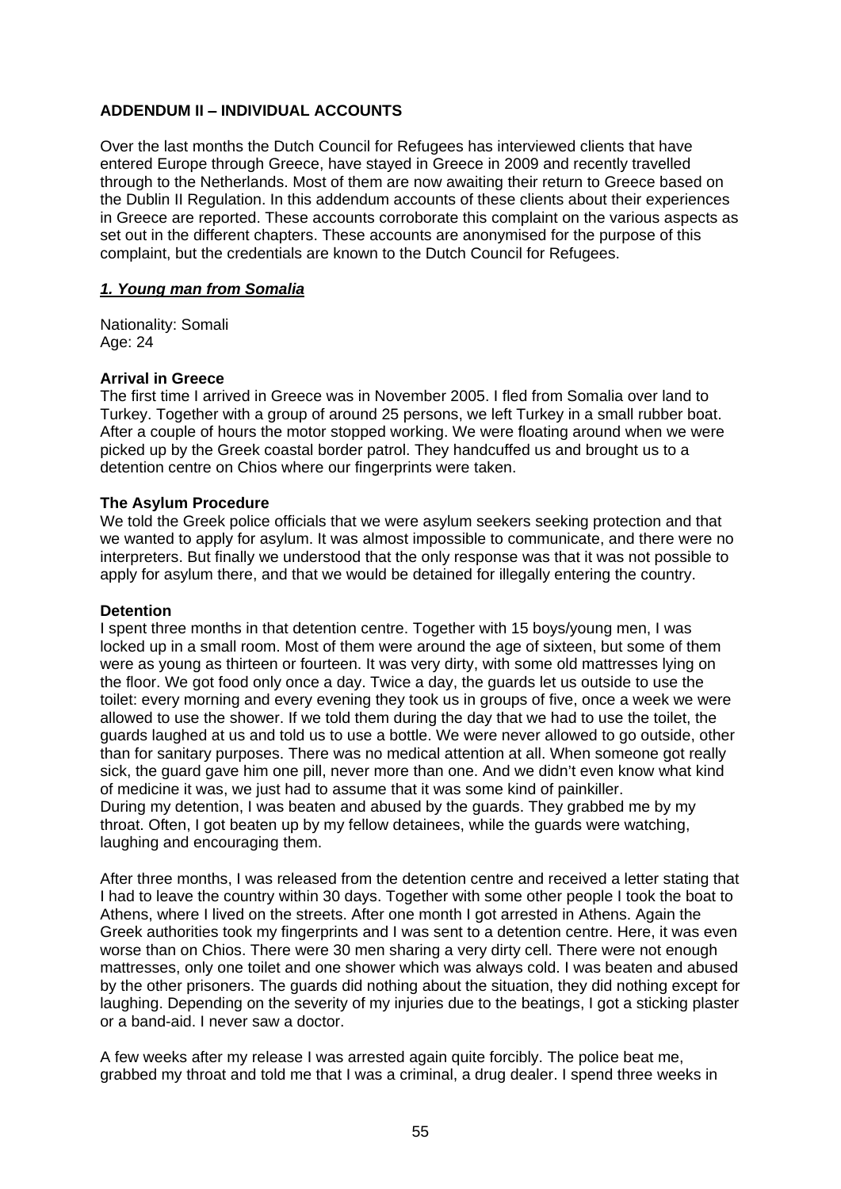## ADDENDUM II – INDIVIDUAL ACCOUNTS

Over the last months the Dutch Council for Refugees has interviewed clients that have entered Europe through Greece, have stayed in Greece in 2009 and recently travelled through to the Netherlands. Most of them are now awaiting their return to Greece based on the Dublin II Regulation. In this addendum accounts of these clients about their experiences in Greece are reported. These accounts corroborate this complaint on the various aspects as set out in the different chapters. These accounts are anonymised for the purpose of this complaint, but the credentials are known to the Dutch Council for Refugees.

### ***1. Young man from Somalia***

Nationality: Somali
Age: 24

**Arrival in Greece**
The first time I arrived in Greece was in November 2005. I fled from Somalia over land to Turkey. Together with a group of around 25 persons, we left Turkey in a small rubber boat. After a couple of hours the motor stopped working. We were floating around when we were picked up by the Greek coastal border patrol. They handcuffed us and brought us to a detention centre on Chios where our fingerprints were taken.

**The Asylum Procedure**
We told the Greek police officials that we were asylum seekers seeking protection and that we wanted to apply for asylum. It was almost impossible to communicate, and there were no interpreters. But finally we understood that the only response was that it was not possible to apply for asylum there, and that we would be detained for illegally entering the country.

**Detention**
I spent three months in that detention centre. Together with 15 boys/young men, I was locked up in a small room. Most of them were around the age of sixteen, but some of them were as young as thirteen or fourteen. It was very dirty, with some old mattresses lying on the floor. We got food only once a day. Twice a day, the guards let us outside to use the toilet: every morning and every evening they took us in groups of five, once a week we were allowed to use the shower. If we told them during the day that we had to use the toilet, the guards laughed at us and told us to use a bottle. We were never allowed to go outside, other than for sanitary purposes. There was no medical attention at all. When someone got really sick, the guard gave him one pill, never more than one. And we didn't even know what kind of medicine it was, we just had to assume that it was some kind of painkiller.
During my detention, I was beaten and abused by the guards. They grabbed me by my throat. Often, I got beaten up by my fellow detainees, while the guards were watching, laughing and encouraging them.

After three months, I was released from the detention centre and received a letter stating that I had to leave the country within 30 days. Together with some other people I took the boat to Athens, where I lived on the streets. After one month I got arrested in Athens. Again the Greek authorities took my fingerprints and I was sent to a detention centre. Here, it was even worse than on Chios. There were 30 men sharing a very dirty cell. There were not enough mattresses, only one toilet and one shower which was always cold. I was beaten and abused by the other prisoners. The guards did nothing about the situation, they did nothing except for laughing. Depending on the severity of my injuries due to the beatings, I got a sticking plaster or a band-aid. I never saw a doctor.

A few weeks after my release I was arrested again quite forcibly. The police beat me, grabbed my throat and told me that I was a criminal, a drug dealer. I spend three weeks in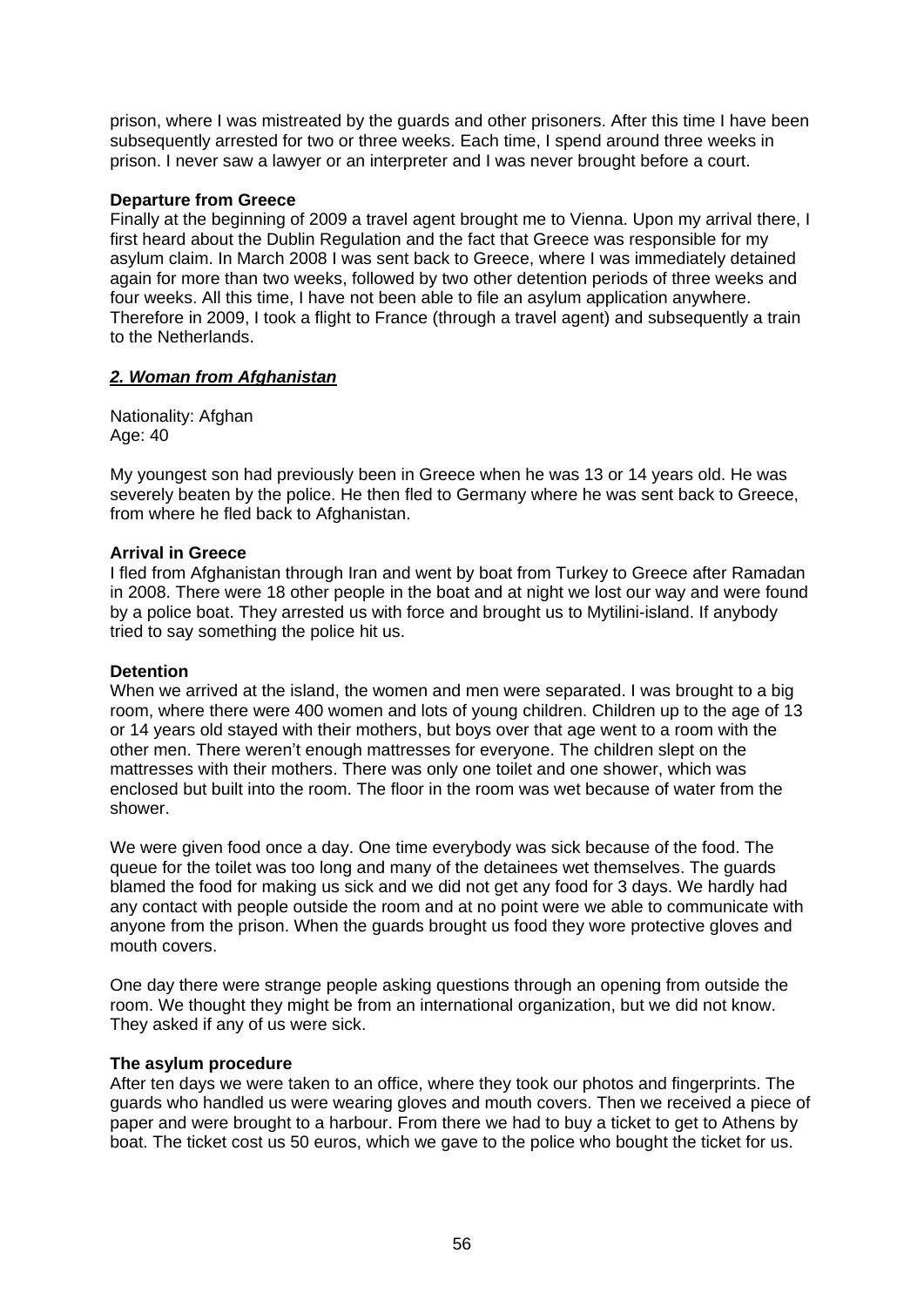prison, where I was mistreated by the guards and other prisoners. After this time I have been subsequently arrested for two or three weeks. Each time, I spend around three weeks in prison. I never saw a lawyer or an interpreter and I was never brought before a court.

**Departure from Greece**
Finally at the beginning of 2009 a travel agent brought me to Vienna. Upon my arrival there, I first heard about the Dublin Regulation and the fact that Greece was responsible for my asylum claim. In March 2008 I was sent back to Greece, where I was immediately detained again for more than two weeks, followed by two other detention periods of three weeks and four weeks. All this time, I have not been able to file an asylum application anywhere. Therefore in 2009, I took a flight to France (through a travel agent) and subsequently a train to the Netherlands.

***2. Woman from Afghanistan***

Nationality: Afghan
Age: 40

My youngest son had previously been in Greece when he was 13 or 14 years old. He was severely beaten by the police. He then fled to Germany where he was sent back to Greece, from where he fled back to Afghanistan.

**Arrival in Greece**
I fled from Afghanistan through Iran and went by boat from Turkey to Greece after Ramadan in 2008. There were 18 other people in the boat and at night we lost our way and were found by a police boat. They arrested us with force and brought us to Mytilini-island. If anybody tried to say something the police hit us.

**Detention**
When we arrived at the island, the women and men were separated. I was brought to a big room, where there were 400 women and lots of young children. Children up to the age of 13 or 14 years old stayed with their mothers, but boys over that age went to a room with the other men. There weren't enough mattresses for everyone. The children slept on the mattresses with their mothers. There was only one toilet and one shower, which was enclosed but built into the room. The floor in the room was wet because of water from the shower.

We were given food once a day. One time everybody was sick because of the food. The queue for the toilet was too long and many of the detainees wet themselves. The guards blamed the food for making us sick and we did not get any food for 3 days. We hardly had any contact with people outside the room and at no point were we able to communicate with anyone from the prison. When the guards brought us food they wore protective gloves and mouth covers.

One day there were strange people asking questions through an opening from outside the room. We thought they might be from an international organization, but we did not know. They asked if any of us were sick.

**The asylum procedure**
After ten days we were taken to an office, where they took our photos and fingerprints. The guards who handled us were wearing gloves and mouth covers. Then we received a piece of paper and were brought to a harbour. From there we had to buy a ticket to get to Athens by boat. The ticket cost us 50 euros, which we gave to the police who bought the ticket for us.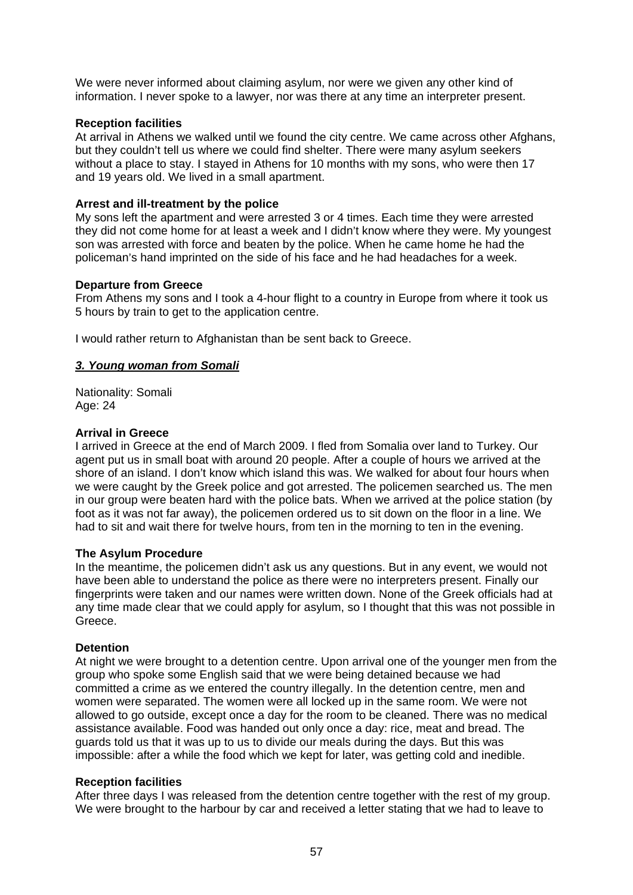We were never informed about claiming asylum, nor were we given any other kind of information. I never spoke to a lawyer, nor was there at any time an interpreter present.

**Reception facilities**
At arrival in Athens we walked until we found the city centre. We came across other Afghans, but they couldn't tell us where we could find shelter. There were many asylum seekers without a place to stay. I stayed in Athens for 10 months with my sons, who were then 17 and 19 years old. We lived in a small apartment.

**Arrest and ill-treatment by the police**
My sons left the apartment and were arrested 3 or 4 times. Each time they were arrested they did not come home for at least a week and I didn't know where they were. My youngest son was arrested with force and beaten by the police. When he came home he had the policeman's hand imprinted on the side of his face and he had headaches for a week.

**Departure from Greece**
From Athens my sons and I took a 4-hour flight to a country in Europe from where it took us 5 hours by train to get to the application centre.

I would rather return to Afghanistan than be sent back to Greece.

***3. Young woman from Somali***

Nationality: Somali
Age: 24

**Arrival in Greece**
I arrived in Greece at the end of March 2009. I fled from Somalia over land to Turkey. Our agent put us in small boat with around 20 people. After a couple of hours we arrived at the shore of an island. I don't know which island this was. We walked for about four hours when we were caught by the Greek police and got arrested. The policemen searched us. The men in our group were beaten hard with the police bats. When we arrived at the police station (by foot as it was not far away), the policemen ordered us to sit down on the floor in a line. We had to sit and wait there for twelve hours, from ten in the morning to ten in the evening.

**The Asylum Procedure**
In the meantime, the policemen didn't ask us any questions. But in any event, we would not have been able to understand the police as there were no interpreters present. Finally our fingerprints were taken and our names were written down. None of the Greek officials had at any time made clear that we could apply for asylum, so I thought that this was not possible in Greece.

**Detention**
At night we were brought to a detention centre. Upon arrival one of the younger men from the group who spoke some English said that we were being detained because we had committed a crime as we entered the country illegally. In the detention centre, men and women were separated. The women were all locked up in the same room. We were not allowed to go outside, except once a day for the room to be cleaned. There was no medical assistance available. Food was handed out only once a day: rice, meat and bread. The guards told us that it was up to us to divide our meals during the days. But this was impossible: after a while the food which we kept for later, was getting cold and inedible.

**Reception facilities**
After three days I was released from the detention centre together with the rest of my group. We were brought to the harbour by car and received a letter stating that we had to leave to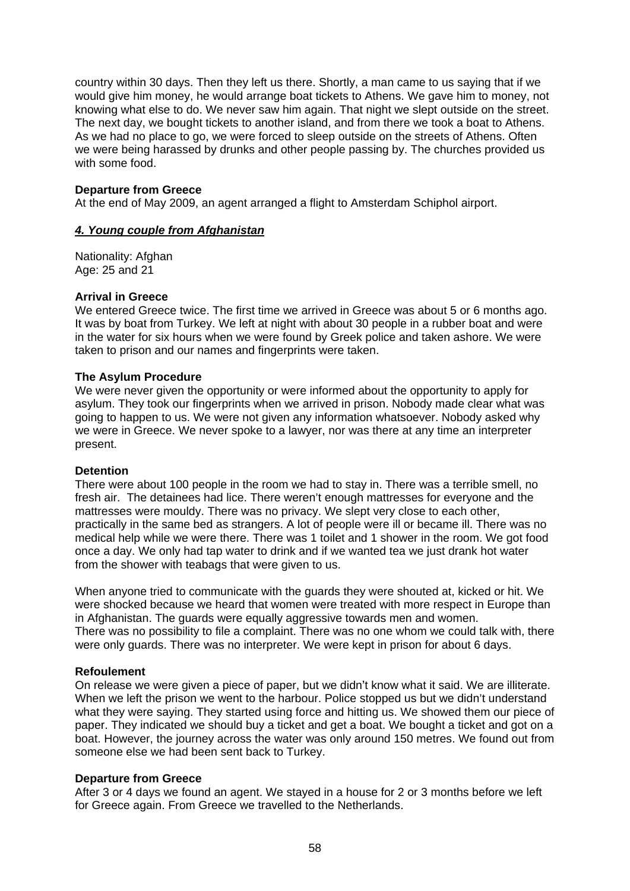country within 30 days. Then they left us there. Shortly, a man came to us saying that if we would give him money, he would arrange boat tickets to Athens. We gave him to money, not knowing what else to do. We never saw him again. That night we slept outside on the street. The next day, we bought tickets to another island, and from there we took a boat to Athens. As we had no place to go, we were forced to sleep outside on the streets of Athens. Often we were being harassed by drunks and other people passing by. The churches provided us with some food.

**Departure from Greece**
At the end of May 2009, an agent arranged a flight to Amsterdam Schiphol airport.

***4. Young couple from Afghanistan***

Nationality: Afghan
Age: 25 and 21

**Arrival in Greece**
We entered Greece twice. The first time we arrived in Greece was about 5 or 6 months ago. It was by boat from Turkey. We left at night with about 30 people in a rubber boat and were in the water for six hours when we were found by Greek police and taken ashore. We were taken to prison and our names and fingerprints were taken.

**The Asylum Procedure**
We were never given the opportunity or were informed about the opportunity to apply for asylum. They took our fingerprints when we arrived in prison. Nobody made clear what was going to happen to us. We were not given any information whatsoever. Nobody asked why we were in Greece. We never spoke to a lawyer, nor was there at any time an interpreter present.

**Detention**
There were about 100 people in the room we had to stay in. There was a terrible smell, no fresh air. The detainees had lice. There weren't enough mattresses for everyone and the mattresses were mouldy. There was no privacy. We slept very close to each other, practically in the same bed as strangers. A lot of people were ill or became ill. There was no medical help while we were there. There was 1 toilet and 1 shower in the room. We got food once a day. We only had tap water to drink and if we wanted tea we just drank hot water from the shower with teabags that were given to us.

When anyone tried to communicate with the guards they were shouted at, kicked or hit. We were shocked because we heard that women were treated with more respect in Europe than in Afghanistan. The guards were equally aggressive towards men and women.
There was no possibility to file a complaint. There was no one whom we could talk with, there were only guards. There was no interpreter. We were kept in prison for about 6 days.

**Refoulement**
On release we were given a piece of paper, but we didn't know what it said. We are illiterate. When we left the prison we went to the harbour. Police stopped us but we didn't understand what they were saying. They started using force and hitting us. We showed them our piece of paper. They indicated we should buy a ticket and get a boat. We bought a ticket and got on a boat. However, the journey across the water was only around 150 metres. We found out from someone else we had been sent back to Turkey.

**Departure from Greece**
After 3 or 4 days we found an agent. We stayed in a house for 2 or 3 months before we left for Greece again. From Greece we travelled to the Netherlands.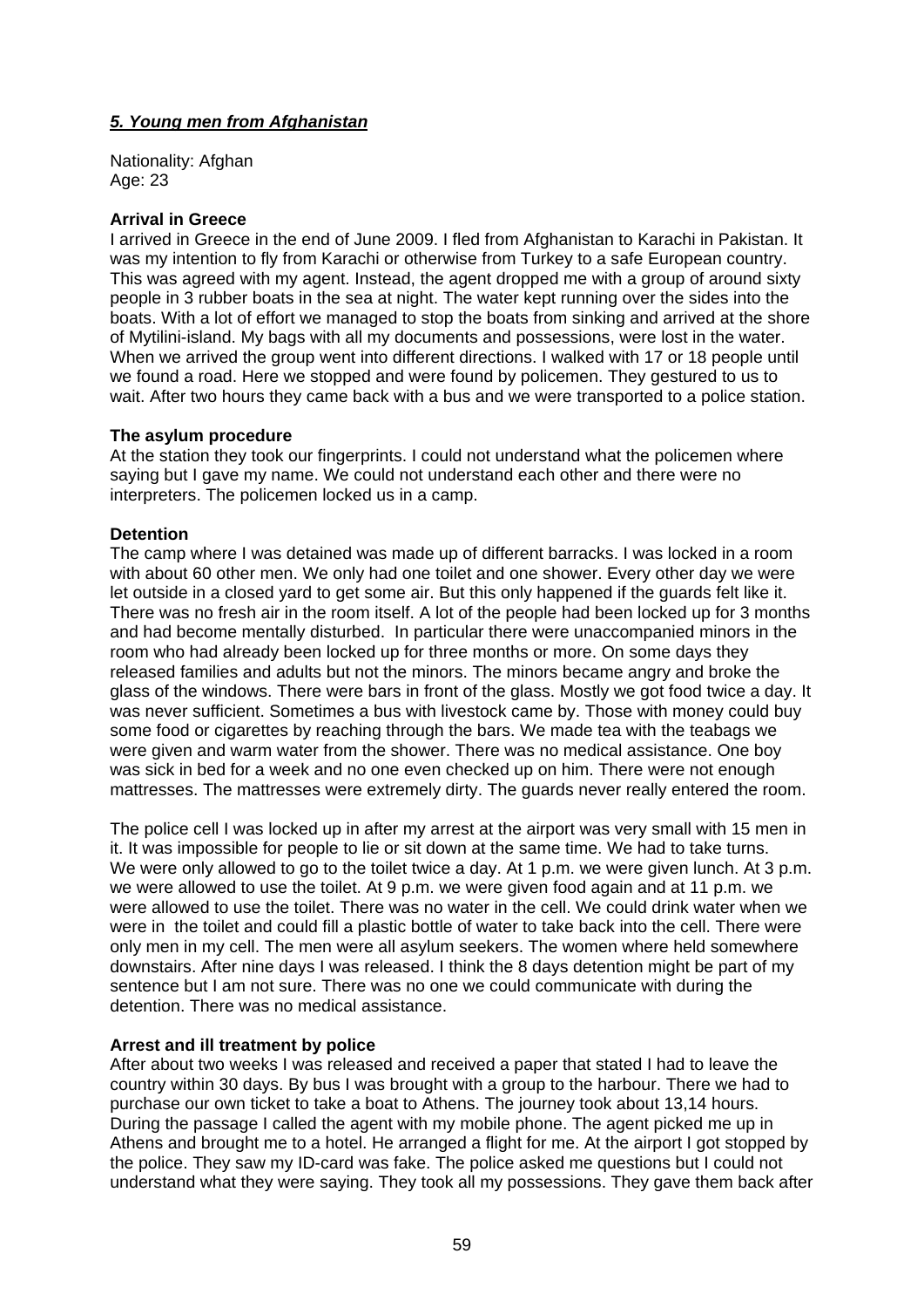***5. Young men from Afghanistan***

Nationality: Afghan
Age: 23

**Arrival in Greece**
I arrived in Greece in the end of June 2009. I fled from Afghanistan to Karachi in Pakistan. It was my intention to fly from Karachi or otherwise from Turkey to a safe European country. This was agreed with my agent. Instead, the agent dropped me with a group of around sixty people in 3 rubber boats in the sea at night. The water kept running over the sides into the boats. With a lot of effort we managed to stop the boats from sinking and arrived at the shore of Mytilini-island. My bags with all my documents and possessions, were lost in the water. When we arrived the group went into different directions. I walked with 17 or 18 people until we found a road. Here we stopped and were found by policemen. They gestured to us to wait. After two hours they came back with a bus and we were transported to a police station.

**The asylum procedure**
At the station they took our fingerprints. I could not understand what the policemen where saying but I gave my name. We could not understand each other and there were no interpreters. The policemen locked us in a camp.

**Detention**
The camp where I was detained was made up of different barracks. I was locked in a room with about 60 other men. We only had one toilet and one shower. Every other day we were let outside in a closed yard to get some air. But this only happened if the guards felt like it. There was no fresh air in the room itself. A lot of the people had been locked up for 3 months and had become mentally disturbed. In particular there were unaccompanied minors in the room who had already been locked up for three months or more. On some days they released families and adults but not the minors. The minors became angry and broke the glass of the windows. There were bars in front of the glass. Mostly we got food twice a day. It was never sufficient. Sometimes a bus with livestock came by. Those with money could buy some food or cigarettes by reaching through the bars. We made tea with the teabags we were given and warm water from the shower. There was no medical assistance. One boy was sick in bed for a week and no one even checked up on him. There were not enough mattresses. The mattresses were extremely dirty. The guards never really entered the room.

The police cell I was locked up in after my arrest at the airport was very small with 15 men in it. It was impossible for people to lie or sit down at the same time. We had to take turns. We were only allowed to go to the toilet twice a day. At 1 p.m. we were given lunch. At 3 p.m. we were allowed to use the toilet. At 9 p.m. we were given food again and at 11 p.m. we were allowed to use the toilet. There was no water in the cell. We could drink water when we were in the toilet and could fill a plastic bottle of water to take back into the cell. There were only men in my cell. The men were all asylum seekers. The women where held somewhere downstairs. After nine days I was released. I think the 8 days detention might be part of my sentence but I am not sure. There was no one we could communicate with during the detention. There was no medical assistance.

**Arrest and ill treatment by police**
After about two weeks I was released and received a paper that stated I had to leave the country within 30 days. By bus I was brought with a group to the harbour. There we had to purchase our own ticket to take a boat to Athens. The journey took about 13,14 hours. During the passage I called the agent with my mobile phone. The agent picked me up in Athens and brought me to a hotel. He arranged a flight for me. At the airport I got stopped by the police. They saw my ID-card was fake. The police asked me questions but I could not understand what they were saying. They took all my possessions. They gave them back after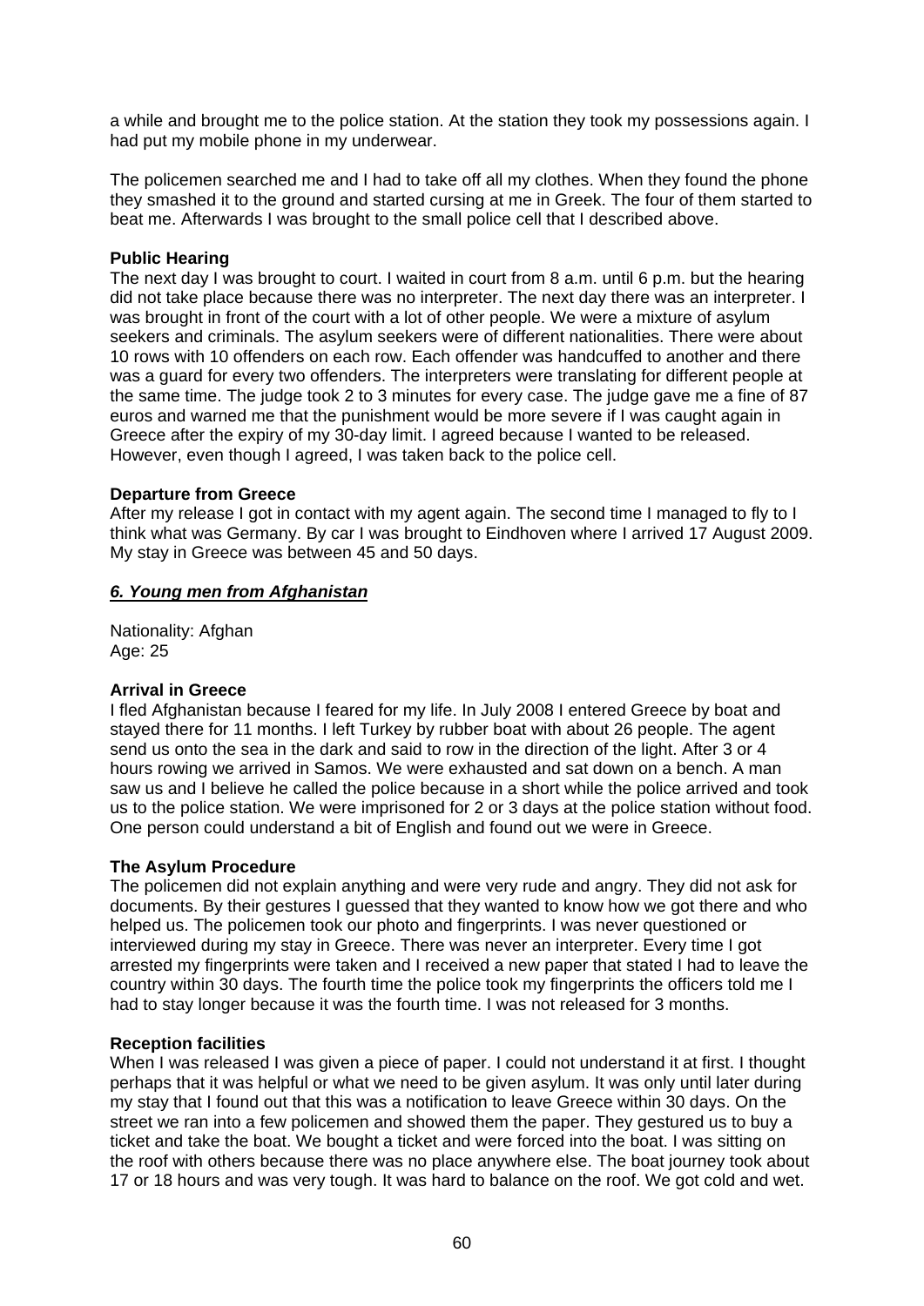a while and brought me to the police station. At the station they took my possessions again. I had put my mobile phone in my underwear.

The policemen searched me and I had to take off all my clothes. When they found the phone they smashed it to the ground and started cursing at me in Greek. The four of them started to beat me. Afterwards I was brought to the small police cell that I described above.

**Public Hearing**
The next day I was brought to court. I waited in court from 8 a.m. until 6 p.m. but the hearing did not take place because there was no interpreter. The next day there was an interpreter. I was brought in front of the court with a lot of other people. We were a mixture of asylum seekers and criminals. The asylum seekers were of different nationalities. There were about 10 rows with 10 offenders on each row. Each offender was handcuffed to another and there was a guard for every two offenders. The interpreters were translating for different people at the same time. The judge took 2 to 3 minutes for every case. The judge gave me a fine of 87 euros and warned me that the punishment would be more severe if I was caught again in Greece after the expiry of my 30-day limit. I agreed because I wanted to be released. However, even though I agreed, I was taken back to the police cell.

**Departure from Greece**
After my release I got in contact with my agent again. The second time I managed to fly to I think what was Germany. By car I was brought to Eindhoven where I arrived 17 August 2009. My stay in Greece was between 45 and 50 days.

## ***6. Young men from Afghanistan***

Nationality: Afghan
Age: 25

**Arrival in Greece**
I fled Afghanistan because I feared for my life. In July 2008 I entered Greece by boat and stayed there for 11 months. I left Turkey by rubber boat with about 26 people. The agent send us onto the sea in the dark and said to row in the direction of the light. After 3 or 4 hours rowing we arrived in Samos. We were exhausted and sat down on a bench. A man saw us and I believe he called the police because in a short while the police arrived and took us to the police station. We were imprisoned for 2 or 3 days at the police station without food. One person could understand a bit of English and found out we were in Greece.

**The Asylum Procedure**
The policemen did not explain anything and were very rude and angry. They did not ask for documents. By their gestures I guessed that they wanted to know how we got there and who helped us. The policemen took our photo and fingerprints. I was never questioned or interviewed during my stay in Greece. There was never an interpreter. Every time I got arrested my fingerprints were taken and I received a new paper that stated I had to leave the country within 30 days. The fourth time the police took my fingerprints the officers told me I had to stay longer because it was the fourth time. I was not released for 3 months.

**Reception facilities**
When I was released I was given a piece of paper. I could not understand it at first. I thought perhaps that it was helpful or what we need to be given asylum. It was only until later during my stay that I found out that this was a notification to leave Greece within 30 days. On the street we ran into a few policemen and showed them the paper. They gestured us to buy a ticket and take the boat. We bought a ticket and were forced into the boat. I was sitting on the roof with others because there was no place anywhere else. The boat journey took about 17 or 18 hours and was very tough. It was hard to balance on the roof. We got cold and wet.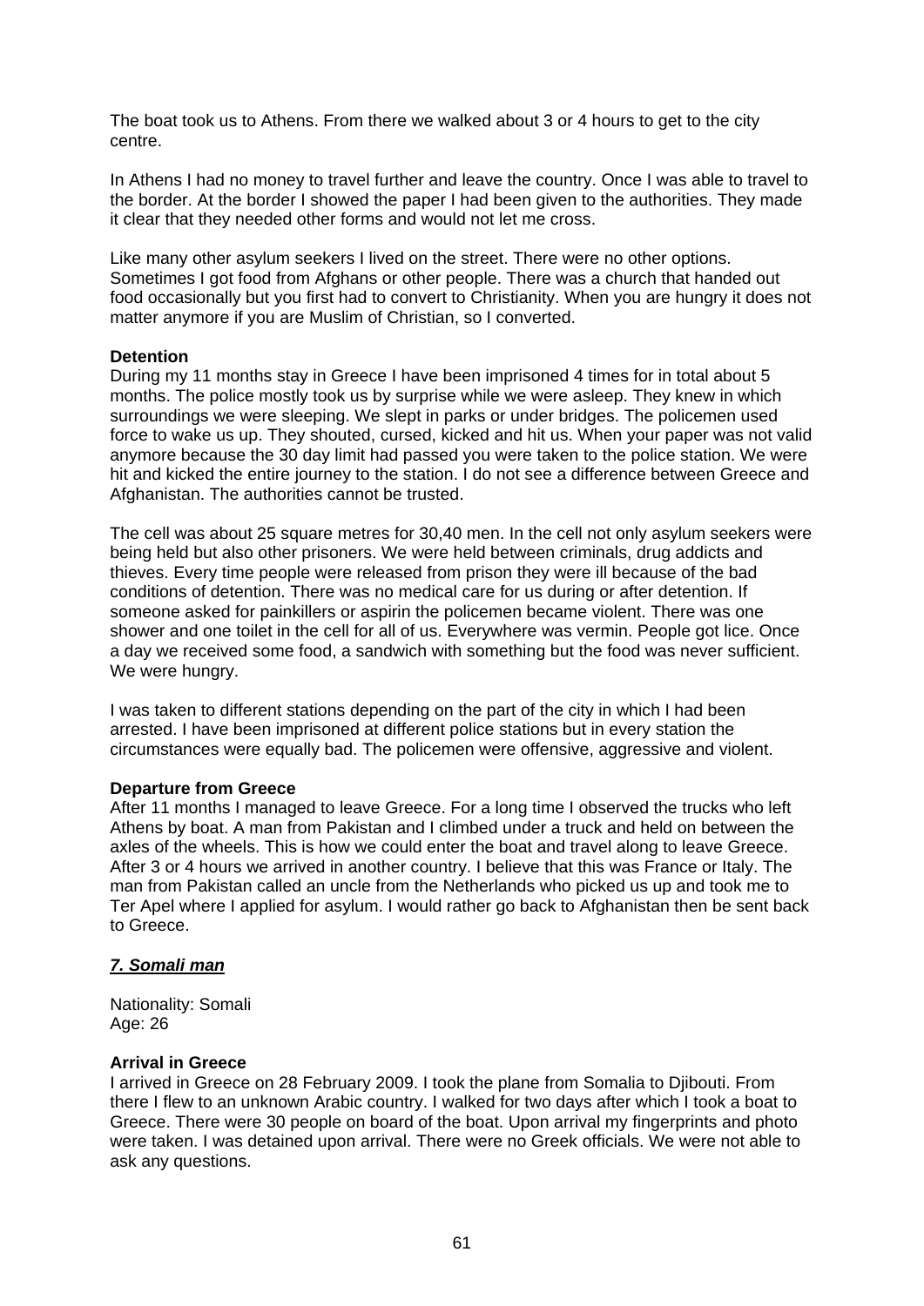The boat took us to Athens. From there we walked about 3 or 4 hours to get to the city centre.

In Athens I had no money to travel further and leave the country. Once I was able to travel to the border. At the border I showed the paper I had been given to the authorities. They made it clear that they needed other forms and would not let me cross.

Like many other asylum seekers I lived on the street. There were no other options. Sometimes I got food from Afghans or other people. There was a church that handed out food occasionally but you first had to convert to Christianity. When you are hungry it does not matter anymore if you are Muslim of Christian, so I converted.

**Detention**

During my 11 months stay in Greece I have been imprisoned 4 times for in total about 5 months. The police mostly took us by surprise while we were asleep. They knew in which surroundings we were sleeping. We slept in parks or under bridges. The policemen used force to wake us up. They shouted, cursed, kicked and hit us. When your paper was not valid anymore because the 30 day limit had passed you were taken to the police station. We were hit and kicked the entire journey to the station. I do not see a difference between Greece and Afghanistan. The authorities cannot be trusted.

The cell was about 25 square metres for 30,40 men. In the cell not only asylum seekers were being held but also other prisoners. We were held between criminals, drug addicts and thieves. Every time people were released from prison they were ill because of the bad conditions of detention. There was no medical care for us during or after detention. If someone asked for painkillers or aspirin the policemen became violent. There was one shower and one toilet in the cell for all of us. Everywhere was vermin. People got lice. Once a day we received some food, a sandwich with something but the food was never sufficient. We were hungry.

I was taken to different stations depending on the part of the city in which I had been arrested. I have been imprisoned at different police stations but in every station the circumstances were equally bad. The policemen were offensive, aggressive and violent.

**Departure from Greece**

After 11 months I managed to leave Greece. For a long time I observed the trucks who left Athens by boat. A man from Pakistan and I climbed under a truck and held on between the axles of the wheels. This is how we could enter the boat and travel along to leave Greece. After 3 or 4 hours we arrived in another country. I believe that this was France or Italy. The man from Pakistan called an uncle from the Netherlands who picked us up and took me to Ter Apel where I applied for asylum. I would rather go back to Afghanistan then be sent back to Greece.

***7. Somali man***

Nationality: Somali
Age: 26

**Arrival in Greece**

I arrived in Greece on 28 February 2009. I took the plane from Somalia to Djibouti. From there I flew to an unknown Arabic country. I walked for two days after which I took a boat to Greece. There were 30 people on board of the boat. Upon arrival my fingerprints and photo were taken. I was detained upon arrival. There were no Greek officials. We were not able to ask any questions.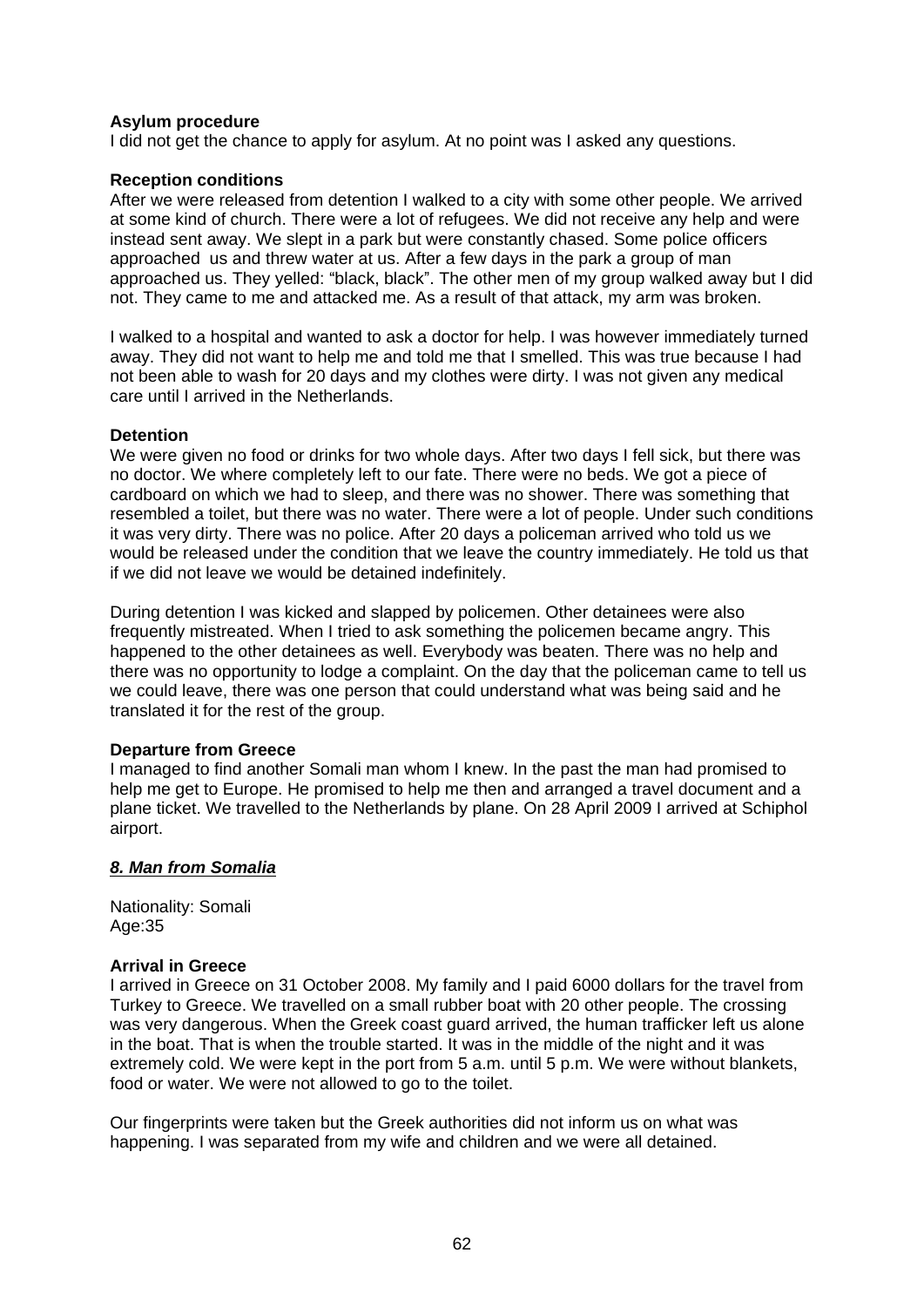**Asylum procedure**
I did not get the chance to apply for asylum. At no point was I asked any questions.

**Reception conditions**
After we were released from detention I walked to a city with some other people. We arrived at some kind of church. There were a lot of refugees. We did not receive any help and were instead sent away. We slept in a park but were constantly chased. Some police officers approached us and threw water at us. After a few days in the park a group of man approached us. They yelled: "black, black". The other men of my group walked away but I did not. They came to me and attacked me. As a result of that attack, my arm was broken.

I walked to a hospital and wanted to ask a doctor for help. I was however immediately turned away. They did not want to help me and told me that I smelled. This was true because I had not been able to wash for 20 days and my clothes were dirty. I was not given any medical care until I arrived in the Netherlands.

**Detention**
We were given no food or drinks for two whole days. After two days I fell sick, but there was no doctor. We where completely left to our fate. There were no beds. We got a piece of cardboard on which we had to sleep, and there was no shower. There was something that resembled a toilet, but there was no water. There were a lot of people. Under such conditions it was very dirty. There was no police. After 20 days a policeman arrived who told us we would be released under the condition that we leave the country immediately. He told us that if we did not leave we would be detained indefinitely.

During detention I was kicked and slapped by policemen. Other detainees were also frequently mistreated. When I tried to ask something the policemen became angry. This happened to the other detainees as well. Everybody was beaten. There was no help and there was no opportunity to lodge a complaint. On the day that the policeman came to tell us we could leave, there was one person that could understand what was being said and he translated it for the rest of the group.

**Departure from Greece**
I managed to find another Somali man whom I knew. In the past the man had promised to help me get to Europe. He promised to help me then and arranged a travel document and a plane ticket. We travelled to the Netherlands by plane. On 28 April 2009 I arrived at Schiphol airport.

***8. Man from Somalia***

Nationality: Somali
Age:35

**Arrival in Greece**
I arrived in Greece on 31 October 2008. My family and I paid 6000 dollars for the travel from Turkey to Greece. We travelled on a small rubber boat with 20 other people. The crossing was very dangerous. When the Greek coast guard arrived, the human trafficker left us alone in the boat. That is when the trouble started. It was in the middle of the night and it was extremely cold. We were kept in the port from 5 a.m. until 5 p.m. We were without blankets, food or water. We were not allowed to go to the toilet.

Our fingerprints were taken but the Greek authorities did not inform us on what was happening. I was separated from my wife and children and we were all detained.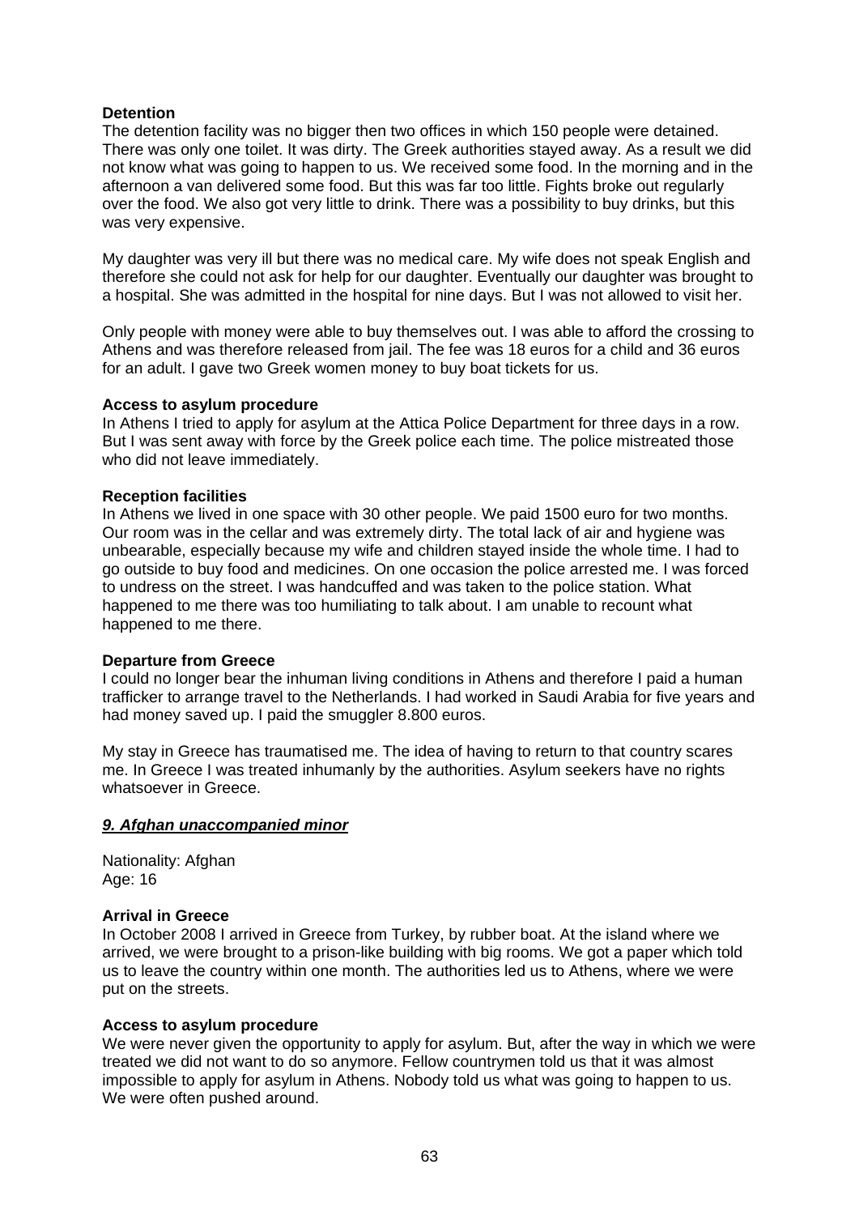**Detention**

The detention facility was no bigger then two offices in which 150 people were detained. There was only one toilet. It was dirty. The Greek authorities stayed away. As a result we did not know what was going to happen to us. We received some food. In the morning and in the afternoon a van delivered some food. But this was far too little. Fights broke out regularly over the food. We also got very little to drink. There was a possibility to buy drinks, but this was very expensive.

My daughter was very ill but there was no medical care. My wife does not speak English and therefore she could not ask for help for our daughter. Eventually our daughter was brought to a hospital. She was admitted in the hospital for nine days. But I was not allowed to visit her.

Only people with money were able to buy themselves out. I was able to afford the crossing to Athens and was therefore released from jail. The fee was 18 euros for a child and 36 euros for an adult. I gave two Greek women money to buy boat tickets for us.

**Access to asylum procedure**

In Athens I tried to apply for asylum at the Attica Police Department for three days in a row. But I was sent away with force by the Greek police each time. The police mistreated those who did not leave immediately.

**Reception facilities**

In Athens we lived in one space with 30 other people. We paid 1500 euro for two months. Our room was in the cellar and was extremely dirty. The total lack of air and hygiene was unbearable, especially because my wife and children stayed inside the whole time. I had to go outside to buy food and medicines. On one occasion the police arrested me. I was forced to undress on the street. I was handcuffed and was taken to the police station. What happened to me there was too humiliating to talk about. I am unable to recount what happened to me there.

**Departure from Greece**

I could no longer bear the inhuman living conditions in Athens and therefore I paid a human trafficker to arrange travel to the Netherlands. I had worked in Saudi Arabia for five years and had money saved up. I paid the smuggler 8.800 euros.

My stay in Greece has traumatised me. The idea of having to return to that country scares me. In Greece I was treated inhumanly by the authorities. Asylum seekers have no rights whatsoever in Greece.

### ***9. Afghan unaccompanied minor***

Nationality: Afghan
Age: 16

**Arrival in Greece**

In October 2008 I arrived in Greece from Turkey, by rubber boat. At the island where we arrived, we were brought to a prison-like building with big rooms. We got a paper which told us to leave the country within one month. The authorities led us to Athens, where we were put on the streets.

**Access to asylum procedure**

We were never given the opportunity to apply for asylum. But, after the way in which we were treated we did not want to do so anymore. Fellow countrymen told us that it was almost impossible to apply for asylum in Athens. Nobody told us what was going to happen to us. We were often pushed around.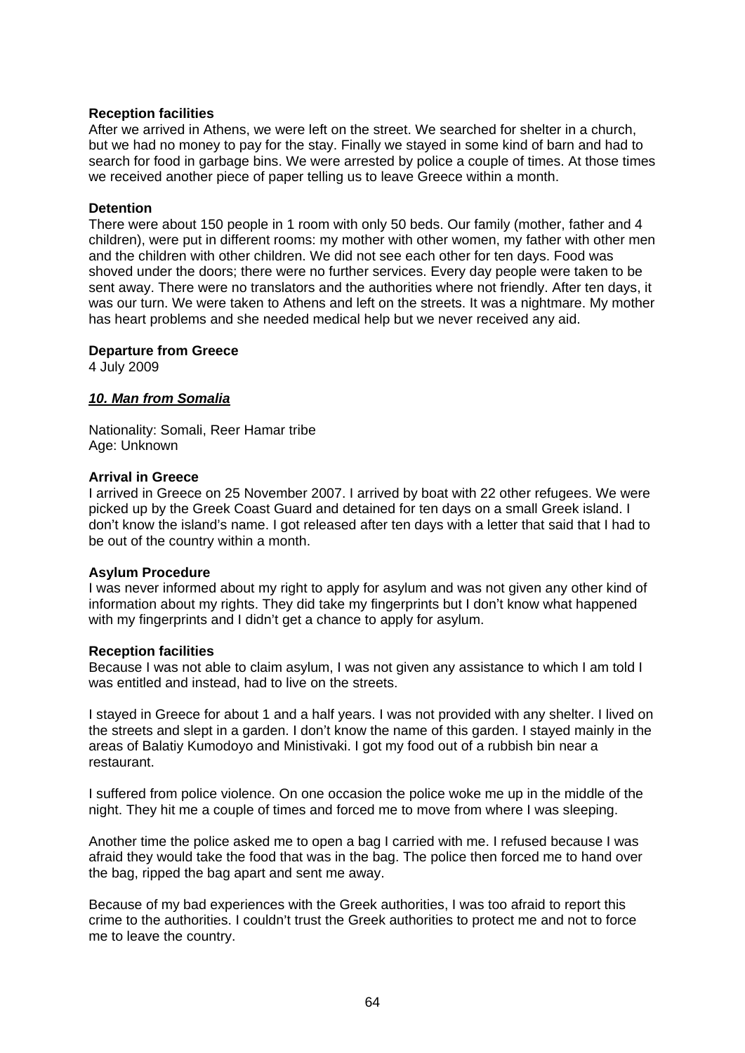**Reception facilities**

After we arrived in Athens, we were left on the street. We searched for shelter in a church, but we had no money to pay for the stay. Finally we stayed in some kind of barn and had to search for food in garbage bins. We were arrested by police a couple of times. At those times we received another piece of paper telling us to leave Greece within a month.

**Detention**

There were about 150 people in 1 room with only 50 beds. Our family (mother, father and 4 children), were put in different rooms: my mother with other women, my father with other men and the children with other children. We did not see each other for ten days. Food was shoved under the doors; there were no further services. Every day people were taken to be sent away. There were no translators and the authorities where not friendly. After ten days, it was our turn. We were taken to Athens and left on the streets. It was a nightmare. My mother has heart problems and she needed medical help but we never received any aid.

**Departure from Greece**

4 July 2009

***10. Man from Somalia***

Nationality: Somali, Reer Hamar tribe
Age: Unknown

**Arrival in Greece**

I arrived in Greece on 25 November 2007. I arrived by boat with 22 other refugees. We were picked up by the Greek Coast Guard and detained for ten days on a small Greek island. I don't know the island's name. I got released after ten days with a letter that said that I had to be out of the country within a month.

**Asylum Procedure**

I was never informed about my right to apply for asylum and was not given any other kind of information about my rights. They did take my fingerprints but I don't know what happened with my fingerprints and I didn't get a chance to apply for asylum.

**Reception facilities**

Because I was not able to claim asylum, I was not given any assistance to which I am told I was entitled and instead, had to live on the streets.

I stayed in Greece for about 1 and a half years. I was not provided with any shelter. I lived on the streets and slept in a garden. I don't know the name of this garden. I stayed mainly in the areas of Balatiy Kumodoyo and Ministivaki. I got my food out of a rubbish bin near a restaurant.

I suffered from police violence. On one occasion the police woke me up in the middle of the night. They hit me a couple of times and forced me to move from where I was sleeping.

Another time the police asked me to open a bag I carried with me. I refused because I was afraid they would take the food that was in the bag. The police then forced me to hand over the bag, ripped the bag apart and sent me away.

Because of my bad experiences with the Greek authorities, I was too afraid to report this crime to the authorities. I couldn't trust the Greek authorities to protect me and not to force me to leave the country.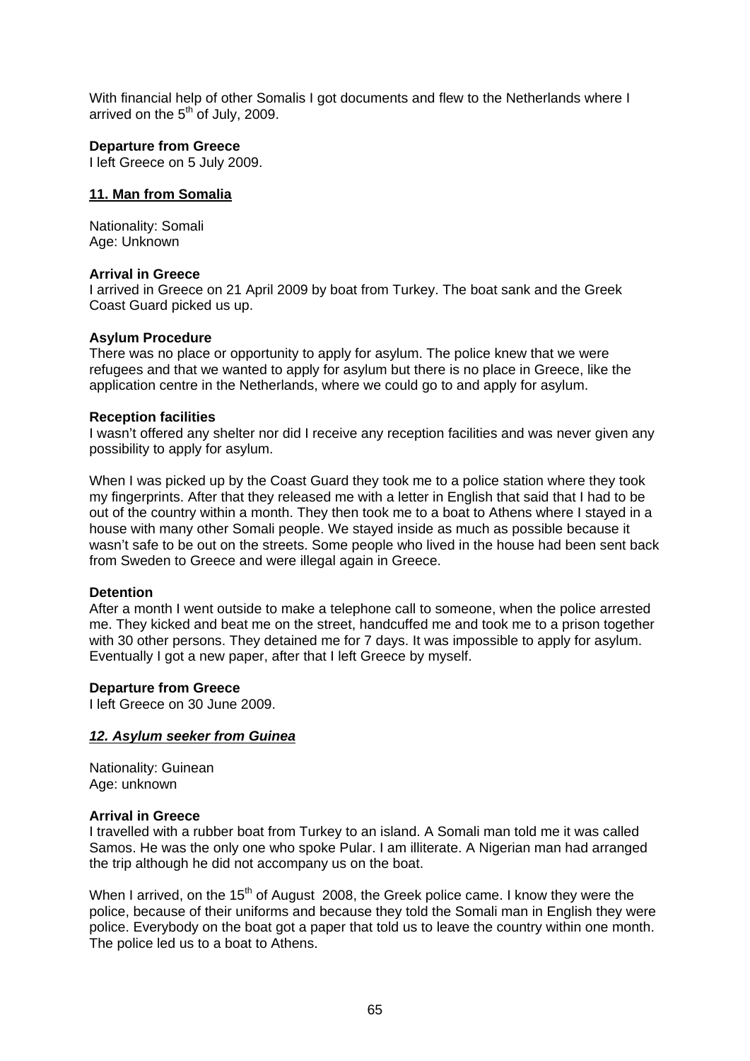With financial help of other Somalis I got documents and flew to the Netherlands where I arrived on the 5th of July, 2009.

**Departure from Greece**
I left Greece on 5 July 2009.

## 11. Man from Somalia

Nationality: Somali
Age: Unknown

**Arrival in Greece**
I arrived in Greece on 21 April 2009 by boat from Turkey. The boat sank and the Greek Coast Guard picked us up.

**Asylum Procedure**
There was no place or opportunity to apply for asylum. The police knew that we were refugees and that we wanted to apply for asylum but there is no place in Greece, like the application centre in the Netherlands, where we could go to and apply for asylum.

**Reception facilities**
I wasn't offered any shelter nor did I receive any reception facilities and was never given any possibility to apply for asylum.

When I was picked up by the Coast Guard they took me to a police station where they took my fingerprints. After that they released me with a letter in English that said that I had to be out of the country within a month. They then took me to a boat to Athens where I stayed in a house with many other Somali people. We stayed inside as much as possible because it wasn't safe to be out on the streets. Some people who lived in the house had been sent back from Sweden to Greece and were illegal again in Greece.

**Detention**
After a month I went outside to make a telephone call to someone, when the police arrested me. They kicked and beat me on the street, handcuffed me and took me to a prison together with 30 other persons. They detained me for 7 days. It was impossible to apply for asylum. Eventually I got a new paper, after that I left Greece by myself.

**Departure from Greece**
I left Greece on 30 June 2009.

## *12. Asylum seeker from Guinea*

Nationality: Guinean
Age: unknown

**Arrival in Greece**
I travelled with a rubber boat from Turkey to an island. A Somali man told me it was called Samos. He was the only one who spoke Pular. I am illiterate. A Nigerian man had arranged the trip although he did not accompany us on the boat.

When I arrived, on the 15th of August 2008, the Greek police came. I know they were the police, because of their uniforms and because they told the Somali man in English they were police. Everybody on the boat got a paper that told us to leave the country within one month. The police led us to a boat to Athens.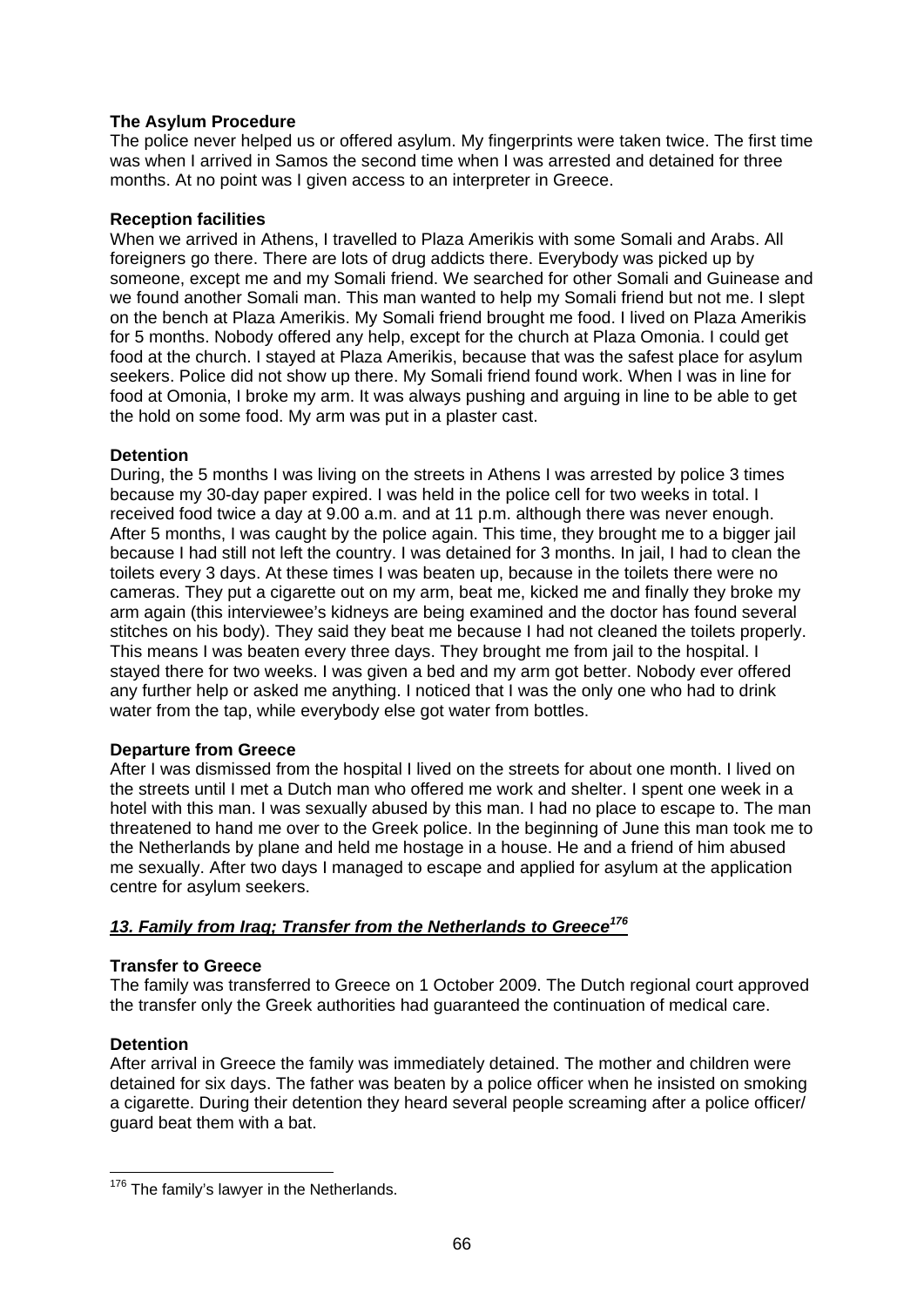**The Asylum Procedure**

The police never helped us or offered asylum. My fingerprints were taken twice. The first time was when I arrived in Samos the second time when I was arrested and detained for three months. At no point was I given access to an interpreter in Greece.

**Reception facilities**

When we arrived in Athens, I travelled to Plaza Amerikis with some Somali and Arabs. All foreigners go there. There are lots of drug addicts there. Everybody was picked up by someone, except me and my Somali friend. We searched for other Somali and Guinease and we found another Somali man. This man wanted to help my Somali friend but not me. I slept on the bench at Plaza Amerikis. My Somali friend brought me food. I lived on Plaza Amerikis for 5 months. Nobody offered any help, except for the church at Plaza Omonia. I could get food at the church. I stayed at Plaza Amerikis, because that was the safest place for asylum seekers. Police did not show up there. My Somali friend found work. When I was in line for food at Omonia, I broke my arm. It was always pushing and arguing in line to be able to get the hold on some food. My arm was put in a plaster cast.

**Detention**

During, the 5 months I was living on the streets in Athens I was arrested by police 3 times because my 30-day paper expired. I was held in the police cell for two weeks in total. I received food twice a day at 9.00 a.m. and at 11 p.m. although there was never enough. After 5 months, I was caught by the police again. This time, they brought me to a bigger jail because I had still not left the country. I was detained for 3 months. In jail, I had to clean the toilets every 3 days. At these times I was beaten up, because in the toilets there were no cameras. They put a cigarette out on my arm, beat me, kicked me and finally they broke my arm again (this interviewee's kidneys are being examined and the doctor has found several stitches on his body). They said they beat me because I had not cleaned the toilets properly. This means I was beaten every three days. They brought me from jail to the hospital. I stayed there for two weeks. I was given a bed and my arm got better. Nobody ever offered any further help or asked me anything. I noticed that I was the only one who had to drink water from the tap, while everybody else got water from bottles.

**Departure from Greece**

After I was dismissed from the hospital I lived on the streets for about one month. I lived on the streets until I met a Dutch man who offered me work and shelter. I spent one week in a hotel with this man. I was sexually abused by this man. I had no place to escape to. The man threatened to hand me over to the Greek police. In the beginning of June this man took me to the Netherlands by plane and held me hostage in a house. He and a friend of him abused me sexually. After two days I managed to escape and applied for asylum at the application centre for asylum seekers.

## ***13. Family from Iraq; Transfer from the Netherlands to Greece***[176]

**Transfer to Greece**

The family was transferred to Greece on 1 October 2009. The Dutch regional court approved the transfer only the Greek authorities had guaranteed the continuation of medical care.

**Detention**

After arrival in Greece the family was immediately detained. The mother and children were detained for six days. The father was beaten by a police officer when he insisted on smoking a cigarette. During their detention they heard several people screaming after a police officer/ guard beat them with a bat.

---

[176] The family's lawyer in the Netherlands.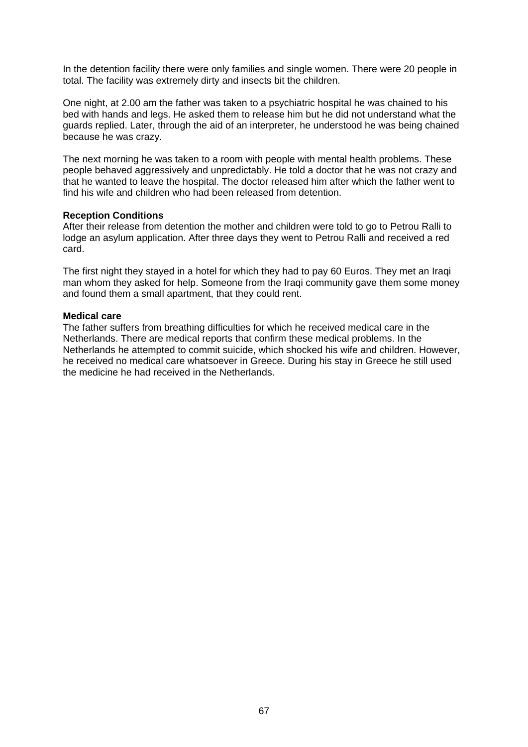In the detention facility there were only families and single women. There were 20 people in total. The facility was extremely dirty and insects bit the children.

One night, at 2.00 am the father was taken to a psychiatric hospital he was chained to his bed with hands and legs. He asked them to release him but he did not understand what the guards replied. Later, through the aid of an interpreter, he understood he was being chained because he was crazy.

The next morning he was taken to a room with people with mental health problems. These people behaved aggressively and unpredictably. He told a doctor that he was not crazy and that he wanted to leave the hospital. The doctor released him after which the father went to find his wife and children who had been released from detention.

**Reception Conditions**

After their release from detention the mother and children were told to go to Petrou Ralli to lodge an asylum application. After three days they went to Petrou Ralli and received a red card.

The first night they stayed in a hotel for which they had to pay 60 Euros. They met an Iraqi man whom they asked for help. Someone from the Iraqi community gave them some money and found them a small apartment, that they could rent.

**Medical care**

The father suffers from breathing difficulties for which he received medical care in the Netherlands. There are medical reports that confirm these medical problems. In the Netherlands he attempted to commit suicide, which shocked his wife and children. However, he received no medical care whatsoever in Greece. During his stay in Greece he still used the medicine he had received in the Netherlands.